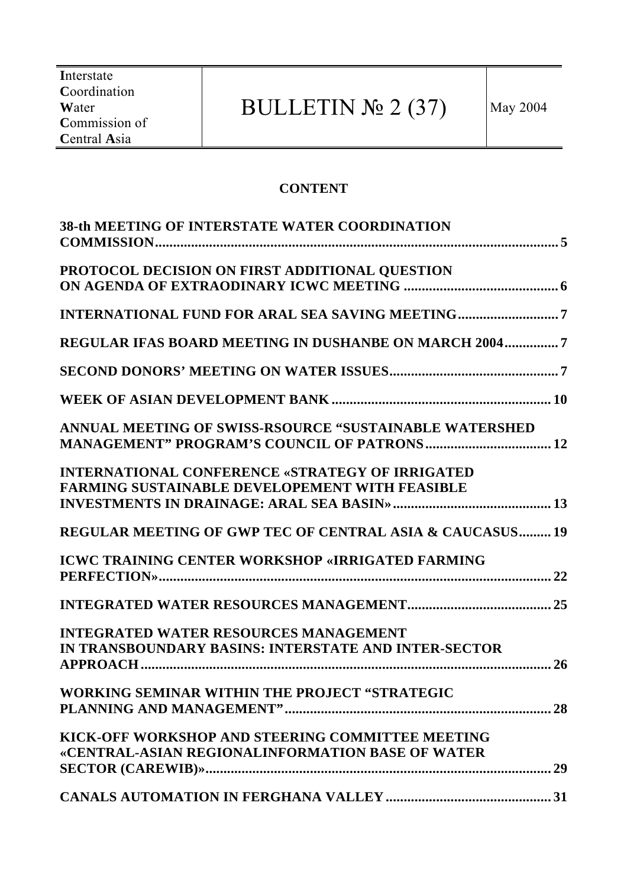| Interstate Coordination Water Commission of Central Asia | BULLETIN № 2 (37) | May 2004 |
|---|---|---|

## CONTENT

**38-th MEETING OF INTERSTATE WATER COORDINATION COMMISSION** ........ 5

**PROTOCOL DECISION ON FIRST ADDITIONAL QUESTION ON AGENDA OF EXTRAODINARY ICWC MEETING** ........ 6

**INTERNATIONAL FUND FOR ARAL SEA SAVING MEETING** ........ 7

**REGULAR IFAS BOARD MEETING IN DUSHANBE ON MARCH 2004** ........ 7

**SECOND DONORS' MEETING ON WATER ISSUES** ........ 7

**WEEK OF ASIAN DEVELOPMENT BANK** ........ 10

**ANNUAL MEETING OF SWISS-RSOURCE "SUSTAINABLE WATERSHED MANAGEMENT" PROGRAM'S COUNCIL OF PATRONS** ........ 12

**INTERNATIONAL CONFERENCE «STRATEGY OF IRRIGATED FARMING SUSTAINABLE DEVELOPEMENT WITH FEASIBLE INVESTMENTS IN DRAINAGE: ARAL SEA BASIN»** ........ 13

**REGULAR MEETING OF GWP TEC OF CENTRAL ASIA & CAUCASUS** ........ 19

**ICWC TRAINING CENTER WORKSHOP «IRRIGATED FARMING PERFECTION»** ........ 22

**INTEGRATED WATER RESOURCES MANAGEMENT** ........ 25

**INTEGRATED WATER RESOURCES MANAGEMENT IN TRANSBOUNDARY BASINS: INTERSTATE AND INTER-SECTOR APPROACH** ........ 26

**WORKING SEMINAR WITHIN THE PROJECT "STRATEGIC PLANNING AND MANAGEMENT"** ........ 28

**KICK-OFF WORKSHOP AND STEERING COMMITTEE MEETING «CENTRAL-ASIAN REGIONALINFORMATION BASE OF WATER SECTOR (CAREWIB)»** ........ 29

**CANALS AUTOMATION IN FERGHANA VALLEY** ........ 31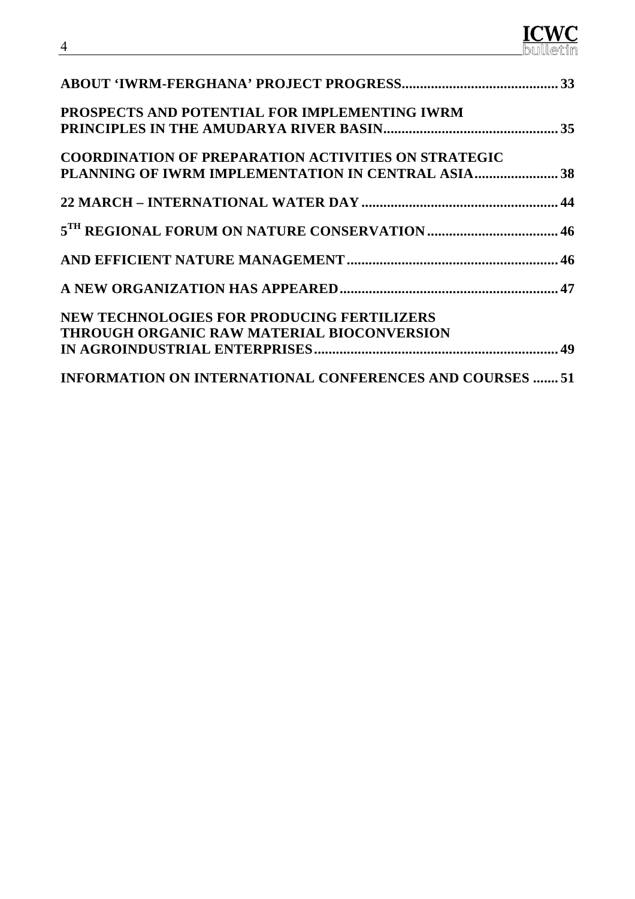**ABOUT 'IWRM-FERGHANA' PROJECT PROGRESS........................................ 33**

**PROSPECTS AND POTENTIAL FOR IMPLEMENTING IWRM PRINCIPLES IN THE AMUDARYA RIVER BASIN........................................ 35**

**COORDINATION OF PREPARATION ACTIVITIES ON STRATEGIC PLANNING OF IWRM IMPLEMENTATION IN CENTRAL ASIA........................ 38**

**22 MARCH – INTERNATIONAL WATER DAY........................................ 44**

**5TH REGIONAL FORUM ON NATURE CONSERVATION........................................ 46**

**AND EFFICIENT NATURE MANAGEMENT........................................ 46**

**A NEW ORGANIZATION HAS APPEARED........................................ 47**

**NEW TECHNOLOGIES FOR PRODUCING FERTILIZERS THROUGH ORGANIC RAW MATERIAL BIOCONVERSION IN AGROINDUSTRIAL ENTERPRISES........................................ 49**

**INFORMATION ON INTERNATIONAL CONFERENCES AND COURSES ....... 51**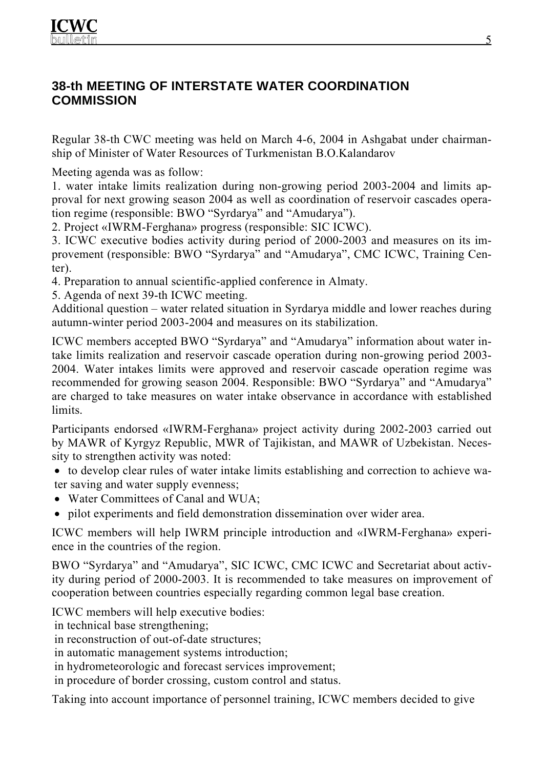## 38-th MEETING OF INTERSTATE WATER COORDINATION COMMISSION

Regular 38-th CWC meeting was held on March 4-6, 2004 in Ashgabat under chairmanship of Minister of Water Resources of Turkmenistan B.O.Kalandarov

Meeting agenda was as follow:

1. water intake limits realization during non-growing period 2003-2004 and limits approval for next growing season 2004 as well as coordination of reservoir cascades operation regime (responsible: BWO "Syrdarya" and "Amudarya").
2. Project «IWRM-Ferghana» progress (responsible: SIC ICWC).
3. ICWC executive bodies activity during period of 2000-2003 and measures on its improvement (responsible: BWO "Syrdarya" and "Amudarya", CMC ICWC, Training Center).
4. Preparation to annual scientific-applied conference in Almaty.
5. Agenda of next 39-th ICWC meeting.

Additional question – water related situation in Syrdarya middle and lower reaches during autumn-winter period 2003-2004 and measures on its stabilization.

ICWC members accepted BWO "Syrdarya" and "Amudarya" information about water intake limits realization and reservoir cascade operation during non-growing period 2003-2004. Water intakes limits were approved and reservoir cascade operation regime was recommended for growing season 2004. Responsible: BWO "Syrdarya" and "Amudarya" are charged to take measures on water intake observance in accordance with established limits.

Participants endorsed «IWRM-Ferghana» project activity during 2002-2003 carried out by MAWR of Kyrgyz Republic, MWR of Tajikistan, and MAWR of Uzbekistan. Necessity to strengthen activity was noted:

- to develop clear rules of water intake limits establishing and correction to achieve water saving and water supply evenness;
- Water Committees of Canal and WUA;
- pilot experiments and field demonstration dissemination over wider area.

ICWC members will help IWRM principle introduction and «IWRM-Ferghana» experience in the countries of the region.

BWO "Syrdarya" and "Amudarya", SIC ICWC, CMC ICWC and Secretariat about activity during period of 2000-2003. It is recommended to take measures on improvement of cooperation between countries especially regarding common legal base creation.

ICWC members will help executive bodies:
in technical base strengthening;
in reconstruction of out-of-date structures;
in automatic management systems introduction;
in hydrometeorologic and forecast services improvement;
in procedure of border crossing, custom control and status.

Taking into account importance of personnel training, ICWC members decided to give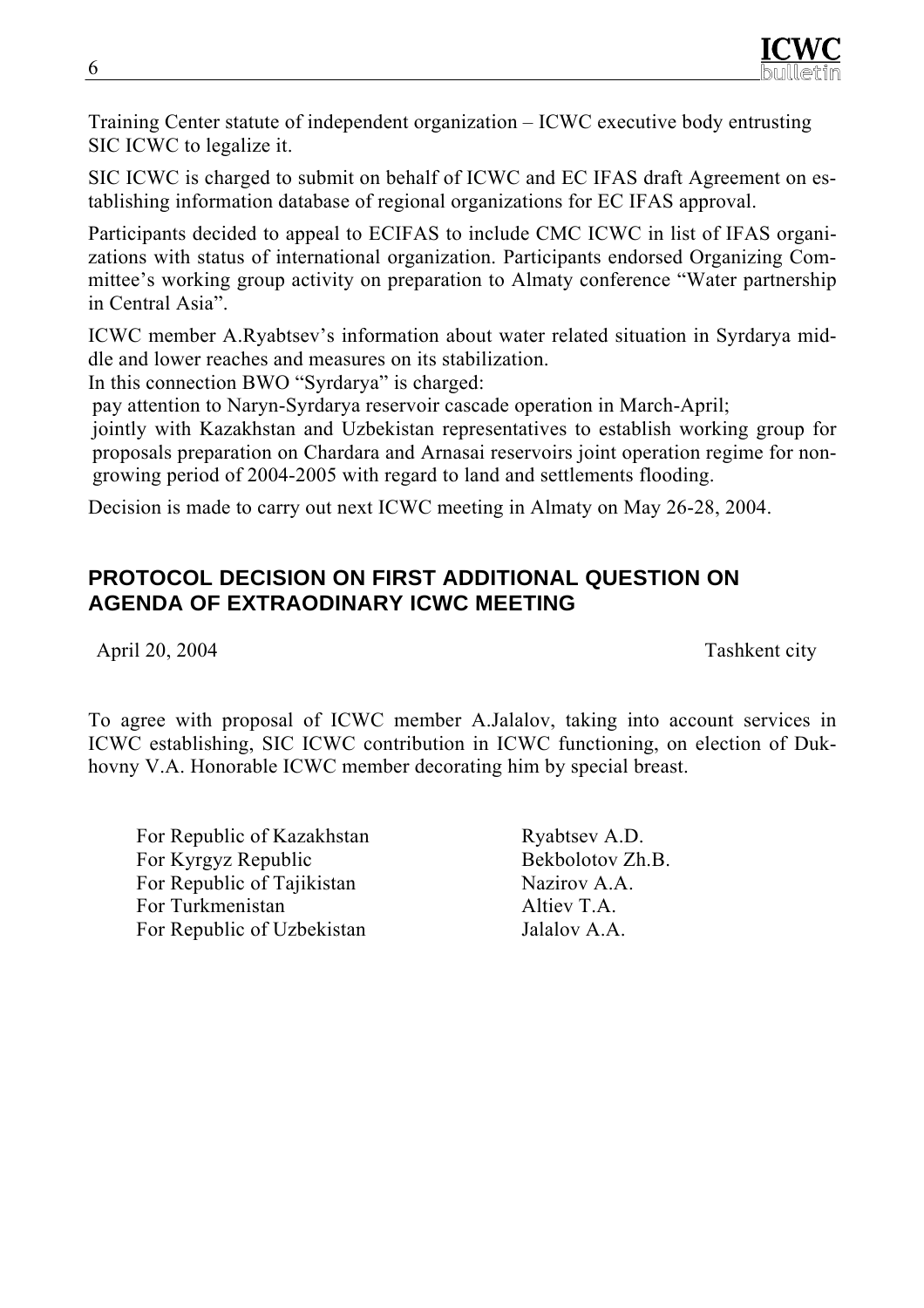Training Center statute of independent organization – ICWC executive body entrusting SIC ICWC to legalize it.

SIC ICWC is charged to submit on behalf of ICWC and EC IFAS draft Agreement on establishing information database of regional organizations for EC IFAS approval.

Participants decided to appeal to ECIFAS to include CMC ICWC in list of IFAS organizations with status of international organization. Participants endorsed Organizing Committee's working group activity on preparation to Almaty conference "Water partnership in Central Asia".

ICWC member A.Ryabtsev's information about water related situation in Syrdarya middle and lower reaches and measures on its stabilization.

In this connection BWO "Syrdarya" is charged:

- pay attention to Naryn-Syrdarya reservoir cascade operation in March-April;
- jointly with Kazakhstan and Uzbekistan representatives to establish working group for proposals preparation on Chardara and Arnasai reservoirs joint operation regime for non-growing period of 2004-2005 with regard to land and settlements flooding.

Decision is made to carry out next ICWC meeting in Almaty on May 26-28, 2004.

## PROTOCOL DECISION ON FIRST ADDITIONAL QUESTION ON AGENDA OF EXTRAODINARY ICWC MEETING

April 20, 2004 — Tashkent city

To agree with proposal of ICWC member A.Jalalov, taking into account services in ICWC establishing, SIC ICWC contribution in ICWC functioning, on election of Dukhovny V.A. Honorable ICWC member decorating him by special breast.

| | |
|---|---|
| For Republic of Kazakhstan | Ryabtsev A.D. |
| For Kyrgyz Republic | Bekbolotov Zh.B. |
| For Republic of Tajikistan | Nazirov A.A. |
| For Turkmenistan | Altiev T.A. |
| For Republic of Uzbekistan | Jalalov A.A. |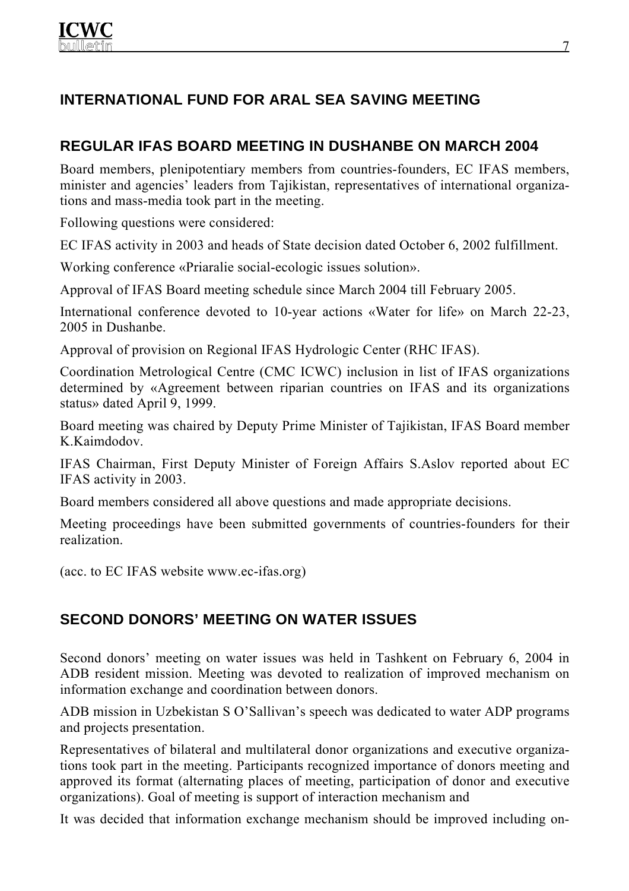## INTERNATIONAL FUND FOR ARAL SEA SAVING MEETING

### REGULAR IFAS BOARD MEETING IN DUSHANBE ON MARCH 2004

Board members, plenipotentiary members from countries-founders, EC IFAS members, minister and agencies' leaders from Tajikistan, representatives of international organizations and mass-media took part in the meeting.

Following questions were considered:

EC IFAS activity in 2003 and heads of State decision dated October 6, 2002 fulfillment.

Working conference «Priaralie social-ecologic issues solution».

Approval of IFAS Board meeting schedule since March 2004 till February 2005.

International conference devoted to 10-year actions «Water for life» on March 22-23, 2005 in Dushanbe.

Approval of provision on Regional IFAS Hydrologic Center (RHC IFAS).

Coordination Metrological Centre (CMC ICWC) inclusion in list of IFAS organizations determined by «Agreement between riparian countries on IFAS and its organizations status» dated April 9, 1999.

Board meeting was chaired by Deputy Prime Minister of Tajikistan, IFAS Board member K.Kaimdodov.

IFAS Chairman, First Deputy Minister of Foreign Affairs S.Aslov reported about EC IFAS activity in 2003.

Board members considered all above questions and made appropriate decisions.

Meeting proceedings have been submitted governments of countries-founders for their realization.

(acc. to EC IFAS website www.ec-ifas.org)

### SECOND DONORS' MEETING ON WATER ISSUES

Second donors' meeting on water issues was held in Tashkent on February 6, 2004 in ADB resident mission. Meeting was devoted to realization of improved mechanism on information exchange and coordination between donors.

ADB mission in Uzbekistan S O'Sallivan's speech was dedicated to water ADP programs and projects presentation.

Representatives of bilateral and multilateral donor organizations and executive organizations took part in the meeting. Participants recognized importance of donors meeting and approved its format (alternating places of meeting, participation of donor and executive organizations). Goal of meeting is support of interaction mechanism and

It was decided that information exchange mechanism should be improved including on-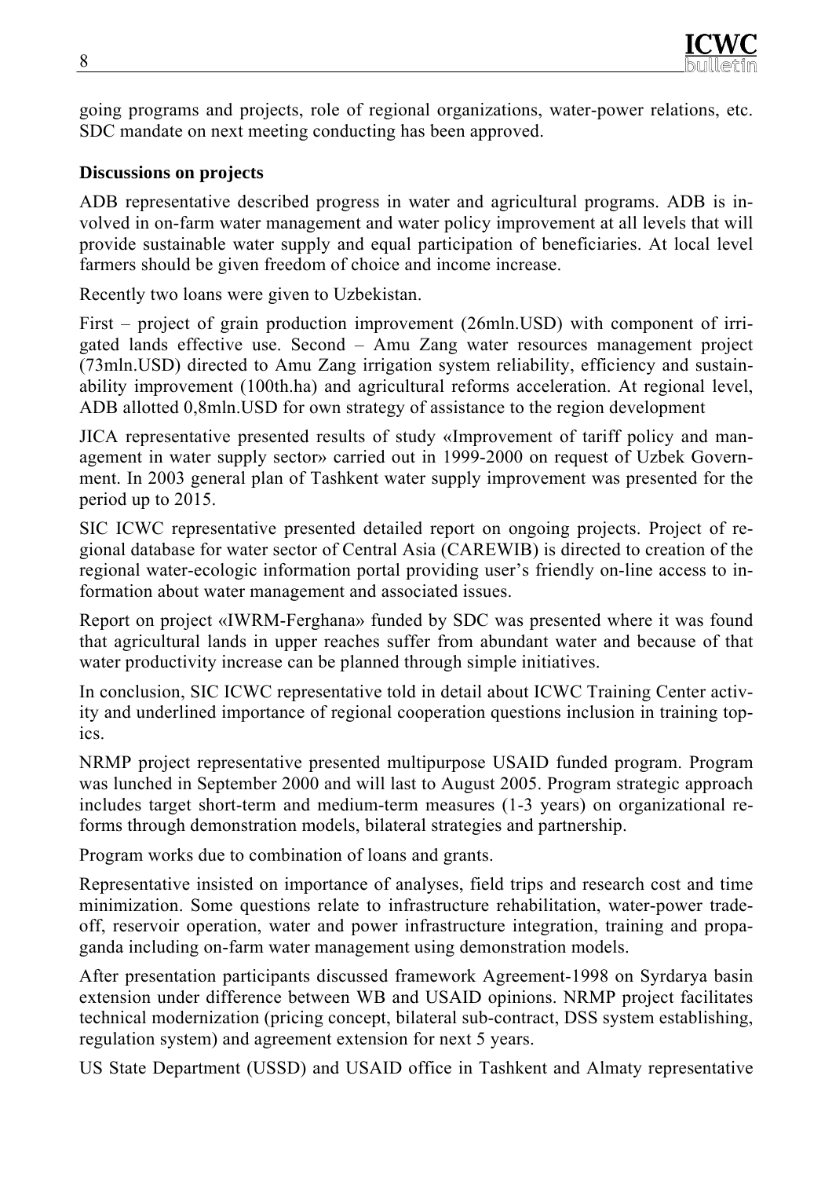going programs and projects, role of regional organizations, water-power relations, etc. SDC mandate on next meeting conducting has been approved.

**Discussions on projects**

ADB representative described progress in water and agricultural programs. ADB is involved in on-farm water management and water policy improvement at all levels that will provide sustainable water supply and equal participation of beneficiaries. At local level farmers should be given freedom of choice and income increase.

Recently two loans were given to Uzbekistan.

First – project of grain production improvement (26mln.USD) with component of irrigated lands effective use. Second – Amu Zang water resources management project (73mln.USD) directed to Amu Zang irrigation system reliability, efficiency and sustainability improvement (100th.ha) and agricultural reforms acceleration. At regional level, ADB allotted 0,8mln.USD for own strategy of assistance to the region development

JICA representative presented results of study «Improvement of tariff policy and management in water supply sector» carried out in 1999-2000 on request of Uzbek Government. In 2003 general plan of Tashkent water supply improvement was presented for the period up to 2015.

SIC ICWC representative presented detailed report on ongoing projects. Project of regional database for water sector of Central Asia (CAREWIB) is directed to creation of the regional water-ecologic information portal providing user's friendly on-line access to information about water management and associated issues.

Report on project «IWRM-Ferghana» funded by SDC was presented where it was found that agricultural lands in upper reaches suffer from abundant water and because of that water productivity increase can be planned through simple initiatives.

In conclusion, SIC ICWC representative told in detail about ICWC Training Center activity and underlined importance of regional cooperation questions inclusion in training topics.

NRMP project representative presented multipurpose USAID funded program. Program was lunched in September 2000 and will last to August 2005. Program strategic approach includes target short-term and medium-term measures (1-3 years) on organizational reforms through demonstration models, bilateral strategies and partnership.

Program works due to combination of loans and grants.

Representative insisted on importance of analyses, field trips and research cost and time minimization. Some questions relate to infrastructure rehabilitation, water-power tradeoff, reservoir operation, water and power infrastructure integration, training and propaganda including on-farm water management using demonstration models.

After presentation participants discussed framework Agreement-1998 on Syrdarya basin extension under difference between WB and USAID opinions. NRMP project facilitates technical modernization (pricing concept, bilateral sub-contract, DSS system establishing, regulation system) and agreement extension for next 5 years.

US State Department (USSD) and USAID office in Tashkent and Almaty representative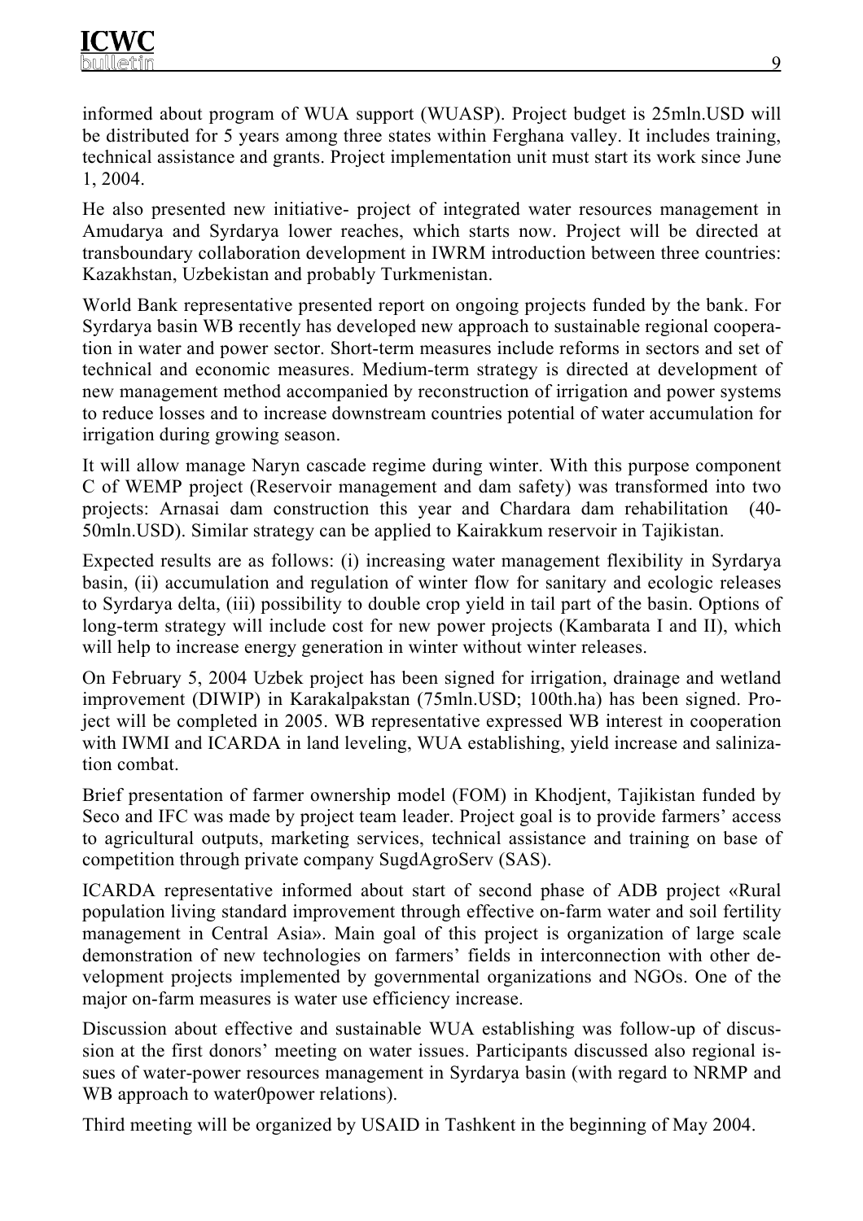informed about program of WUA support (WUASP). Project budget is 25mln.USD will be distributed for 5 years among three states within Ferghana valley. It includes training, technical assistance and grants. Project implementation unit must start its work since June 1, 2004.

He also presented new initiative- project of integrated water resources management in Amudarya and Syrdarya lower reaches, which starts now. Project will be directed at transboundary collaboration development in IWRM introduction between three countries: Kazakhstan, Uzbekistan and probably Turkmenistan.

World Bank representative presented report on ongoing projects funded by the bank. For Syrdarya basin WB recently has developed new approach to sustainable regional cooperation in water and power sector. Short-term measures include reforms in sectors and set of technical and economic measures. Medium-term strategy is directed at development of new management method accompanied by reconstruction of irrigation and power systems to reduce losses and to increase downstream countries potential of water accumulation for irrigation during growing season.

It will allow manage Naryn cascade regime during winter. With this purpose component C of WEMP project (Reservoir management and dam safety) was transformed into two projects: Arnasai dam construction this year and Chardara dam rehabilitation (40-50mln.USD). Similar strategy can be applied to Kairakkum reservoir in Tajikistan.

Expected results are as follows: (i) increasing water management flexibility in Syrdarya basin, (ii) accumulation and regulation of winter flow for sanitary and ecologic releases to Syrdarya delta, (iii) possibility to double crop yield in tail part of the basin. Options of long-term strategy will include cost for new power projects (Kambarata I and II), which will help to increase energy generation in winter without winter releases.

On February 5, 2004 Uzbek project has been signed for irrigation, drainage and wetland improvement (DIWIP) in Karakalpakstan (75mln.USD; 100th.ha) has been signed. Project will be completed in 2005. WB representative expressed WB interest in cooperation with IWMI and ICARDA in land leveling, WUA establishing, yield increase and salinization combat.

Brief presentation of farmer ownership model (FOM) in Khodjent, Tajikistan funded by Seco and IFC was made by project team leader. Project goal is to provide farmers' access to agricultural outputs, marketing services, technical assistance and training on base of competition through private company SugdAgroServ (SAS).

ICARDA representative informed about start of second phase of ADB project «Rural population living standard improvement through effective on-farm water and soil fertility management in Central Asia». Main goal of this project is organization of large scale demonstration of new technologies on farmers' fields in interconnection with other development projects implemented by governmental organizations and NGOs. One of the major on-farm measures is water use efficiency increase.

Discussion about effective and sustainable WUA establishing was follow-up of discussion at the first donors' meeting on water issues. Participants discussed also regional issues of water-power resources management in Syrdarya basin (with regard to NRMP and WB approach to water0power relations).

Third meeting will be organized by USAID in Tashkent in the beginning of May 2004.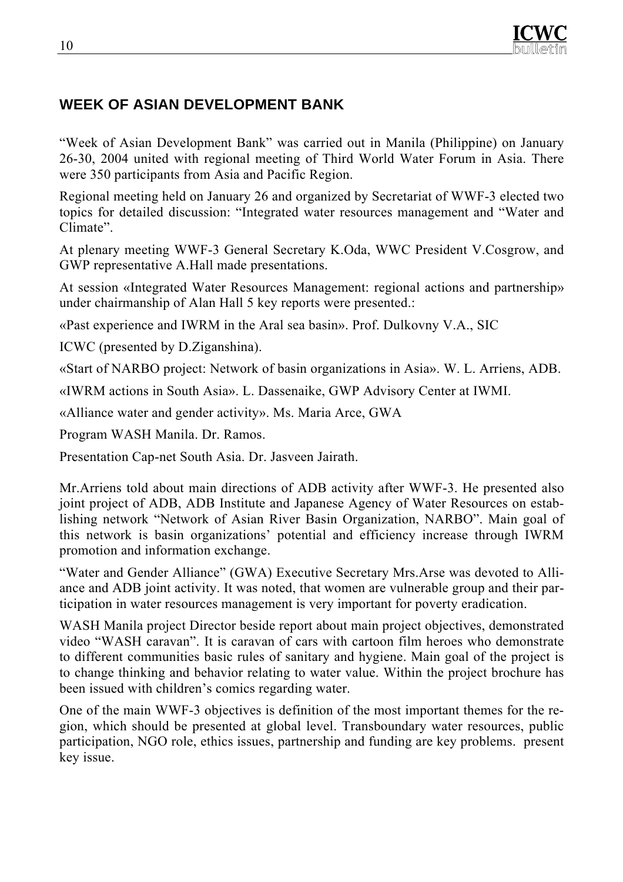## WEEK OF ASIAN DEVELOPMENT BANK

"Week of Asian Development Bank" was carried out in Manila (Philippine) on January 26-30, 2004 united with regional meeting of Third World Water Forum in Asia. There were 350 participants from Asia and Pacific Region.

Regional meeting held on January 26 and organized by Secretariat of WWF-3 elected two topics for detailed discussion: "Integrated water resources management and "Water and Climate".

At plenary meeting WWF-3 General Secretary K.Oda, WWC President V.Cosgrow, and GWP representative A.Hall made presentations.

At session «Integrated Water Resources Management: regional actions and partnership» under chairmanship of Alan Hall 5 key reports were presented.:

«Past experience and IWRM in the Aral sea basin». Prof. Dulkovny V.A., SIC

ICWC (presented by D.Ziganshina).

«Start of NARBO project: Network of basin organizations in Asia». W. L. Arriens, ADB.

«IWRM actions in South Asia». L. Dassenaike, GWP Advisory Center at IWMI.

«Alliance water and gender activity». Ms. Maria Arce, GWA

Program WASH Manila. Dr. Ramos.

Presentation Cap-net South Asia. Dr. Jasveen Jairath.

Mr.Arriens told about main directions of ADB activity after WWF-3. He presented also joint project of ADB, ADB Institute and Japanese Agency of Water Resources on establishing network "Network of Asian River Basin Organization, NARBO". Main goal of this network is basin organizations' potential and efficiency increase through IWRM promotion and information exchange.

"Water and Gender Alliance" (GWA) Executive Secretary Mrs.Arse was devoted to Alliance and ADB joint activity. It was noted, that women are vulnerable group and their participation in water resources management is very important for poverty eradication.

WASH Manila project Director beside report about main project objectives, demonstrated video "WASH caravan". It is caravan of cars with cartoon film heroes who demonstrate to different communities basic rules of sanitary and hygiene. Main goal of the project is to change thinking and behavior relating to water value. Within the project brochure has been issued with children's comics regarding water.

One of the main WWF-3 objectives is definition of the most important themes for the region, which should be presented at global level. Transboundary water resources, public participation, NGO role, ethics issues, partnership and funding are key problems. present key issue.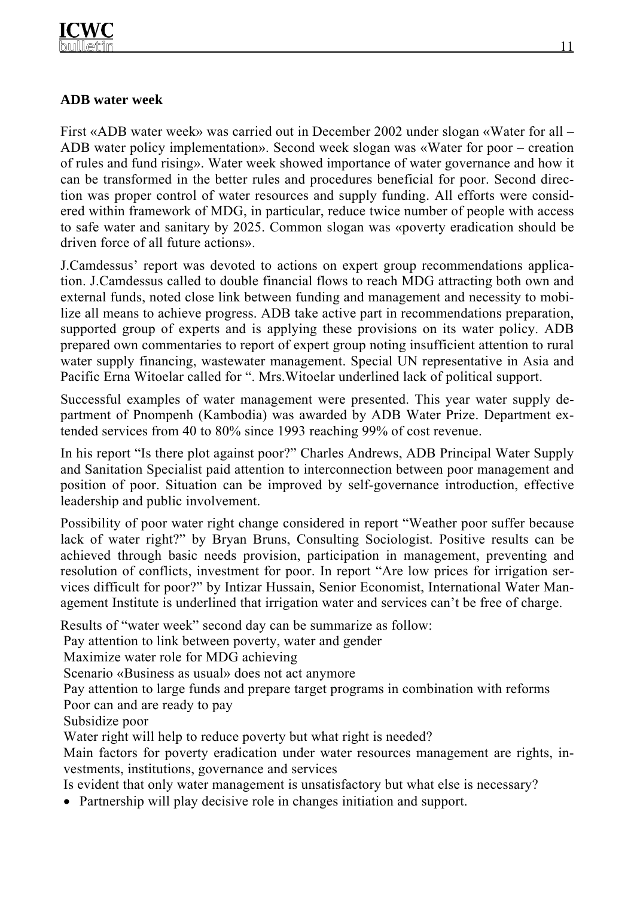**ADB water week**

First «ADB water week» was carried out in December 2002 under slogan «Water for all – ADB water policy implementation». Second week slogan was «Water for poor – creation of rules and fund rising». Water week showed importance of water governance and how it can be transformed in the better rules and procedures beneficial for poor. Second direction was proper control of water resources and supply funding. All efforts were considered within framework of MDG, in particular, reduce twice number of people with access to safe water and sanitary by 2025. Common slogan was «poverty eradication should be driven force of all future actions».

J.Camdessus' report was devoted to actions on expert group recommendations application. J.Camdessus called to double financial flows to reach MDG attracting both own and external funds, noted close link between funding and management and necessity to mobilize all means to achieve progress. ADB take active part in recommendations preparation, supported group of experts and is applying these provisions on its water policy. ADB prepared own commentaries to report of expert group noting insufficient attention to rural water supply financing, wastewater management. Special UN representative in Asia and Pacific Erna Witoelar called for ". Mrs.Witoelar underlined lack of political support.

Successful examples of water management were presented. This year water supply department of Pnompenh (Kambodia) was awarded by ADB Water Prize. Department extended services from 40 to 80% since 1993 reaching 99% of cost revenue.

In his report "Is there plot against poor?" Charles Andrews, ADB Principal Water Supply and Sanitation Specialist paid attention to interconnection between poor management and position of poor. Situation can be improved by self-governance introduction, effective leadership and public involvement.

Possibility of poor water right change considered in report "Weather poor suffer because lack of water right?" by Bryan Bruns, Consulting Sociologist. Positive results can be achieved through basic needs provision, participation in management, preventing and resolution of conflicts, investment for poor. In report "Are low prices for irrigation services difficult for poor?" by Intizar Hussain, Senior Economist, International Water Management Institute is underlined that irrigation water and services can't be free of charge.

Results of "water week" second day can be summarize as follow:

- Pay attention to link between poverty, water and gender
- Maximize water role for MDG achieving
- Scenario «Business as usual» does not act anymore
- Pay attention to large funds and prepare target programs in combination with reforms
- Poor can and are ready to pay
- Subsidize poor
- Water right will help to reduce poverty but what right is needed?
- Main factors for poverty eradication under water resources management are rights, investments, institutions, governance and services
- Is evident that only water management is unsatisfactory but what else is necessary?
- Partnership will play decisive role in changes initiation and support.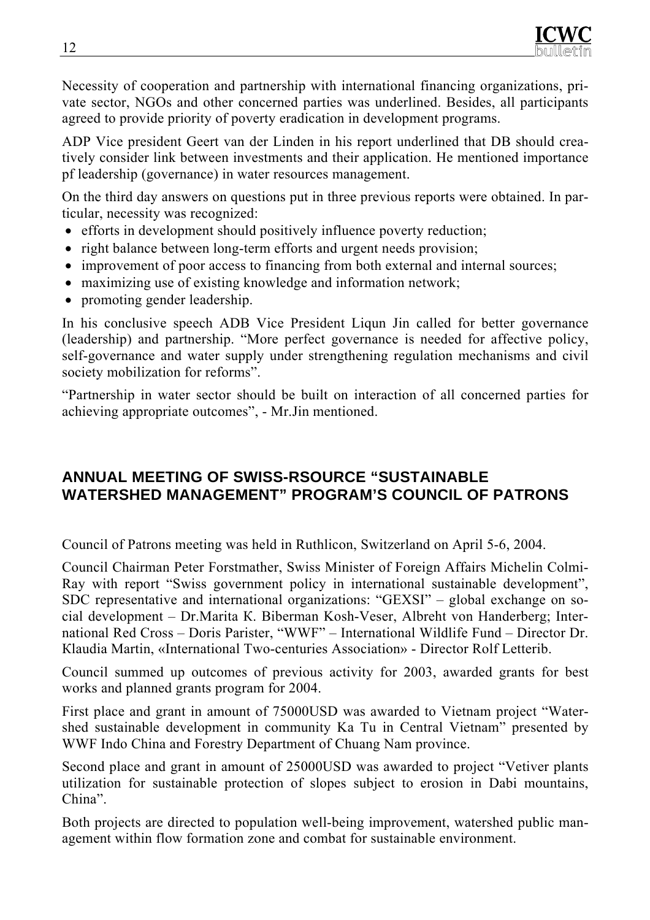Necessity of cooperation and partnership with international financing organizations, private sector, NGOs and other concerned parties was underlined. Besides, all participants agreed to provide priority of poverty eradication in development programs.

ADP Vice president Geert van der Linden in his report underlined that DB should creatively consider link between investments and their application. He mentioned importance pf leadership (governance) in water resources management.

On the third day answers on questions put in three previous reports were obtained. In particular, necessity was recognized:

- efforts in development should positively influence poverty reduction;
- right balance between long-term efforts and urgent needs provision;
- improvement of poor access to financing from both external and internal sources;
- maximizing use of existing knowledge and information network;
- promoting gender leadership.

In his conclusive speech ADB Vice President Liqun Jin called for better governance (leadership) and partnership. "More perfect governance is needed for affective policy, self-governance and water supply under strengthening regulation mechanisms and civil society mobilization for reforms".

"Partnership in water sector should be built on interaction of all concerned parties for achieving appropriate outcomes", - Mr.Jin mentioned.

## ANNUAL MEETING OF SWISS-RSOURCE "SUSTAINABLE WATERSHED MANAGEMENT" PROGRAM'S COUNCIL OF PATRONS

Council of Patrons meeting was held in Ruthlicon, Switzerland on April 5-6, 2004.

Council Chairman Peter Forstmather, Swiss Minister of Foreign Affairs Michelin Colmi-Ray with report "Swiss government policy in international sustainable development", SDC representative and international organizations: "GEXSI" – global exchange on social development – Dr.Marita K. Biberman Kosh-Veser, Albreht von Handerberg; International Red Cross – Doris Parister, "WWF" – International Wildlife Fund – Director Dr. Klaudia Martin, «International Two-centuries Association» - Director Rolf Letterib.

Council summed up outcomes of previous activity for 2003, awarded grants for best works and planned grants program for 2004.

First place and grant in amount of 75000USD was awarded to Vietnam project "Watershed sustainable development in community Ka Tu in Central Vietnam" presented by WWF Indo China and Forestry Department of Chuang Nam province.

Second place and grant in amount of 25000USD was awarded to project "Vetiver plants utilization for sustainable protection of slopes subject to erosion in Dabi mountains, China".

Both projects are directed to population well-being improvement, watershed public management within flow formation zone and combat for sustainable environment.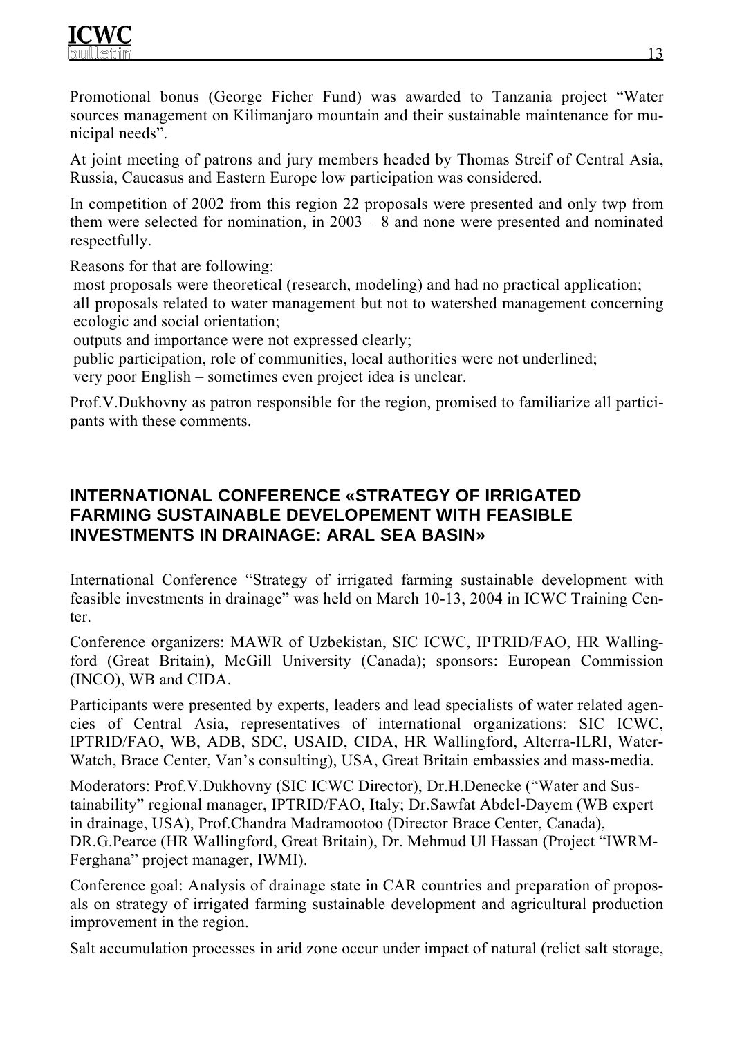Promotional bonus (George Ficher Fund) was awarded to Tanzania project "Water sources management on Kilimanjaro mountain and their sustainable maintenance for municipal needs".

At joint meeting of patrons and jury members headed by Thomas Streif of Central Asia, Russia, Caucasus and Eastern Europe low participation was considered.

In competition of 2002 from this region 22 proposals were presented and only twp from them were selected for nomination, in 2003 – 8 and none were presented and nominated respectfully.

Reasons for that are following:

- most proposals were theoretical (research, modeling) and had no practical application;
- all proposals related to water management but not to watershed management concerning ecologic and social orientation;
- outputs and importance were not expressed clearly;
- public participation, role of communities, local authorities were not underlined;
- very poor English – sometimes even project idea is unclear.

Prof.V.Dukhovny as patron responsible for the region, promised to familiarize all participants with these comments.

## INTERNATIONAL CONFERENCE «STRATEGY OF IRRIGATED FARMING SUSTAINABLE DEVELOPEMENT WITH FEASIBLE INVESTMENTS IN DRAINAGE: ARAL SEA BASIN»

International Conference "Strategy of irrigated farming sustainable development with feasible investments in drainage" was held on March 10-13, 2004 in ICWC Training Center.

Conference organizers: MAWR of Uzbekistan, SIC ICWC, IPTRID/FAO, HR Wallingford (Great Britain), McGill University (Canada); sponsors: European Commission (INCO), WB and CIDA.

Participants were presented by experts, leaders and lead specialists of water related agencies of Central Asia, representatives of international organizations: SIC ICWC, IPTRID/FAO, WB, ADB, SDC, USAID, CIDA, HR Wallingford, Alterra-ILRI, Water-Watch, Brace Center, Van's consulting), USA, Great Britain embassies and mass-media.

Moderators: Prof.V.Dukhovny (SIC ICWC Director), Dr.H.Denecke ("Water and Sustainability" regional manager, IPTRID/FAO, Italy; Dr.Sawfat Abdel-Dayem (WB expert in drainage, USA), Prof.Chandra Madramootoo (Director Brace Center, Canada), DR.G.Pearce (HR Wallingford, Great Britain), Dr. Mehmud Ul Hassan (Project "IWRM-Ferghana" project manager, IWMI).

Conference goal: Analysis of drainage state in CAR countries and preparation of proposals on strategy of irrigated farming sustainable development and agricultural production improvement in the region.

Salt accumulation processes in arid zone occur under impact of natural (relict salt storage,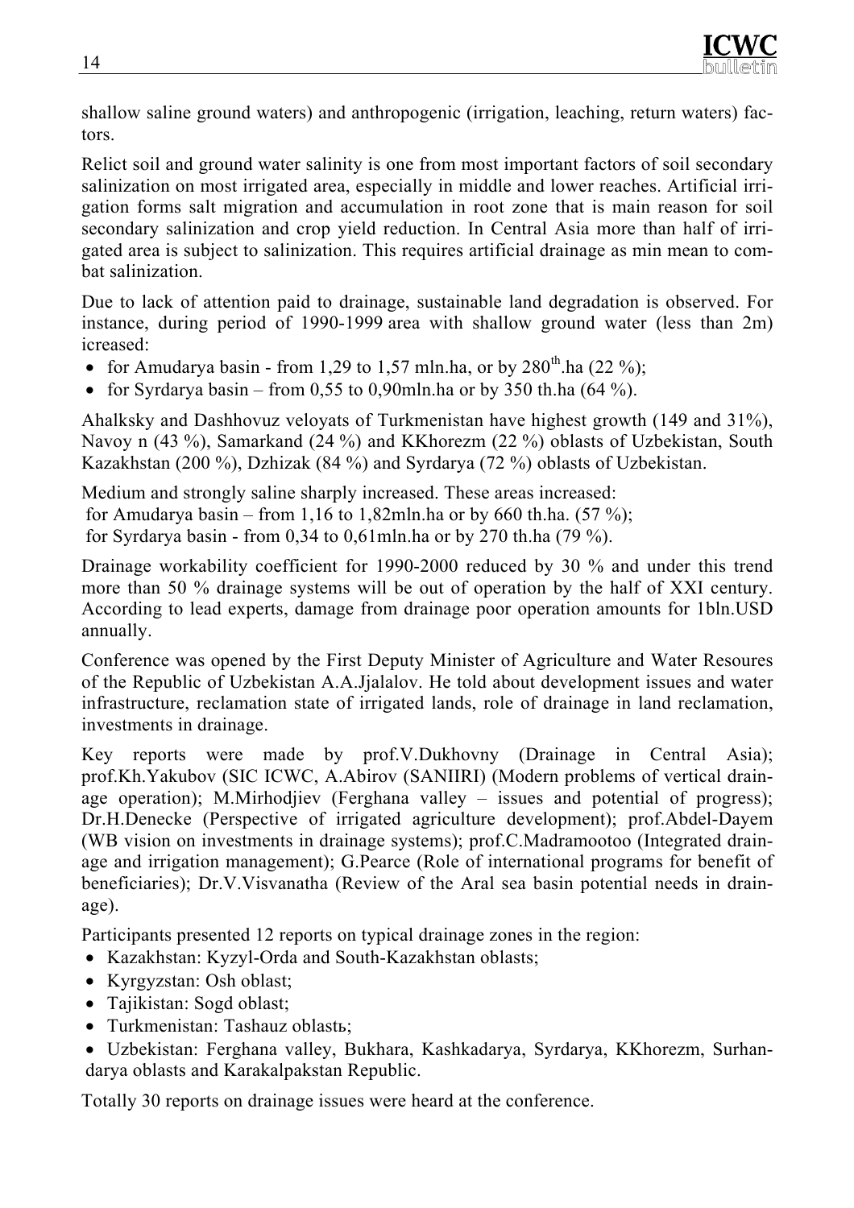shallow saline ground waters) and anthropogenic (irrigation, leaching, return waters) factors.

Relict soil and ground water salinity is one from most important factors of soil secondary salinization on most irrigated area, especially in middle and lower reaches. Artificial irrigation forms salt migration and accumulation in root zone that is main reason for soil secondary salinization and crop yield reduction. In Central Asia more than half of irrigated area is subject to salinization. This requires artificial drainage as min mean to combat salinization.

Due to lack of attention paid to drainage, sustainable land degradation is observed. For instance, during period of 1990-1999 area with shallow ground water (less than 2m) icreased:

- for Amudarya basin - from 1,29 to 1,57 mln.ha, or by 280$^{th}$.ha (22 %);
- for Syrdarya basin – from 0,55 to 0,90mln.ha or by 350 th.ha (64 %).

Ahalksky and Dashhovuz veloyats of Turkmenistan have highest growth (149 and 31%), Navoy n (43 %), Samarkand (24 %) and KKhorezm (22 %) oblasts of Uzbekistan, South Kazakhstan (200 %), Dzhizak (84 %) and Syrdarya (72 %) oblasts of Uzbekistan.

Medium and strongly saline sharply increased. These areas increased:
for Amudarya basin – from 1,16 to 1,82mln.ha or by 660 th.ha. (57 %);
for Syrdarya basin - from 0,34 to 0,61mln.ha or by 270 th.ha (79 %).

Drainage workability coefficient for 1990-2000 reduced by 30 % and under this trend more than 50 % drainage systems will be out of operation by the half of XXI century. According to lead experts, damage from drainage poor operation amounts for 1bln.USD annually.

Conference was opened by the First Deputy Minister of Agriculture and Water Resoures of the Republic of Uzbekistan A.A.Jjalalov. He told about development issues and water infrastructure, reclamation state of irrigated lands, role of drainage in land reclamation, investments in drainage.

Key reports were made by prof.V.Dukhovny (Drainage in Central Asia); prof.Kh.Yakubov (SIC ICWC, A.Abirov (SANIIRI) (Modern problems of vertical drainage operation); M.Mirhodjiev (Ferghana valley – issues and potential of progress); Dr.H.Denecke (Perspective of irrigated agriculture development); prof.Abdel-Dayem (WB vision on investments in drainage systems); prof.C.Madramootoo (Integrated drainage and irrigation management); G.Pearce (Role of international programs for benefit of beneficiaries); Dr.V.Visvanatha (Review of the Aral sea basin potential needs in drainage).

Participants presented 12 reports on typical drainage zones in the region:

- Kazakhstan: Kyzyl-Orda and South-Kazakhstan oblasts;
- Kyrgyzstan: Osh oblast;
- Tajikistan: Sogd oblast;
- Turkmenistan: Tashauz oblastь;
- Uzbekistan: Ferghana valley, Bukhara, Kashkadarya, Syrdarya, KKhorezm, Surhandarya oblasts and Karakalpakstan Republic.

Totally 30 reports on drainage issues were heard at the conference.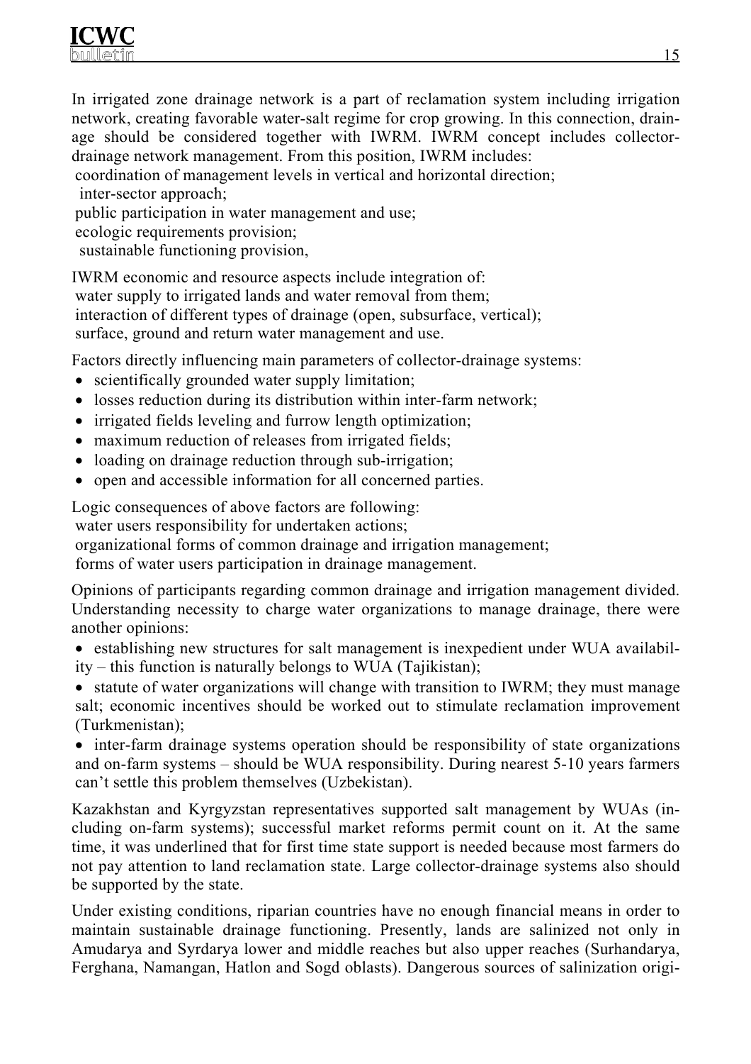In irrigated zone drainage network is a part of reclamation system including irrigation network, creating favorable water-salt regime for crop growing. In this connection, drainage should be considered together with IWRM. IWRM concept includes collector-drainage network management. From this position, IWRM includes:
coordination of management levels in vertical and horizontal direction;
inter-sector approach;
public participation in water management and use;
ecologic requirements provision;
sustainable functioning provision,

IWRM economic and resource aspects include integration of:
water supply to irrigated lands and water removal from them;
interaction of different types of drainage (open, subsurface, vertical);
surface, ground and return water management and use.

Factors directly influencing main parameters of collector-drainage systems:

- scientifically grounded water supply limitation;
- losses reduction during its distribution within inter-farm network;
- irrigated fields leveling and furrow length optimization;
- maximum reduction of releases from irrigated fields;
- loading on drainage reduction through sub-irrigation;
- open and accessible information for all concerned parties.

Logic consequences of above factors are following:
water users responsibility for undertaken actions;
organizational forms of common drainage and irrigation management;
forms of water users participation in drainage management.

Opinions of participants regarding common drainage and irrigation management divided. Understanding necessity to charge water organizations to manage drainage, there were another opinions:

- establishing new structures for salt management is inexpedient under WUA availability – this function is naturally belongs to WUA (Tajikistan);
- statute of water organizations will change with transition to IWRM; they must manage salt; economic incentives should be worked out to stimulate reclamation improvement (Turkmenistan);
- inter-farm drainage systems operation should be responsibility of state organizations and on-farm systems – should be WUA responsibility. During nearest 5-10 years farmers can't settle this problem themselves (Uzbekistan).

Kazakhstan and Kyrgyzstan representatives supported salt management by WUAs (including on-farm systems); successful market reforms permit count on it. At the same time, it was underlined that for first time state support is needed because most farmers do not pay attention to land reclamation state. Large collector-drainage systems also should be supported by the state.

Under existing conditions, riparian countries have no enough financial means in order to maintain sustainable drainage functioning. Presently, lands are salinized not only in Amudarya and Syrdarya lower and middle reaches but also upper reaches (Surhandarya, Ferghana, Namangan, Hatlon and Sogd oblasts). Dangerous sources of salinization origi-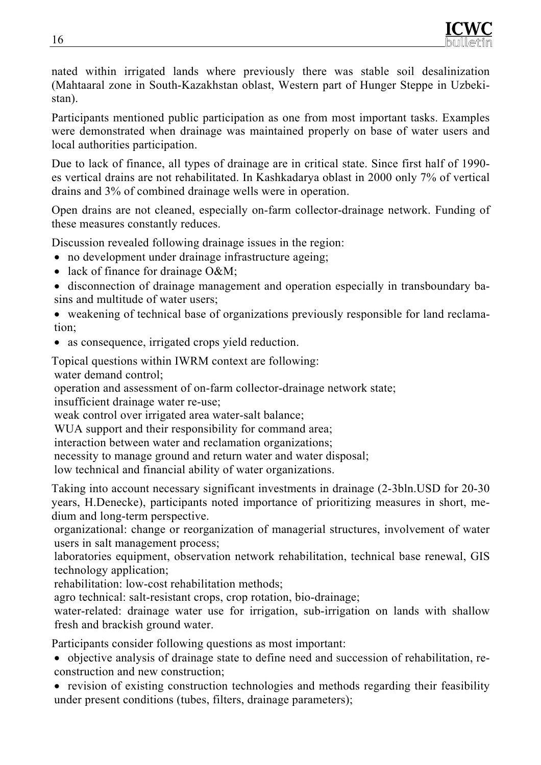nated within irrigated lands where previously there was stable soil desalinization (Mahtaaral zone in South-Kazakhstan oblast, Western part of Hunger Steppe in Uzbekistan).

Participants mentioned public participation as one from most important tasks. Examples were demonstrated when drainage was maintained properly on base of water users and local authorities participation.

Due to lack of finance, all types of drainage are in critical state. Since first half of 1990-es vertical drains are not rehabilitated. In Kashkadarya oblast in 2000 only 7% of vertical drains and 3% of combined drainage wells were in operation.

Open drains are not cleaned, especially on-farm collector-drainage network. Funding of these measures constantly reduces.

Discussion revealed following drainage issues in the region:

- no development under drainage infrastructure ageing;
- lack of finance for drainage O&M;
- disconnection of drainage management and operation especially in transboundary basins and multitude of water users;
- weakening of technical base of organizations previously responsible for land reclamation;
- as consequence, irrigated crops yield reduction.

Topical questions within IWRM context are following:

water demand control;

operation and assessment of on-farm collector-drainage network state;

insufficient drainage water re-use;

weak control over irrigated area water-salt balance;

WUA support and their responsibility for command area;

interaction between water and reclamation organizations;

necessity to manage ground and return water and water disposal;

low technical and financial ability of water organizations.

Taking into account necessary significant investments in drainage (2-3bln.USD for 20-30 years, H.Denecke), participants noted importance of prioritizing measures in short, medium and long-term perspective.

organizational: change or reorganization of managerial structures, involvement of water users in salt management process;

laboratories equipment, observation network rehabilitation, technical base renewal, GIS technology application;

rehabilitation: low-cost rehabilitation methods;

agro technical: salt-resistant crops, crop rotation, bio-drainage;

water-related: drainage water use for irrigation, sub-irrigation on lands with shallow fresh and brackish ground water.

Participants consider following questions as most important:

- objective analysis of drainage state to define need and succession of rehabilitation, reconstruction and new construction;
- revision of existing construction technologies and methods regarding their feasibility under present conditions (tubes, filters, drainage parameters);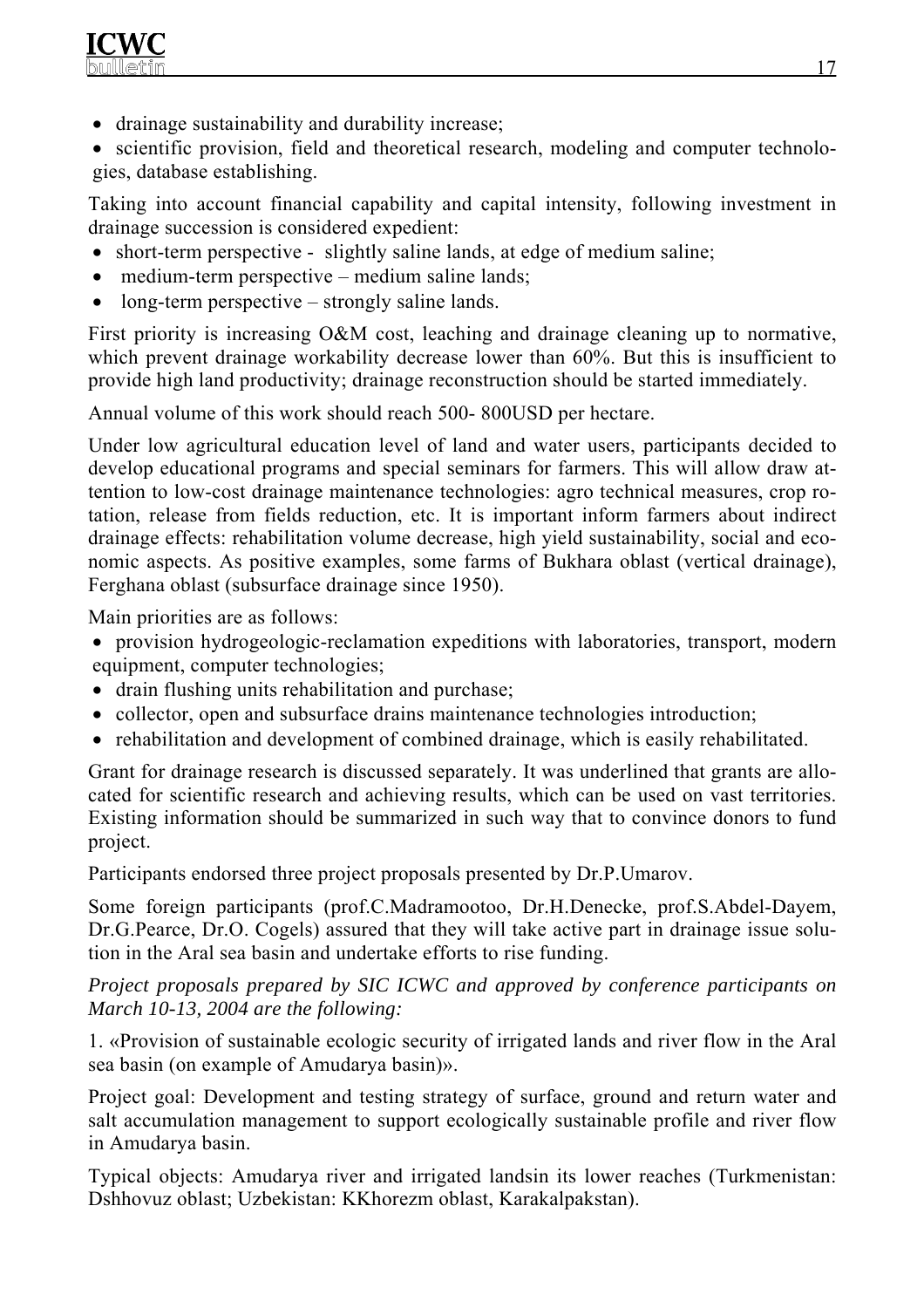- drainage sustainability and durability increase;
- scientific provision, field and theoretical research, modeling and computer technologies, database establishing.

Taking into account financial capability and capital intensity, following investment in drainage succession is considered expedient:

- short-term perspective - slightly saline lands, at edge of medium saline;
- medium-term perspective – medium saline lands;
- long-term perspective – strongly saline lands.

First priority is increasing O&M cost, leaching and drainage cleaning up to normative, which prevent drainage workability decrease lower than 60%. But this is insufficient to provide high land productivity; drainage reconstruction should be started immediately.

Annual volume of this work should reach 500- 800USD per hectare.

Under low agricultural education level of land and water users, participants decided to develop educational programs and special seminars for farmers. This will allow draw attention to low-cost drainage maintenance technologies: agro technical measures, crop rotation, release from fields reduction, etc. It is important inform farmers about indirect drainage effects: rehabilitation volume decrease, high yield sustainability, social and economic aspects. As positive examples, some farms of Bukhara oblast (vertical drainage), Ferghana oblast (subsurface drainage since 1950).

Main priorities are as follows:

- provision hydrogeologic-reclamation expeditions with laboratories, transport, modern equipment, computer technologies;
- drain flushing units rehabilitation and purchase;
- collector, open and subsurface drains maintenance technologies introduction;
- rehabilitation and development of combined drainage, which is easily rehabilitated.

Grant for drainage research is discussed separately. It was underlined that grants are allocated for scientific research and achieving results, which can be used on vast territories. Existing information should be summarized in such way that to convince donors to fund project.

Participants endorsed three project proposals presented by Dr.P.Umarov.

Some foreign participants (prof.C.Madramootoo, Dr.H.Denecke, prof.S.Abdel-Dayem, Dr.G.Pearce, Dr.O. Cogels) assured that they will take active part in drainage issue solution in the Aral sea basin and undertake efforts to rise funding.

*Project proposals prepared by SIC ICWC and approved by conference participants on March 10-13, 2004 are the following:*

1. «Provision of sustainable ecologic security of irrigated lands and river flow in the Aral sea basin (on example of Amudarya basin)».

Project goal: Development and testing strategy of surface, ground and return water and salt accumulation management to support ecologically sustainable profile and river flow in Amudarya basin.

Typical objects: Amudarya river and irrigated landsin its lower reaches (Turkmenistan: Dshhovuz oblast; Uzbekistan: KKhorezm oblast, Karakalpakstan).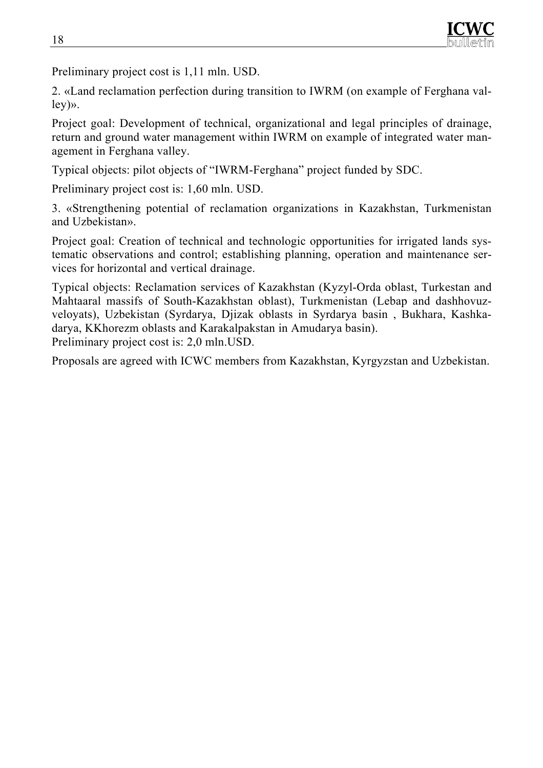Preliminary project cost is 1,11 mln. USD.

2. «Land reclamation perfection during transition to IWRM (on example of Ferghana valley)».

Project goal: Development of technical, organizational and legal principles of drainage, return and ground water management within IWRM on example of integrated water management in Ferghana valley.

Typical objects: pilot objects of "IWRM-Ferghana" project funded by SDC.

Preliminary project cost is: 1,60 mln. USD.

3. «Strengthening potential of reclamation organizations in Kazakhstan, Turkmenistan and Uzbekistan».

Project goal: Creation of technical and technologic opportunities for irrigated lands systematic observations and control; establishing planning, operation and maintenance services for horizontal and vertical drainage.

Typical objects: Reclamation services of Kazakhstan (Kyzyl-Orda oblast, Turkestan and Mahtaaral massifs of South-Kazakhstan oblast), Turkmenistan (Lebap and dashhovuz-veloyats), Uzbekistan (Syrdarya, Djizak oblasts in Syrdarya basin , Bukhara, Kashkadarya, KKhorezm oblasts and Karakalpakstan in Amudarya basin).
Preliminary project cost is: 2,0 mln.USD.

Proposals are agreed with ICWC members from Kazakhstan, Kyrgyzstan and Uzbekistan.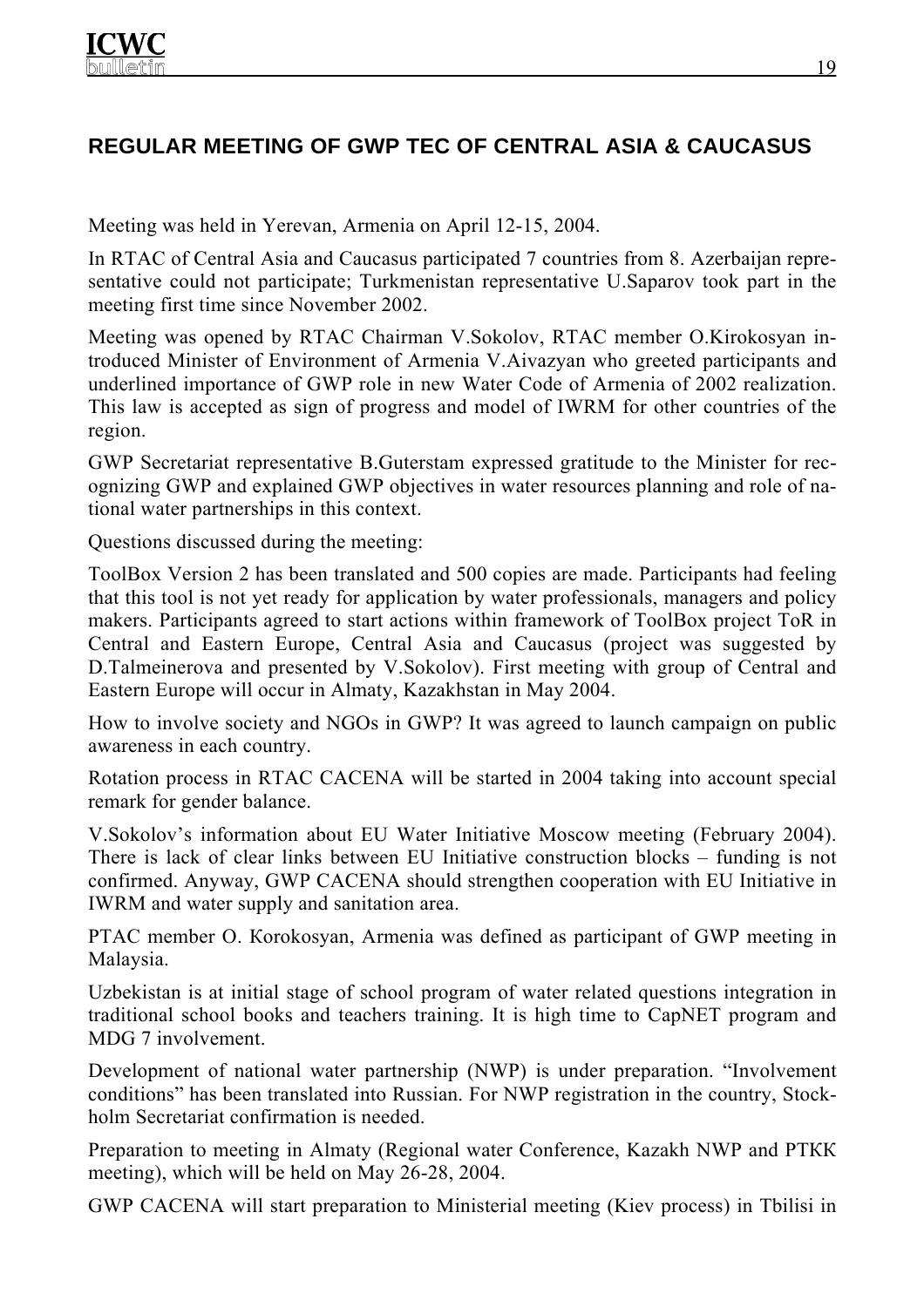## REGULAR MEETING OF GWP TEC OF CENTRAL ASIA & CAUCASUS

Meeting was held in Yerevan, Armenia on April 12-15, 2004.

In RTAC of Central Asia and Caucasus participated 7 countries from 8. Azerbaijan representative could not participate; Turkmenistan representative U.Saparov took part in the meeting first time since November 2002.

Meeting was opened by RTAC Chairman V.Sokolov, RTAC member O.Kirokosyan introduced Minister of Environment of Armenia V.Aivazyan who greeted participants and underlined importance of GWP role in new Water Code of Armenia of 2002 realization. This law is accepted as sign of progress and model of IWRM for other countries of the region.

GWP Secretariat representative B.Guterstam expressed gratitude to the Minister for recognizing GWP and explained GWP objectives in water resources planning and role of national water partnerships in this context.

Questions discussed during the meeting:

ToolBox Version 2 has been translated and 500 copies are made. Participants had feeling that this tool is not yet ready for application by water professionals, managers and policy makers. Participants agreed to start actions within framework of ToolBox project ToR in Central and Eastern Europe, Central Asia and Caucasus (project was suggested by D.Talmeinerova and presented by V.Sokolov). First meeting with group of Central and Eastern Europe will occur in Almaty, Kazakhstan in May 2004.

How to involve society and NGOs in GWP? It was agreed to launch campaign on public awareness in each country.

Rotation process in RTAC CACENA will be started in 2004 taking into account special remark for gender balance.

V.Sokolov's information about EU Water Initiative Moscow meeting (February 2004). There is lack of clear links between EU Initiative construction blocks – funding is not confirmed. Anyway, GWP CACENA should strengthen cooperation with EU Initiative in IWRM and water supply and sanitation area.

PTAC member O. Korokosyan, Armenia was defined as participant of GWP meeting in Malaysia.

Uzbekistan is at initial stage of school program of water related questions integration in traditional school books and teachers training. It is high time to CapNET program and MDG 7 involvement.

Development of national water partnership (NWP) is under preparation. "Involvement conditions" has been translated into Russian. For NWP registration in the country, Stockholm Secretariat confirmation is needed.

Preparation to meeting in Almaty (Regional water Conference, Kazakh NWP and PTKK meeting), which will be held on May 26-28, 2004.

GWP CACENA will start preparation to Ministerial meeting (Kiev process) in Tbilisi in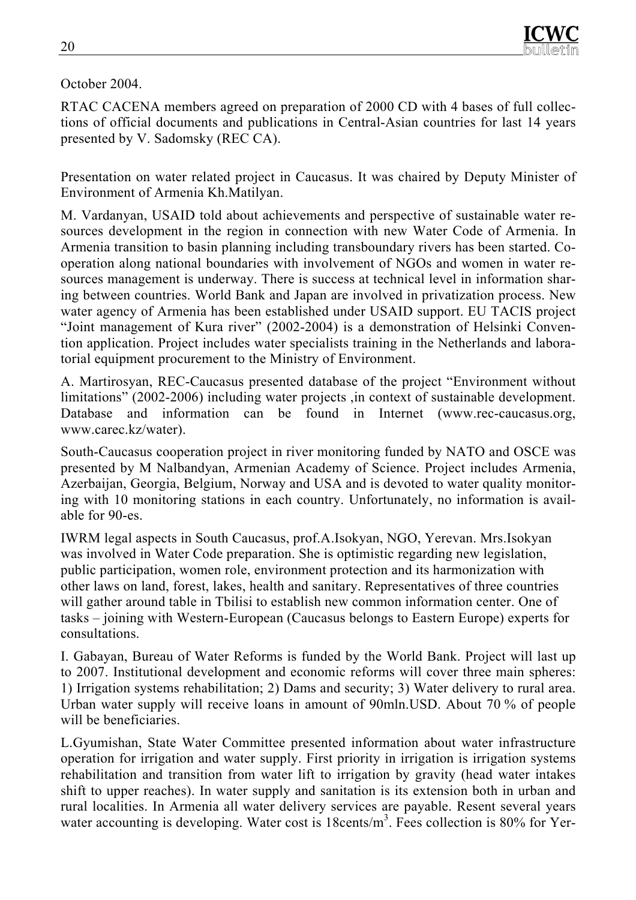October 2004.

RTAC CACENA members agreed on preparation of 2000 CD with 4 bases of full collections of official documents and publications in Central-Asian countries for last 14 years presented by V. Sadomsky (REC CA).

Presentation on water related project in Caucasus. It was chaired by Deputy Minister of Environment of Armenia Kh.Matilyan.

M. Vardanyan, USAID told about achievements and perspective of sustainable water resources development in the region in connection with new Water Code of Armenia. In Armenia transition to basin planning including transboundary rivers has been started. Cooperation along national boundaries with involvement of NGOs and women in water resources management is underway. There is success at technical level in information sharing between countries. World Bank and Japan are involved in privatization process. New water agency of Armenia has been established under USAID support. EU TACIS project "Joint management of Kura river" (2002-2004) is a demonstration of Helsinki Convention application. Project includes water specialists training in the Netherlands and laboratorial equipment procurement to the Ministry of Environment.

A. Martirosyan, REC-Caucasus presented database of the project "Environment without limitations" (2002-2006) including water projects ,in context of sustainable development. Database and information can be found in Internet (www.rec-caucasus.org, www.carec.kz/water).

South-Caucasus cooperation project in river monitoring funded by NATO and OSCE was presented by M Nalbandyan, Armenian Academy of Science. Project includes Armenia, Azerbaijan, Georgia, Belgium, Norway and USA and is devoted to water quality monitoring with 10 monitoring stations in each country. Unfortunately, no information is available for 90-es.

IWRM legal aspects in South Caucasus, prof.A.Isokyan, NGO, Yerevan. Mrs.Isokyan was involved in Water Code preparation. She is optimistic regarding new legislation, public participation, women role, environment protection and its harmonization with other laws on land, forest, lakes, health and sanitary. Representatives of three countries will gather around table in Tbilisi to establish new common information center. One of tasks – joining with Western-European (Caucasus belongs to Eastern Europe) experts for consultations.

I. Gabayan, Bureau of Water Reforms is funded by the World Bank. Project will last up to 2007. Institutional development and economic reforms will cover three main spheres: 1) Irrigation systems rehabilitation; 2) Dams and security; 3) Water delivery to rural area. Urban water supply will receive loans in amount of 90mln.USD. About 70 % of people will be beneficiaries.

L.Gyumishan, State Water Committee presented information about water infrastructure operation for irrigation and water supply. First priority in irrigation is irrigation systems rehabilitation and transition from water lift to irrigation by gravity (head water intakes shift to upper reaches). In water supply and sanitation is its extension both in urban and rural localities. In Armenia all water delivery services are payable. Resent several years water accounting is developing. Water cost is 18cents/m$^3$. Fees collection is 80% for Yer-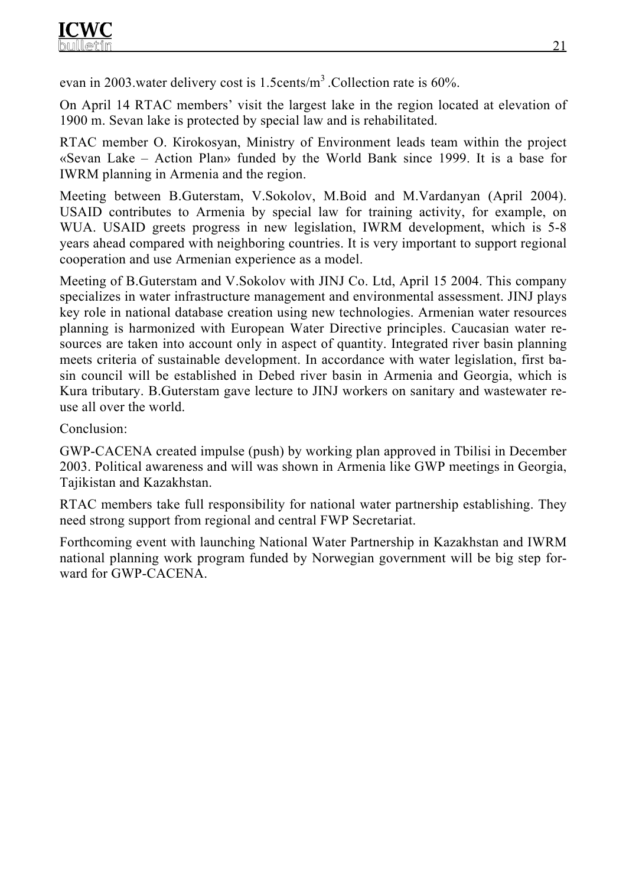evan in 2003.water delivery cost is 1.5cents/$m^3$ .Collection rate is 60%.

On April 14 RTAC members' visit the largest lake in the region located at elevation of 1900 m. Sevan lake is protected by special law and is rehabilitated.

RTAC member O. Kirokosyan, Ministry of Environment leads team within the project «Sevan Lake – Action Plan» funded by the World Bank since 1999. It is a base for IWRM planning in Armenia and the region.

Meeting between B.Guterstam, V.Sokolov, M.Boid and M.Vardanyan (April 2004). USAID contributes to Armenia by special law for training activity, for example, on WUA. USAID greets progress in new legislation, IWRM development, which is 5-8 years ahead compared with neighboring countries. It is very important to support regional cooperation and use Armenian experience as a model.

Meeting of B.Guterstam and V.Sokolov with JINJ Co. Ltd, April 15 2004. This company specializes in water infrastructure management and environmental assessment. JINJ plays key role in national database creation using new technologies. Armenian water resources planning is harmonized with European Water Directive principles. Caucasian water resources are taken into account only in aspect of quantity. Integrated river basin planning meets criteria of sustainable development. In accordance with water legislation, first basin council will be established in Debed river basin in Armenia and Georgia, which is Kura tributary. B.Guterstam gave lecture to JINJ workers on sanitary and wastewater reuse all over the world.

Conclusion:

GWP-CACENA created impulse (push) by working plan approved in Tbilisi in December 2003. Political awareness and will was shown in Armenia like GWP meetings in Georgia, Tajikistan and Kazakhstan.

RTAC members take full responsibility for national water partnership establishing. They need strong support from regional and central FWP Secretariat.

Forthcoming event with launching National Water Partnership in Kazakhstan and IWRM national planning work program funded by Norwegian government will be big step forward for GWP-CACENA.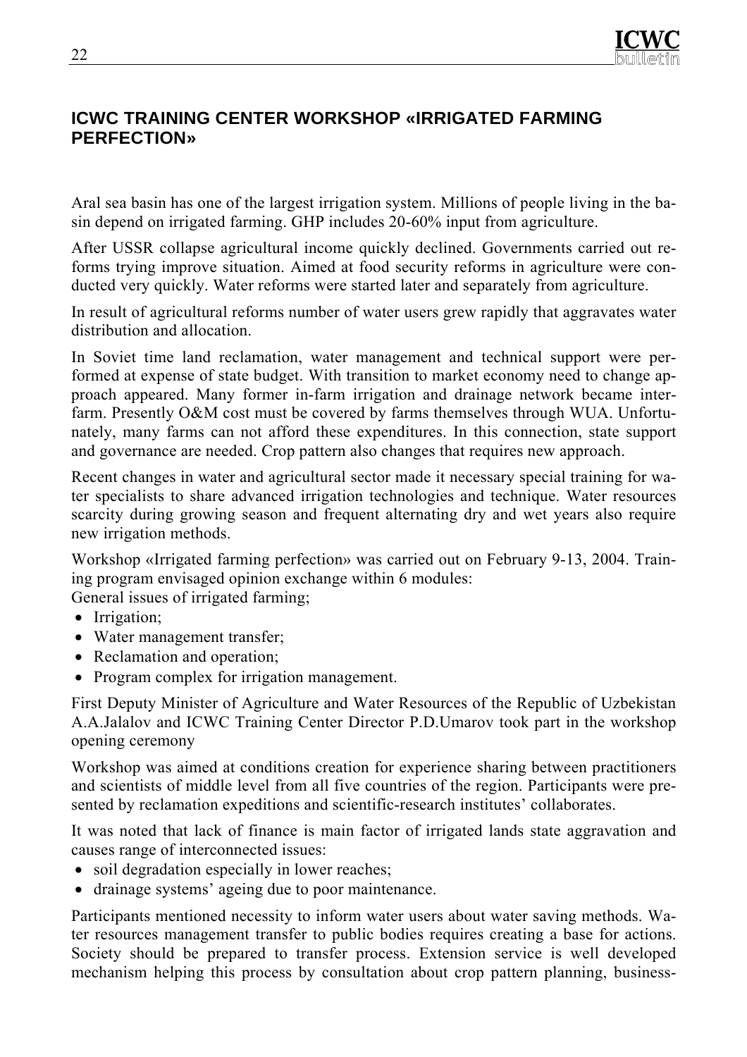## ICWC TRAINING CENTER WORKSHOP «IRRIGATED FARMING PERFECTION»

Aral sea basin has one of the largest irrigation system. Millions of people living in the basin depend on irrigated farming. GHP includes 20-60% input from agriculture.

After USSR collapse agricultural income quickly declined. Governments carried out reforms trying improve situation. Aimed at food security reforms in agriculture were conducted very quickly. Water reforms were started later and separately from agriculture.

In result of agricultural reforms number of water users grew rapidly that aggravates water distribution and allocation.

In Soviet time land reclamation, water management and technical support were performed at expense of state budget. With transition to market economy need to change approach appeared. Many former in-farm irrigation and drainage network became inter-farm. Presently O&M cost must be covered by farms themselves through WUA. Unfortunately, many farms can not afford these expenditures. In this connection, state support and governance are needed. Crop pattern also changes that requires new approach.

Recent changes in water and agricultural sector made it necessary special training for water specialists to share advanced irrigation technologies and technique. Water resources scarcity during growing season and frequent alternating dry and wet years also require new irrigation methods.

Workshop «Irrigated farming perfection» was carried out on February 9-13, 2004. Training program envisaged opinion exchange within 6 modules:
General issues of irrigated farming;

- Irrigation;
- Water management transfer;
- Reclamation and operation;
- Program complex for irrigation management.

First Deputy Minister of Agriculture and Water Resources of the Republic of Uzbekistan A.A.Jalalov and ICWC Training Center Director P.D.Umarov took part in the workshop opening ceremony

Workshop was aimed at conditions creation for experience sharing between practitioners and scientists of middle level from all five countries of the region. Participants were presented by reclamation expeditions and scientific-research institutes' collaborates.

It was noted that lack of finance is main factor of irrigated lands state aggravation and causes range of interconnected issues:

- soil degradation especially in lower reaches;
- drainage systems' ageing due to poor maintenance.

Participants mentioned necessity to inform water users about water saving methods. Water resources management transfer to public bodies requires creating a base for actions. Society should be prepared to transfer process. Extension service is well developed mechanism helping this process by consultation about crop pattern planning, business-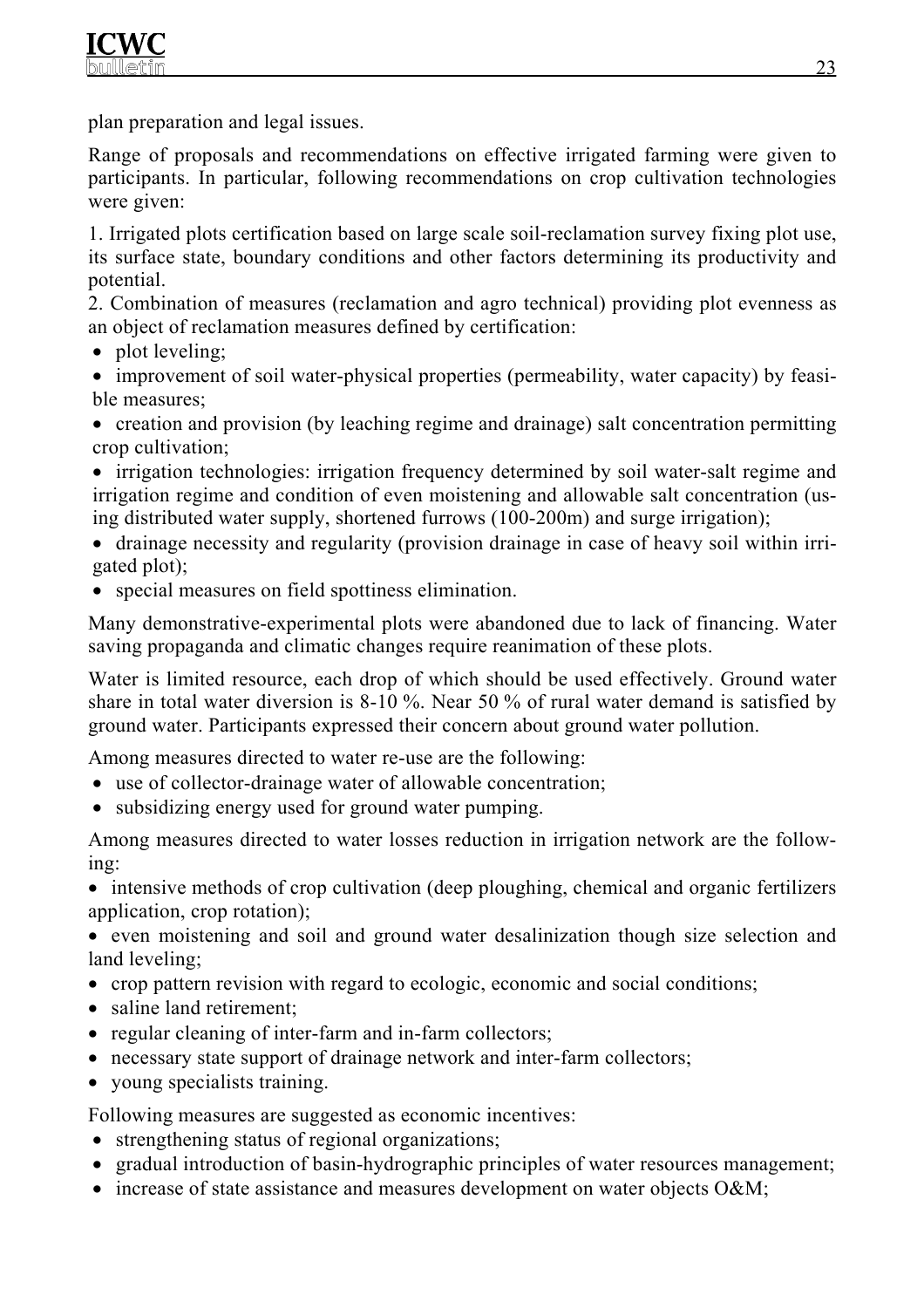plan preparation and legal issues.

Range of proposals and recommendations on effective irrigated farming were given to participants. In particular, following recommendations on crop cultivation technologies were given:

1. Irrigated plots certification based on large scale soil-reclamation survey fixing plot use, its surface state, boundary conditions and other factors determining its productivity and potential.
2. Combination of measures (reclamation and agro technical) providing plot evenness as an object of reclamation measures defined by certification:
   - plot leveling;
   - improvement of soil water-physical properties (permeability, water capacity) by feasible measures;
   - creation and provision (by leaching regime and drainage) salt concentration permitting crop cultivation;
   - irrigation technologies: irrigation frequency determined by soil water-salt regime and irrigation regime and condition of even moistening and allowable salt concentration (using distributed water supply, shortened furrows (100-200m) and surge irrigation);
   - drainage necessity and regularity (provision drainage in case of heavy soil within irrigated plot);
   - special measures on field spottiness elimination.

Many demonstrative-experimental plots were abandoned due to lack of financing. Water saving propaganda and climatic changes require reanimation of these plots.

Water is limited resource, each drop of which should be used effectively. Ground water share in total water diversion is 8-10 %. Near 50 % of rural water demand is satisfied by ground water. Participants expressed their concern about ground water pollution.

Among measures directed to water re-use are the following:

- use of collector-drainage water of allowable concentration;
- subsidizing energy used for ground water pumping.

Among measures directed to water losses reduction in irrigation network are the following:

- intensive methods of crop cultivation (deep ploughing, chemical and organic fertilizers application, crop rotation);
- even moistening and soil and ground water desalinization though size selection and land leveling;
- crop pattern revision with regard to ecologic, economic and social conditions;
- saline land retirement;
- regular cleaning of inter-farm and in-farm collectors;
- necessary state support of drainage network and inter-farm collectors;
- young specialists training.

Following measures are suggested as economic incentives:

- strengthening status of regional organizations;
- gradual introduction of basin-hydrographic principles of water resources management;
- increase of state assistance and measures development on water objects O&M;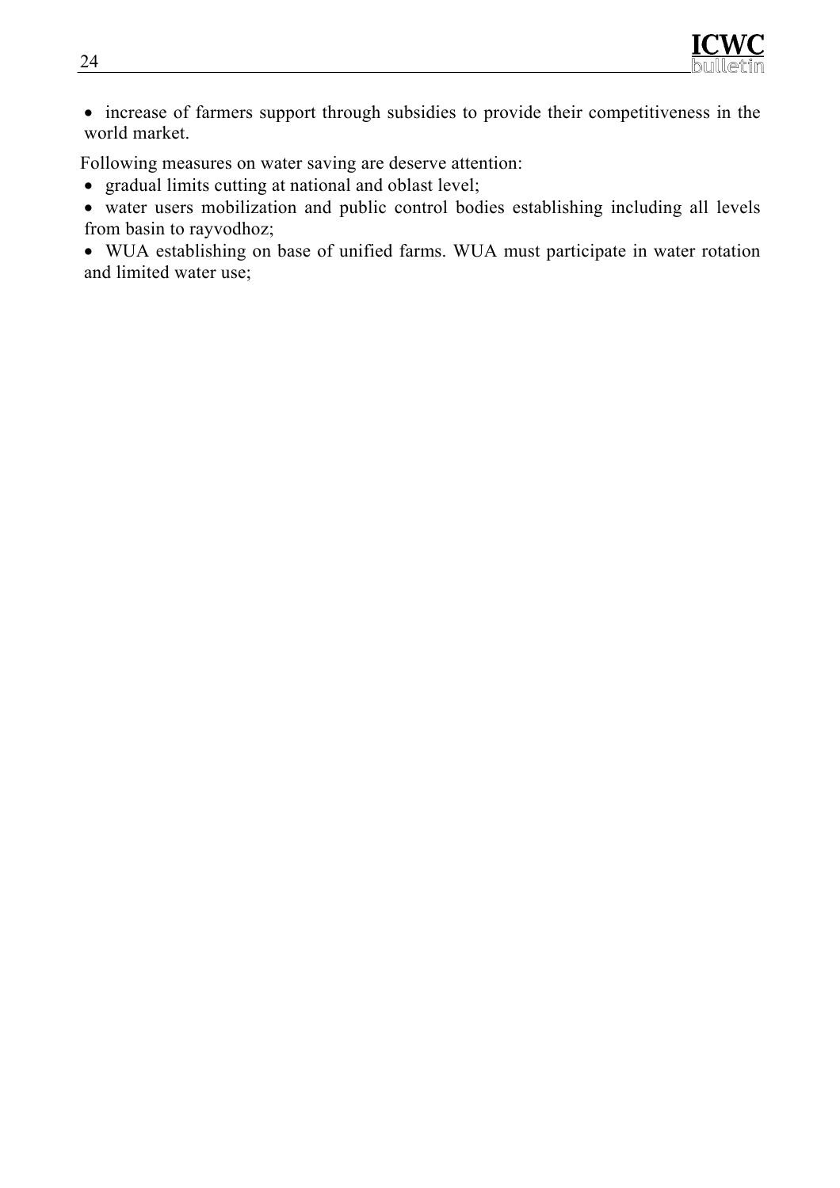- increase of farmers support through subsidies to provide their competitiveness in the world market.

Following measures on water saving are deserve attention:

- gradual limits cutting at national and oblast level;
- water users mobilization and public control bodies establishing including all levels from basin to rayvodhoz;
- WUA establishing on base of unified farms. WUA must participate in water rotation and limited water use;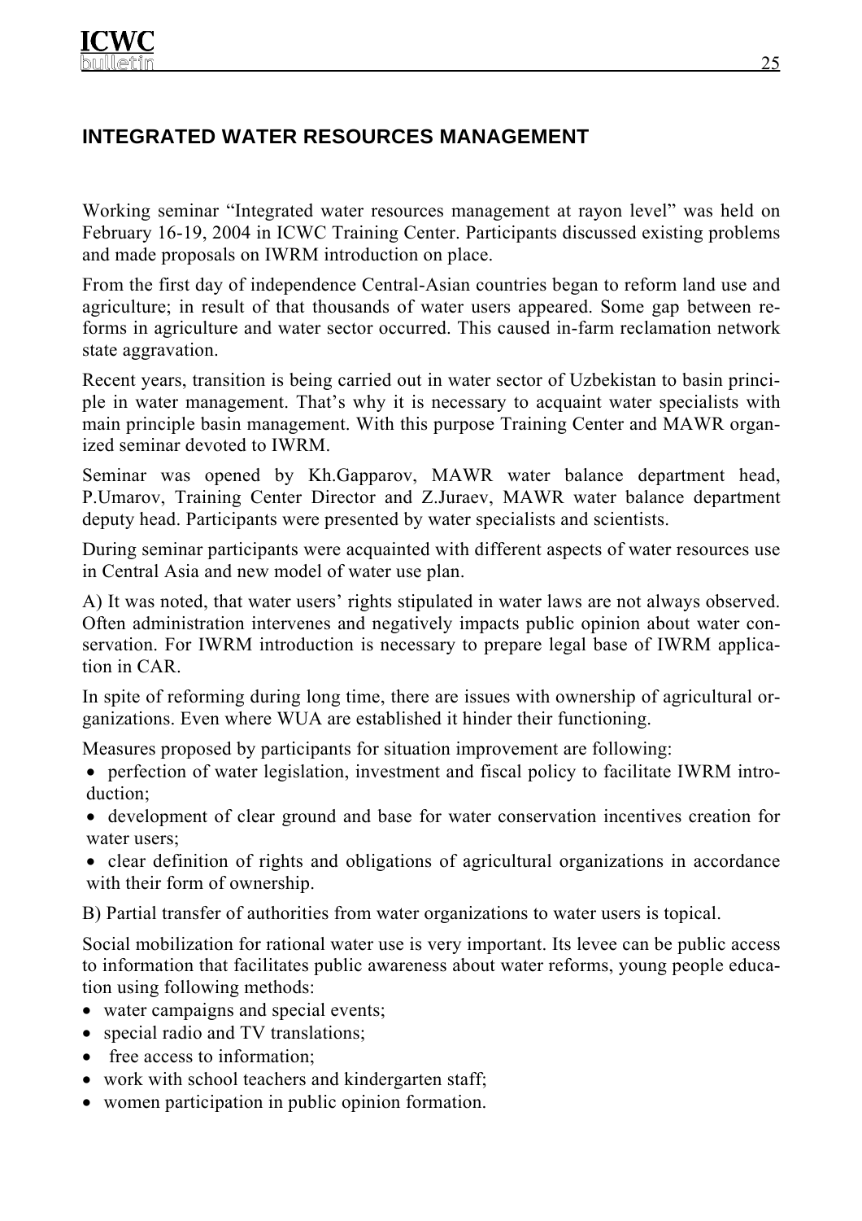## INTEGRATED WATER RESOURCES MANAGEMENT

Working seminar "Integrated water resources management at rayon level" was held on February 16-19, 2004 in ICWC Training Center. Participants discussed existing problems and made proposals on IWRM introduction on place.

From the first day of independence Central-Asian countries began to reform land use and agriculture; in result of that thousands of water users appeared. Some gap between reforms in agriculture and water sector occurred. This caused in-farm reclamation network state aggravation.

Recent years, transition is being carried out in water sector of Uzbekistan to basin principle in water management. That's why it is necessary to acquaint water specialists with main principle basin management. With this purpose Training Center and MAWR organized seminar devoted to IWRM.

Seminar was opened by Kh.Gapparov, MAWR water balance department head, P.Umarov, Training Center Director and Z.Juraev, MAWR water balance department deputy head. Participants were presented by water specialists and scientists.

During seminar participants were acquainted with different aspects of water resources use in Central Asia and new model of water use plan.

A) It was noted, that water users' rights stipulated in water laws are not always observed. Often administration intervenes and negatively impacts public opinion about water conservation. For IWRM introduction is necessary to prepare legal base of IWRM application in CAR.

In spite of reforming during long time, there are issues with ownership of agricultural organizations. Even where WUA are established it hinder their functioning.

Measures proposed by participants for situation improvement are following:

- perfection of water legislation, investment and fiscal policy to facilitate IWRM introduction;
- development of clear ground and base for water conservation incentives creation for water users;
- clear definition of rights and obligations of agricultural organizations in accordance with their form of ownership.

B) Partial transfer of authorities from water organizations to water users is topical.

Social mobilization for rational water use is very important. Its levee can be public access to information that facilitates public awareness about water reforms, young people education using following methods:

- water campaigns and special events;
- special radio and TV translations;
- free access to information;
- work with school teachers and kindergarten staff;
- women participation in public opinion formation.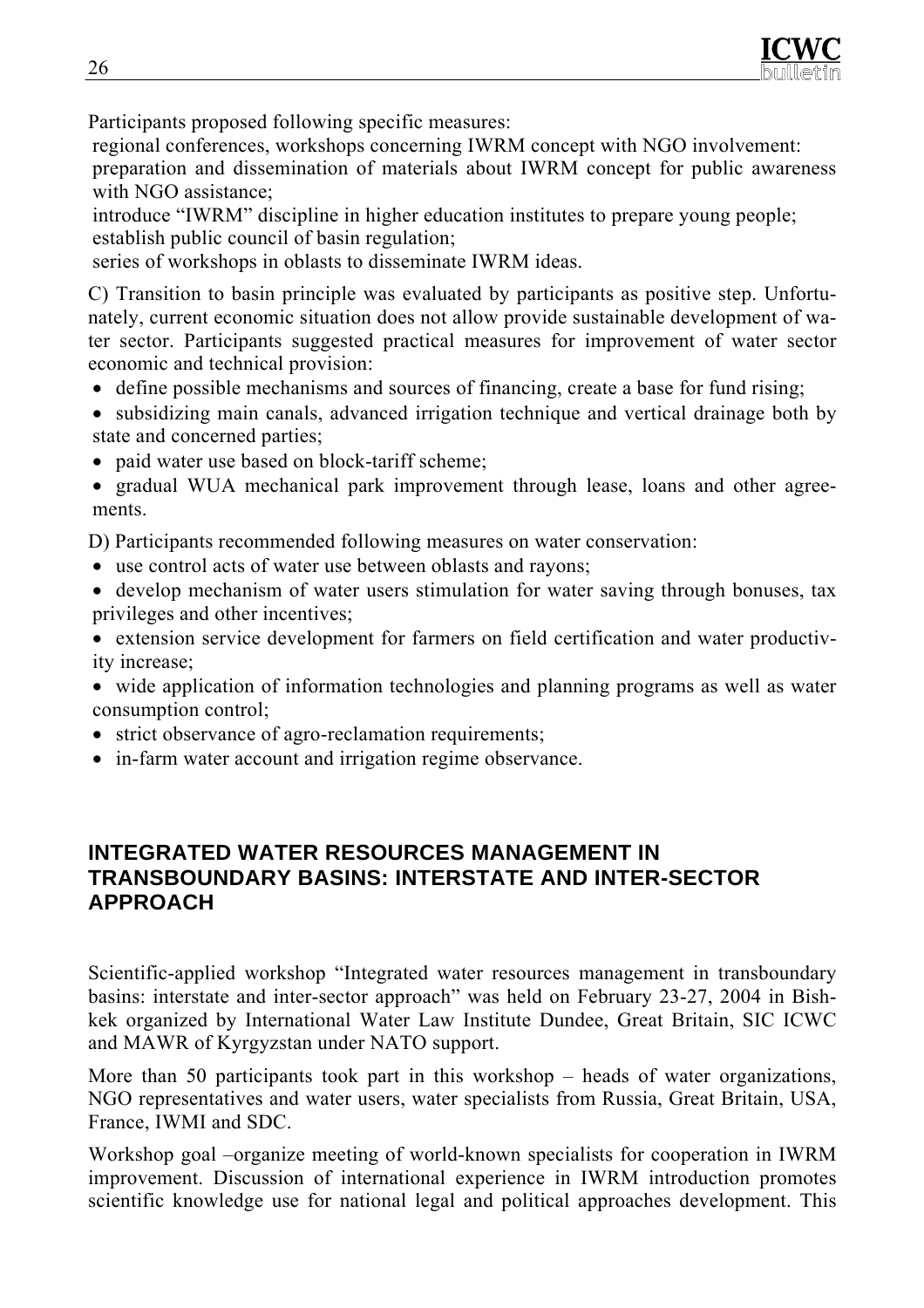Participants proposed following specific measures:

regional conferences, workshops concerning IWRM concept with NGO involvement:
preparation and dissemination of materials about IWRM concept for public awareness with NGO assistance;
introduce "IWRM" discipline in higher education institutes to prepare young people;
establish public council of basin regulation;
series of workshops in oblasts to disseminate IWRM ideas.

C) Transition to basin principle was evaluated by participants as positive step. Unfortunately, current economic situation does not allow provide sustainable development of water sector. Participants suggested practical measures for improvement of water sector economic and technical provision:

- define possible mechanisms and sources of financing, create a base for fund rising;
- subsidizing main canals, advanced irrigation technique and vertical drainage both by state and concerned parties;
- paid water use based on block-tariff scheme;
- gradual WUA mechanical park improvement through lease, loans and other agreements.

D) Participants recommended following measures on water conservation:

- use control acts of water use between oblasts and rayons;
- develop mechanism of water users stimulation for water saving through bonuses, tax privileges and other incentives;
- extension service development for farmers on field certification and water productivity increase;
- wide application of information technologies and planning programs as well as water consumption control;
- strict observance of agro-reclamation requirements;
- in-farm water account and irrigation regime observance.

## INTEGRATED WATER RESOURCES MANAGEMENT IN TRANSBOUNDARY BASINS: INTERSTATE AND INTER-SECTOR APPROACH

Scientific-applied workshop "Integrated water resources management in transboundary basins: interstate and inter-sector approach" was held on February 23-27, 2004 in Bishkek organized by International Water Law Institute Dundee, Great Britain, SIC ICWC and MAWR of Kyrgyzstan under NATO support.

More than 50 participants took part in this workshop – heads of water organizations, NGO representatives and water users, water specialists from Russia, Great Britain, USA, France, IWMI and SDC.

Workshop goal –organize meeting of world-known specialists for cooperation in IWRM improvement. Discussion of international experience in IWRM introduction promotes scientific knowledge use for national legal and political approaches development. This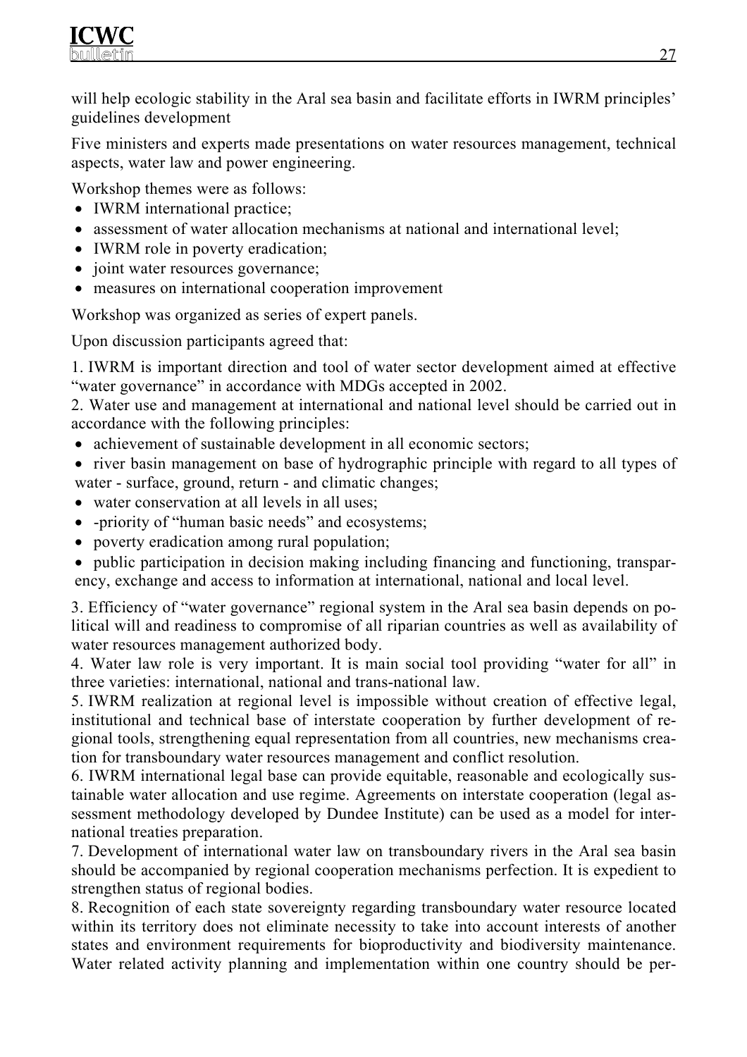will help ecologic stability in the Aral sea basin and facilitate efforts in IWRM principles' guidelines development

Five ministers and experts made presentations on water resources management, technical aspects, water law and power engineering.

Workshop themes were as follows:

- IWRM international practice;
- assessment of water allocation mechanisms at national and international level;
- IWRM role in poverty eradication;
- joint water resources governance;
- measures on international cooperation improvement

Workshop was organized as series of expert panels.

Upon discussion participants agreed that:

1. IWRM is important direction and tool of water sector development aimed at effective "water governance" in accordance with MDGs accepted in 2002.
2. Water use and management at international and national level should be carried out in accordance with the following principles:
   - achievement of sustainable development in all economic sectors;
   - river basin management on base of hydrographic principle with regard to all types of water - surface, ground, return - and climatic changes;
   - water conservation at all levels in all uses;
   - -priority of "human basic needs" and ecosystems;
   - poverty eradication among rural population;
   - public participation in decision making including financing and functioning, transparency, exchange and access to information at international, national and local level.
3. Efficiency of "water governance" regional system in the Aral sea basin depends on political will and readiness to compromise of all riparian countries as well as availability of water resources management authorized body.
4. Water law role is very important. It is main social tool providing "water for all" in three varieties: international, national and trans-national law.
5. IWRM realization at regional level is impossible without creation of effective legal, institutional and technical base of interstate cooperation by further development of regional tools, strengthening equal representation from all countries, new mechanisms creation for transboundary water resources management and conflict resolution.
6. IWRM international legal base can provide equitable, reasonable and ecologically sustainable water allocation and use regime. Agreements on interstate cooperation (legal assessment methodology developed by Dundee Institute) can be used as a model for international treaties preparation.
7. Development of international water law on transboundary rivers in the Aral sea basin should be accompanied by regional cooperation mechanisms perfection. It is expedient to strengthen status of regional bodies.
8. Recognition of each state sovereignty regarding transboundary water resource located within its territory does not eliminate necessity to take into account interests of another states and environment requirements for bioproductivity and biodiversity maintenance. Water related activity planning and implementation within one country should be per-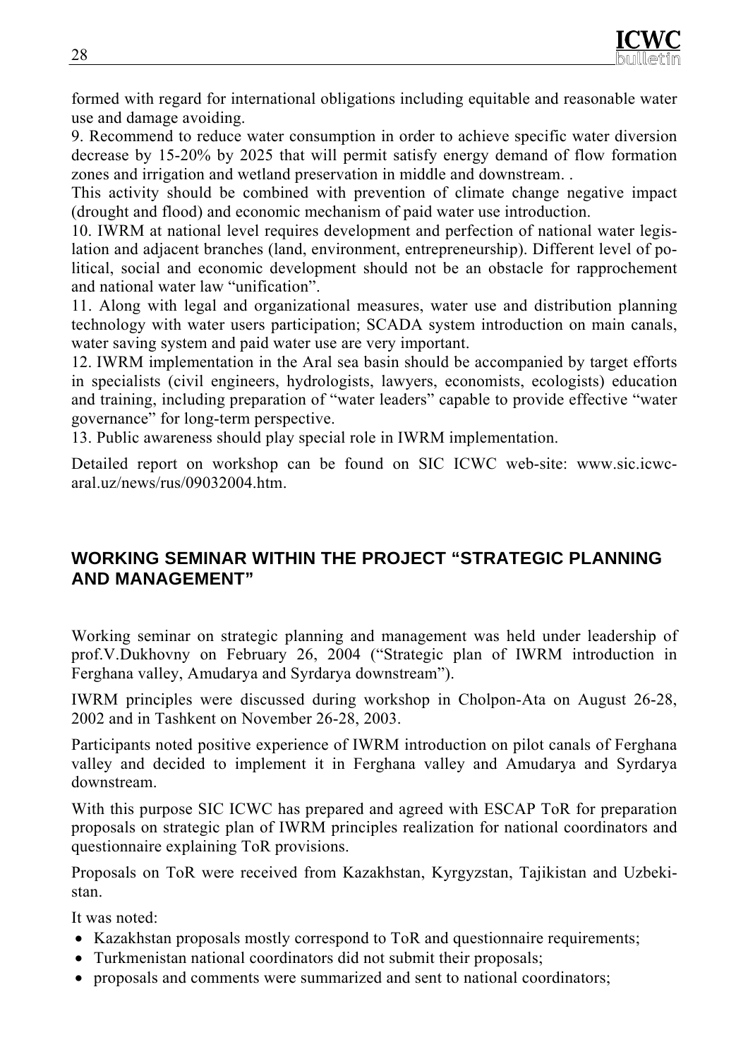formed with regard for international obligations including equitable and reasonable water use and damage avoiding.

9. Recommend to reduce water consumption in order to achieve specific water diversion decrease by 15-20% by 2025 that will permit satisfy energy demand of flow formation zones and irrigation and wetland preservation in middle and downstream. .

This activity should be combined with prevention of climate change negative impact (drought and flood) and economic mechanism of paid water use introduction.

10. IWRM at national level requires development and perfection of national water legislation and adjacent branches (land, environment, entrepreneurship). Different level of political, social and economic development should not be an obstacle for rapprochement and national water law "unification".

11. Along with legal and organizational measures, water use and distribution planning technology with water users participation; SCADA system introduction on main canals, water saving system and paid water use are very important.

12. IWRM implementation in the Aral sea basin should be accompanied by target efforts in specialists (civil engineers, hydrologists, lawyers, economists, ecologists) education and training, including preparation of "water leaders" capable to provide effective "water governance" for long-term perspective.

13. Public awareness should play special role in IWRM implementation.

Detailed report on workshop can be found on SIC ICWC web-site: www.sic.icwc-aral.uz/news/rus/09032004.htm.

## WORKING SEMINAR WITHIN THE PROJECT "STRATEGIC PLANNING AND MANAGEMENT"

Working seminar on strategic planning and management was held under leadership of prof.V.Dukhovny on February 26, 2004 ("Strategic plan of IWRM introduction in Ferghana valley, Amudarya and Syrdarya downstream").

IWRM principles were discussed during workshop in Cholpon-Ata on August 26-28, 2002 and in Tashkent on November 26-28, 2003.

Participants noted positive experience of IWRM introduction on pilot canals of Ferghana valley and decided to implement it in Ferghana valley and Amudarya and Syrdarya downstream.

With this purpose SIC ICWC has prepared and agreed with ESCAP ToR for preparation proposals on strategic plan of IWRM principles realization for national coordinators and questionnaire explaining ToR provisions.

Proposals on ToR were received from Kazakhstan, Kyrgyzstan, Tajikistan and Uzbekistan.

It was noted:

- Kazakhstan proposals mostly correspond to ToR and questionnaire requirements;
- Turkmenistan national coordinators did not submit their proposals;
- proposals and comments were summarized and sent to national coordinators;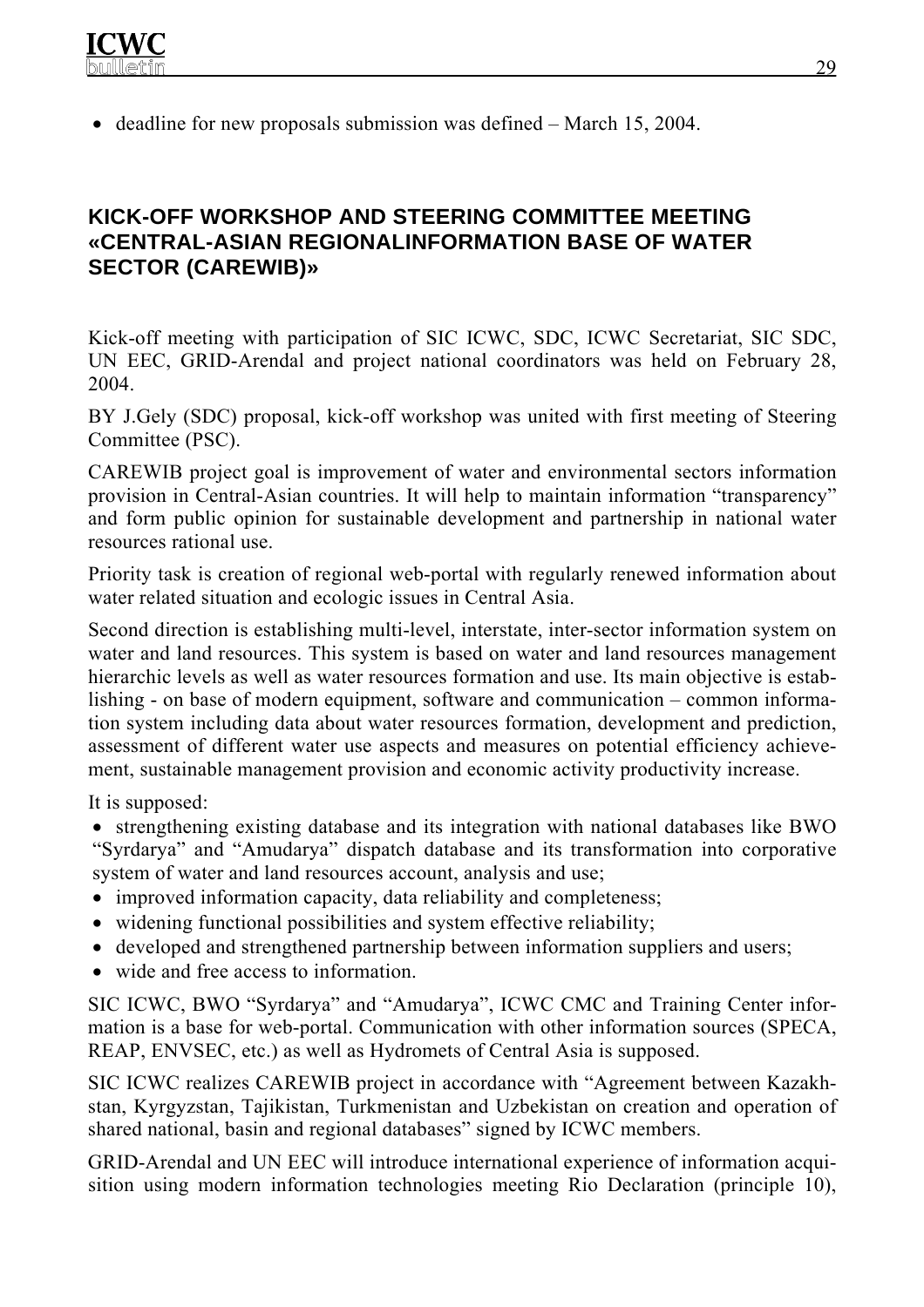- deadline for new proposals submission was defined – March 15, 2004.

## KICK-OFF WORKSHOP AND STEERING COMMITTEE MEETING «CENTRAL-ASIAN REGIONALINFORMATION BASE OF WATER SECTOR (CAREWIB)»

Kick-off meeting with participation of SIC ICWC, SDC, ICWC Secretariat, SIC SDC, UN EEC, GRID-Arendal and project national coordinators was held on February 28, 2004.

BY J.Gely (SDC) proposal, kick-off workshop was united with first meeting of Steering Committee (PSC).

CAREWIB project goal is improvement of water and environmental sectors information provision in Central-Asian countries. It will help to maintain information "transparency" and form public opinion for sustainable development and partnership in national water resources rational use.

Priority task is creation of regional web-portal with regularly renewed information about water related situation and ecologic issues in Central Asia.

Second direction is establishing multi-level, interstate, inter-sector information system on water and land resources. This system is based on water and land resources management hierarchic levels as well as water resources formation and use. Its main objective is establishing - on base of modern equipment, software and communication – common information system including data about water resources formation, development and prediction, assessment of different water use aspects and measures on potential efficiency achievement, sustainable management provision and economic activity productivity increase.

It is supposed:

- strengthening existing database and its integration with national databases like BWO "Syrdarya" and "Amudarya" dispatch database and its transformation into corporative system of water and land resources account, analysis and use;
- improved information capacity, data reliability and completeness;
- widening functional possibilities and system effective reliability;
- developed and strengthened partnership between information suppliers and users;
- wide and free access to information.

SIC ICWC, BWO "Syrdarya" and "Amudarya", ICWC CMC and Training Center information is a base for web-portal. Communication with other information sources (SPECA, REAP, ENVSEC, etc.) as well as Hydromets of Central Asia is supposed.

SIC ICWC realizes CAREWIB project in accordance with "Agreement between Kazakhstan, Kyrgyzstan, Tajikistan, Turkmenistan and Uzbekistan on creation and operation of shared national, basin and regional databases" signed by ICWC members.

GRID-Arendal and UN EEC will introduce international experience of information acquisition using modern information technologies meeting Rio Declaration (principle 10),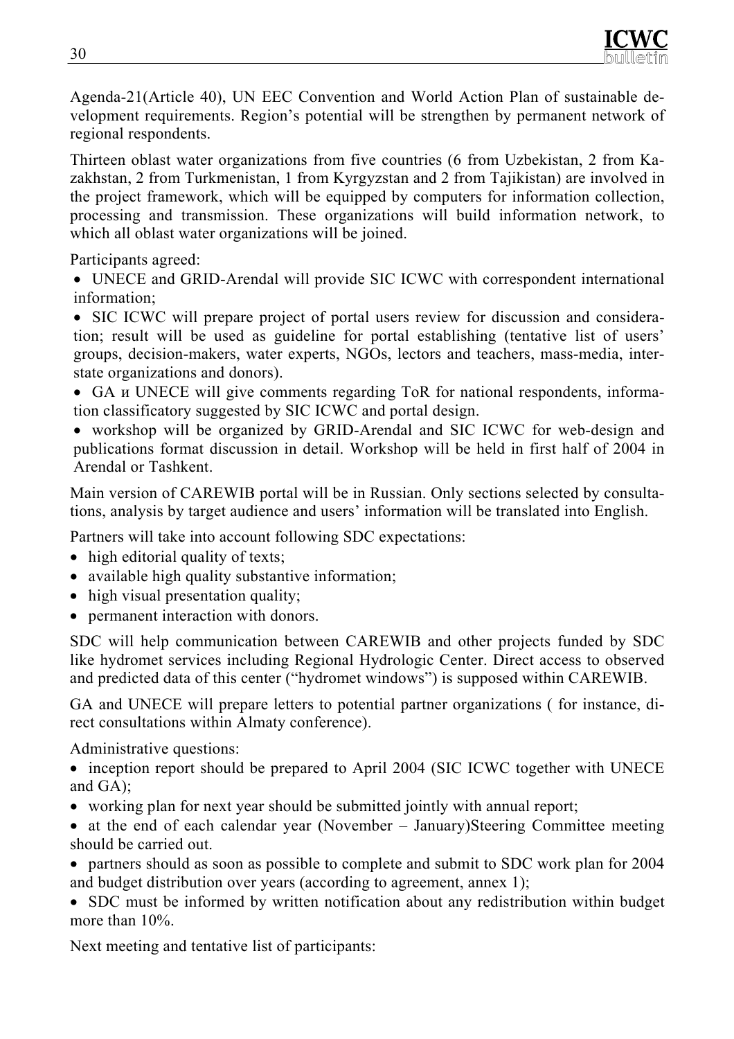Agenda-21(Article 40), UN EEC Convention and World Action Plan of sustainable development requirements. Region's potential will be strengthen by permanent network of regional respondents.

Thirteen oblast water organizations from five countries (6 from Uzbekistan, 2 from Kazakhstan, 2 from Turkmenistan, 1 from Kyrgyzstan and 2 from Tajikistan) are involved in the project framework, which will be equipped by computers for information collection, processing and transmission. These organizations will build information network, to which all oblast water organizations will be joined.

Participants agreed:

- UNECE and GRID-Arendal will provide SIC ICWC with correspondent international information;
- SIC ICWC will prepare project of portal users review for discussion and consideration; result will be used as guideline for portal establishing (tentative list of users' groups, decision-makers, water experts, NGOs, lectors and teachers, mass-media, interstate organizations and donors).
- GA и UNECE will give comments regarding ToR for national respondents, information classificatory suggested by SIC ICWC and portal design.
- workshop will be organized by GRID-Arendal and SIC ICWC for web-design and publications format discussion in detail. Workshop will be held in first half of 2004 in Arendal or Tashkent.

Main version of CAREWIB portal will be in Russian. Only sections selected by consultations, analysis by target audience and users' information will be translated into English.

Partners will take into account following SDC expectations:

- high editorial quality of texts;
- available high quality substantive information;
- high visual presentation quality;
- permanent interaction with donors.

SDC will help communication between CAREWIB and other projects funded by SDC like hydromet services including Regional Hydrologic Center. Direct access to observed and predicted data of this center ("hydromet windows") is supposed within CAREWIB.

GA and UNECE will prepare letters to potential partner organizations ( for instance, direct consultations within Almaty conference).

Administrative questions:

- inception report should be prepared to April 2004 (SIC ICWC together with UNECE and GA);
- working plan for next year should be submitted jointly with annual report;
- at the end of each calendar year (November – January)Steering Committee meeting should be carried out.
- partners should as soon as possible to complete and submit to SDC work plan for 2004 and budget distribution over years (according to agreement, annex 1);
- SDC must be informed by written notification about any redistribution within budget more than 10%.

Next meeting and tentative list of participants: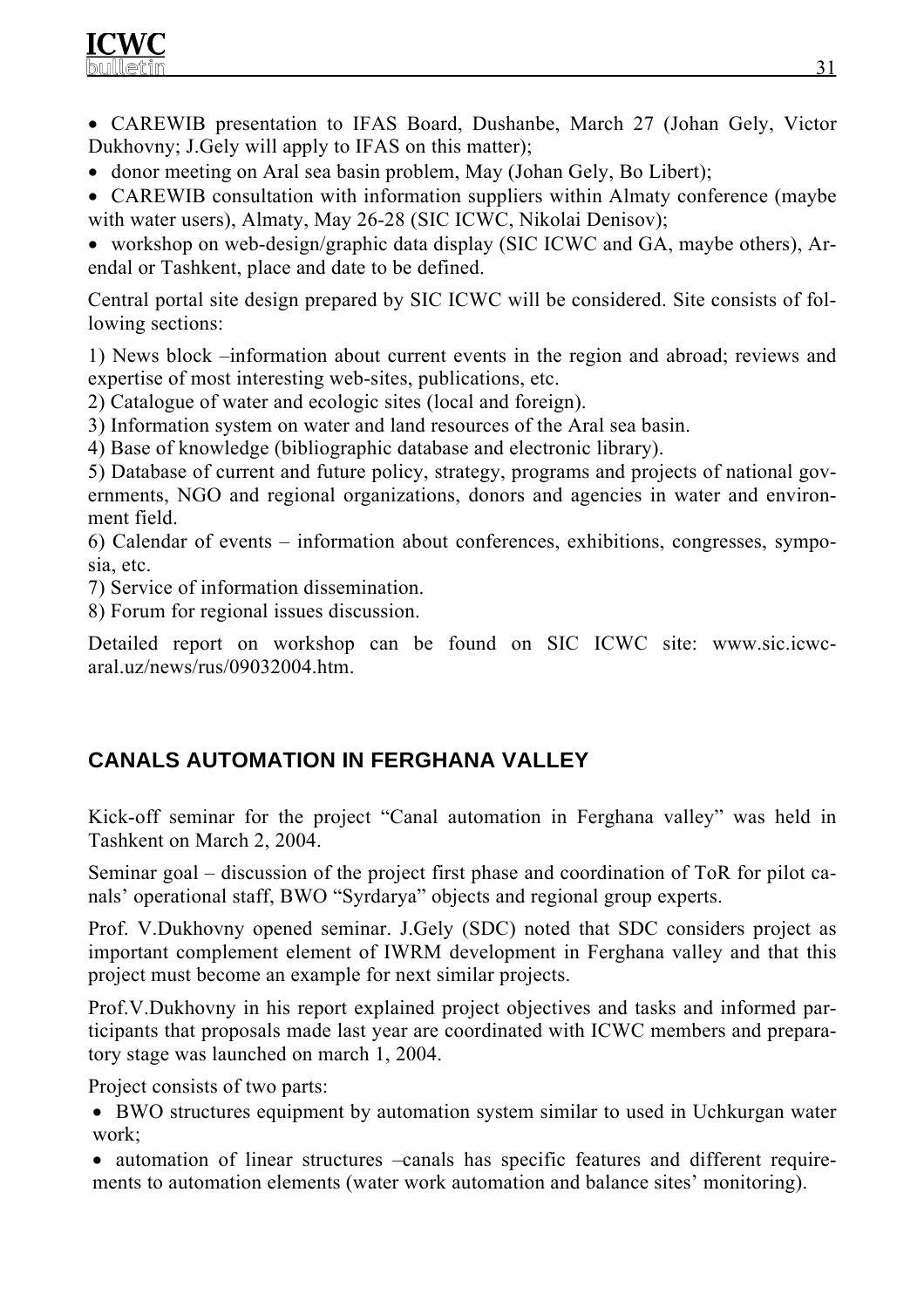- CAREWIB presentation to IFAS Board, Dushanbe, March 27 (Johan Gely, Victor Dukhovny; J.Gely will apply to IFAS on this matter);
- donor meeting on Aral sea basin problem, May (Johan Gely, Bo Libert);
- CAREWIB consultation with information suppliers within Almaty conference (maybe with water users), Almaty, May 26-28 (SIC ICWC, Nikolai Denisov);
- workshop on web-design/graphic data display (SIC ICWC and GA, maybe others), Arendal or Tashkent, place and date to be defined.

Central portal site design prepared by SIC ICWC will be considered. Site consists of following sections:

1) News block –information about current events in the region and abroad; reviews and expertise of most interesting web-sites, publications, etc.
2) Catalogue of water and ecologic sites (local and foreign).
3) Information system on water and land resources of the Aral sea basin.
4) Base of knowledge (bibliographic database and electronic library).
5) Database of current and future policy, strategy, programs and projects of national governments, NGO and regional organizations, donors and agencies in water and environment field.
6) Calendar of events – information about conferences, exhibitions, congresses, symposia, etc.
7) Service of information dissemination.
8) Forum for regional issues discussion.

Detailed report on workshop can be found on SIC ICWC site: www.sic.icwc-aral.uz/news/rus/09032004.htm.

## CANALS AUTOMATION IN FERGHANA VALLEY

Kick-off seminar for the project "Canal automation in Ferghana valley" was held in Tashkent on March 2, 2004.

Seminar goal – discussion of the project first phase and coordination of ToR for pilot canals' operational staff, BWO "Syrdarya" objects and regional group experts.

Prof. V.Dukhovny opened seminar. J.Gely (SDC) noted that SDC considers project as important complement element of IWRM development in Ferghana valley and that this project must become an example for next similar projects.

Prof.V.Dukhovny in his report explained project objectives and tasks and informed participants that proposals made last year are coordinated with ICWC members and preparatory stage was launched on march 1, 2004.

Project consists of two parts:

- BWO structures equipment by automation system similar to used in Uchkurgan water work;
- automation of linear structures –canals has specific features and different requirements to automation elements (water work automation and balance sites' monitoring).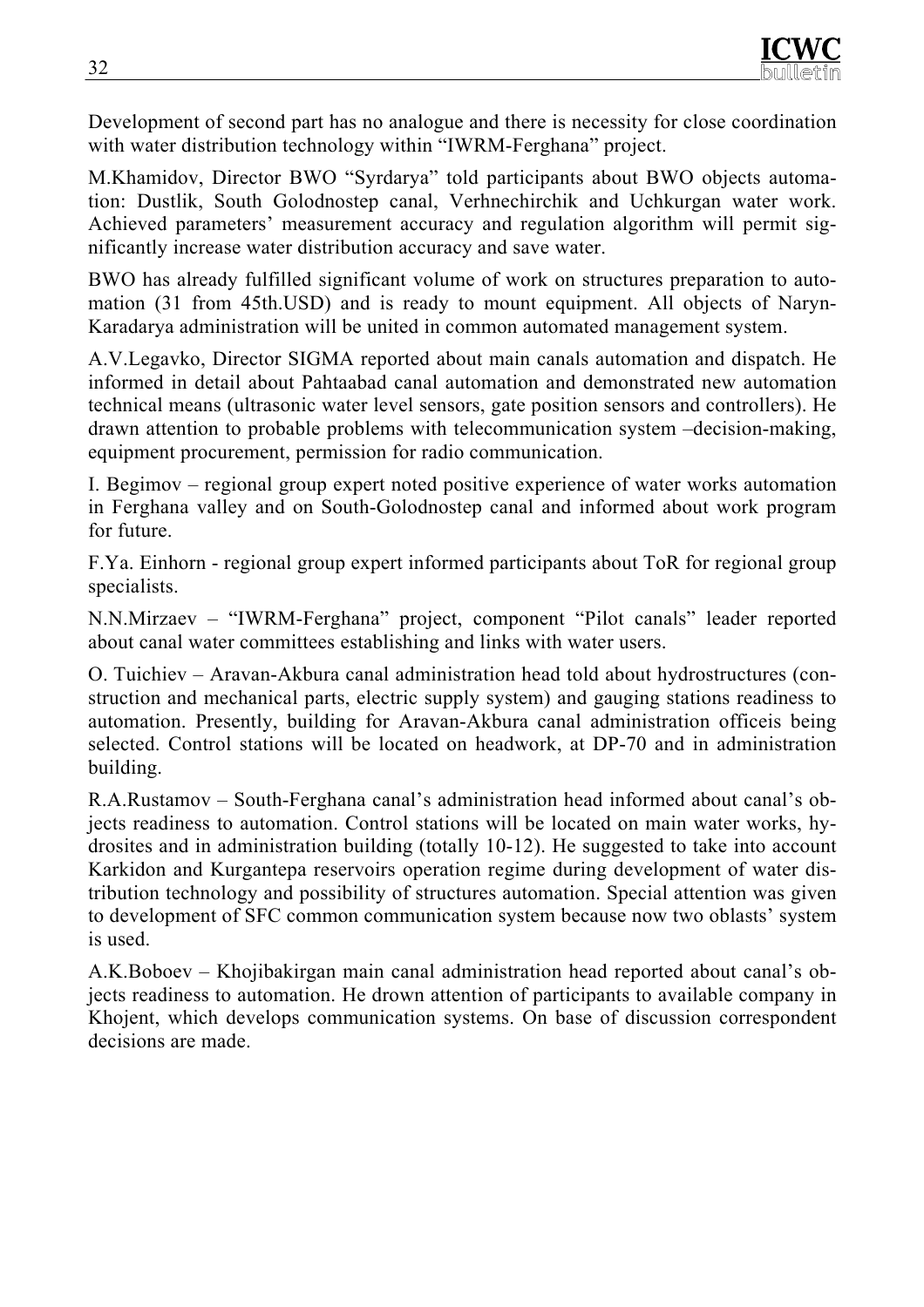Development of second part has no analogue and there is necessity for close coordination with water distribution technology within "IWRM-Ferghana" project.

M.Khamidov, Director BWO "Syrdarya" told participants about BWO objects automation: Dustlik, South Golodnostep canal, Verhnechirchik and Uchkurgan water work. Achieved parameters' measurement accuracy and regulation algorithm will permit significantly increase water distribution accuracy and save water.

BWO has already fulfilled significant volume of work on structures preparation to automation (31 from 45th.USD) and is ready to mount equipment. All objects of Naryn-Karadarya administration will be united in common automated management system.

A.V.Legavko, Director SIGMA reported about main canals automation and dispatch. He informed in detail about Pahtaabad canal automation and demonstrated new automation technical means (ultrasonic water level sensors, gate position sensors and controllers). He drawn attention to probable problems with telecommunication system –decision-making, equipment procurement, permission for radio communication.

I. Begimov – regional group expert noted positive experience of water works automation in Ferghana valley and on South-Golodnostep canal and informed about work program for future.

F.Ya. Einhorn - regional group expert informed participants about ToR for regional group specialists.

N.N.Mirzaev – "IWRM-Ferghana" project, component "Pilot canals" leader reported about canal water committees establishing and links with water users.

O. Tuichiev – Aravan-Akbura canal administration head told about hydrostructures (construction and mechanical parts, electric supply system) and gauging stations readiness to automation. Presently, building for Aravan-Akbura canal administration officeis being selected. Control stations will be located on headwork, at DP-70 and in administration building.

R.A.Rustamov – South-Ferghana canal's administration head informed about canal's objects readiness to automation. Control stations will be located on main water works, hydrosites and in administration building (totally 10-12). He suggested to take into account Karkidon and Kurgantepa reservoirs operation regime during development of water distribution technology and possibility of structures automation. Special attention was given to development of SFC common communication system because now two oblasts' system is used.

A.K.Boboev – Khojibakirgan main canal administration head reported about canal's objects readiness to automation. He drawn attention of participants to available company in Khojent, which develops communication systems. On base of discussion correspondent decisions are made.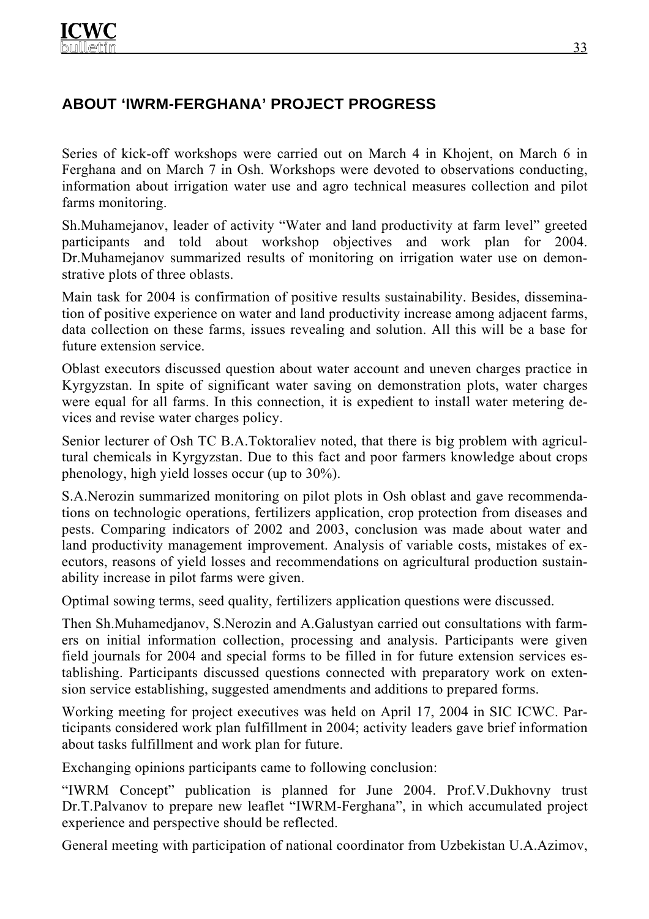## ABOUT 'IWRM-FERGHANA' PROJECT PROGRESS

Series of kick-off workshops were carried out on March 4 in Khojent, on March 6 in Ferghana and on March 7 in Osh. Workshops were devoted to observations conducting, information about irrigation water use and agro technical measures collection and pilot farms monitoring.

Sh.Muhamejanov, leader of activity "Water and land productivity at farm level" greeted participants and told about workshop objectives and work plan for 2004. Dr.Muhamejanov summarized results of monitoring on irrigation water use on demonstrative plots of three oblasts.

Main task for 2004 is confirmation of positive results sustainability. Besides, dissemination of positive experience on water and land productivity increase among adjacent farms, data collection on these farms, issues revealing and solution. All this will be a base for future extension service.

Oblast executors discussed question about water account and uneven charges practice in Kyrgyzstan. In spite of significant water saving on demonstration plots, water charges were equal for all farms. In this connection, it is expedient to install water metering devices and revise water charges policy.

Senior lecturer of Osh TC B.A.Toktoraliev noted, that there is big problem with agricultural chemicals in Kyrgyzstan. Due to this fact and poor farmers knowledge about crops phenology, high yield losses occur (up to 30%).

S.A.Nerozin summarized monitoring on pilot plots in Osh oblast and gave recommendations on technologic operations, fertilizers application, crop protection from diseases and pests. Comparing indicators of 2002 and 2003, conclusion was made about water and land productivity management improvement. Analysis of variable costs, mistakes of executors, reasons of yield losses and recommendations on agricultural production sustainability increase in pilot farms were given.

Optimal sowing terms, seed quality, fertilizers application questions were discussed.

Then Sh.Muhamedjanov, S.Nerozin and A.Galustyan carried out consultations with farmers on initial information collection, processing and analysis. Participants were given field journals for 2004 and special forms to be filled in for future extension services establishing. Participants discussed questions connected with preparatory work on extension service establishing, suggested amendments and additions to prepared forms.

Working meeting for project executives was held on April 17, 2004 in SIC ICWC. Participants considered work plan fulfillment in 2004; activity leaders gave brief information about tasks fulfillment and work plan for future.

Exchanging opinions participants came to following conclusion:

"IWRM Concept" publication is planned for June 2004. Prof.V.Dukhovny trust Dr.T.Palvanov to prepare new leaflet "IWRM-Ferghana", in which accumulated project experience and perspective should be reflected.

General meeting with participation of national coordinator from Uzbekistan U.A.Azimov,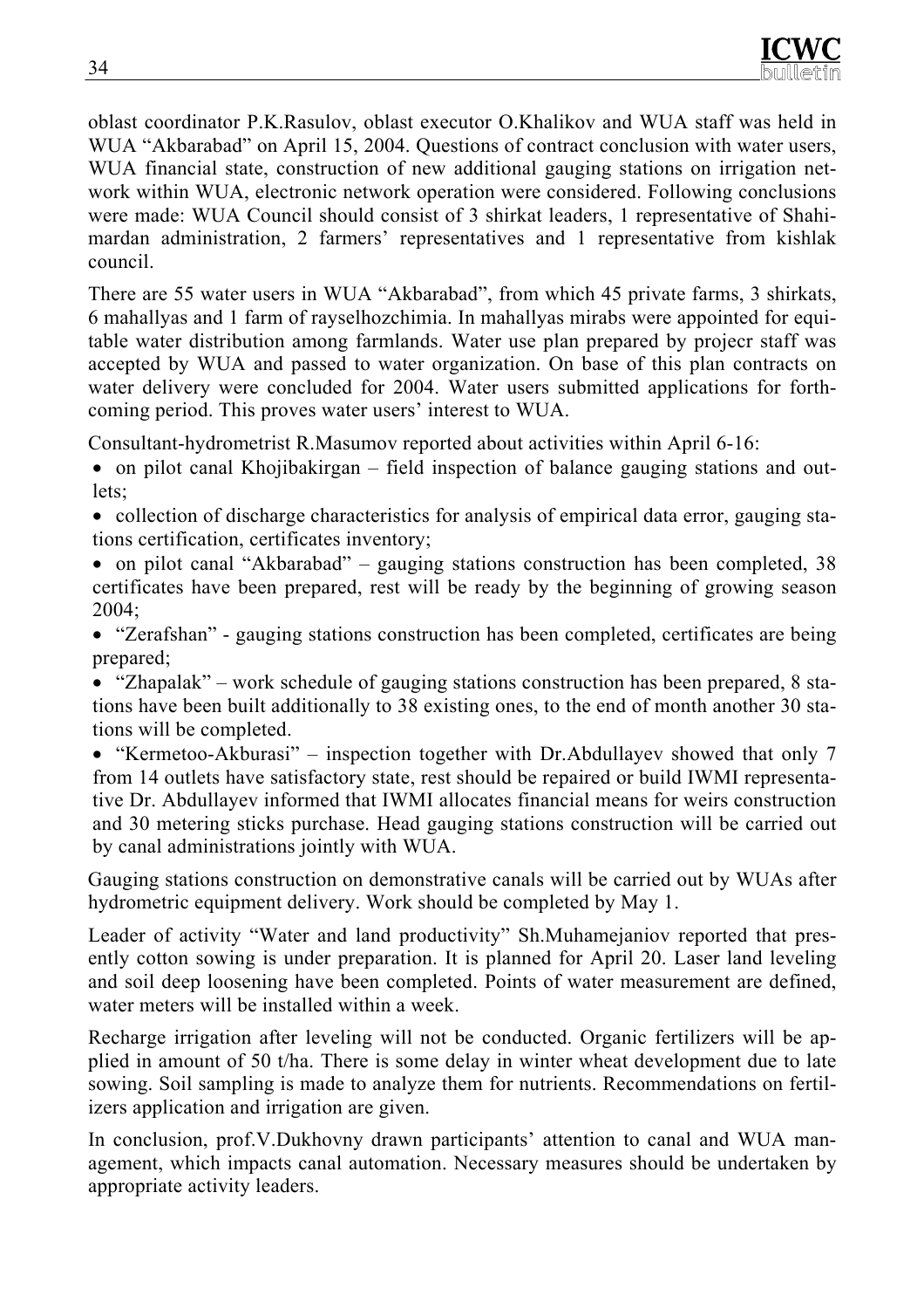oblast coordinator P.K.Rasulov, oblast executor O.Khalikov and WUA staff was held in WUA "Akbarabad" on April 15, 2004. Questions of contract conclusion with water users, WUA financial state, construction of new additional gauging stations on irrigation network within WUA, electronic network operation were considered. Following conclusions were made: WUA Council should consist of 3 shirkat leaders, 1 representative of Shahimardan administration, 2 farmers' representatives and 1 representative from kishlak council.

There are 55 water users in WUA "Akbarabad", from which 45 private farms, 3 shirkats, 6 mahallyas and 1 farm of rayselhozchimia. In mahallyas mirabs were appointed for equitable water distribution among farmlands. Water use plan prepared by projecr staff was accepted by WUA and passed to water organization. On base of this plan contracts on water delivery were concluded for 2004. Water users submitted applications for forthcoming period. This proves water users' interest to WUA.

Consultant-hydrometrist R.Masumov reported about activities within April 6-16:

- on pilot canal Khojibakirgan – field inspection of balance gauging stations and outlets;
- collection of discharge characteristics for analysis of empirical data error, gauging stations certification, certificates inventory;
- on pilot canal "Akbarabad" – gauging stations construction has been completed, 38 certificates have been prepared, rest will be ready by the beginning of growing season 2004;
- "Zerafshan" - gauging stations construction has been completed, certificates are being prepared;
- "Zhapalak" – work schedule of gauging stations construction has been prepared, 8 stations have been built additionally to 38 existing ones, to the end of month another 30 stations will be completed.
- "Kermetoo-Akburasi" – inspection together with Dr.Abdullayev showed that only 7 from 14 outlets have satisfactory state, rest should be repaired or build IWMI representative Dr. Abdullayev informed that IWMI allocates financial means for weirs construction and 30 metering sticks purchase. Head gauging stations construction will be carried out by canal administrations jointly with WUA.

Gauging stations construction on demonstrative canals will be carried out by WUAs after hydrometric equipment delivery. Work should be completed by May 1.

Leader of activity "Water and land productivity" Sh.Muhamejaniov reported that presently cotton sowing is under preparation. It is planned for April 20. Laser land leveling and soil deep loosening have been completed. Points of water measurement are defined, water meters will be installed within a week.

Recharge irrigation after leveling will not be conducted. Organic fertilizers will be applied in amount of 50 t/ha. There is some delay in winter wheat development due to late sowing. Soil sampling is made to analyze them for nutrients. Recommendations on fertilizers application and irrigation are given.

In conclusion, prof.V.Dukhovny drawn participants' attention to canal and WUA management, which impacts canal automation. Necessary measures should be undertaken by appropriate activity leaders.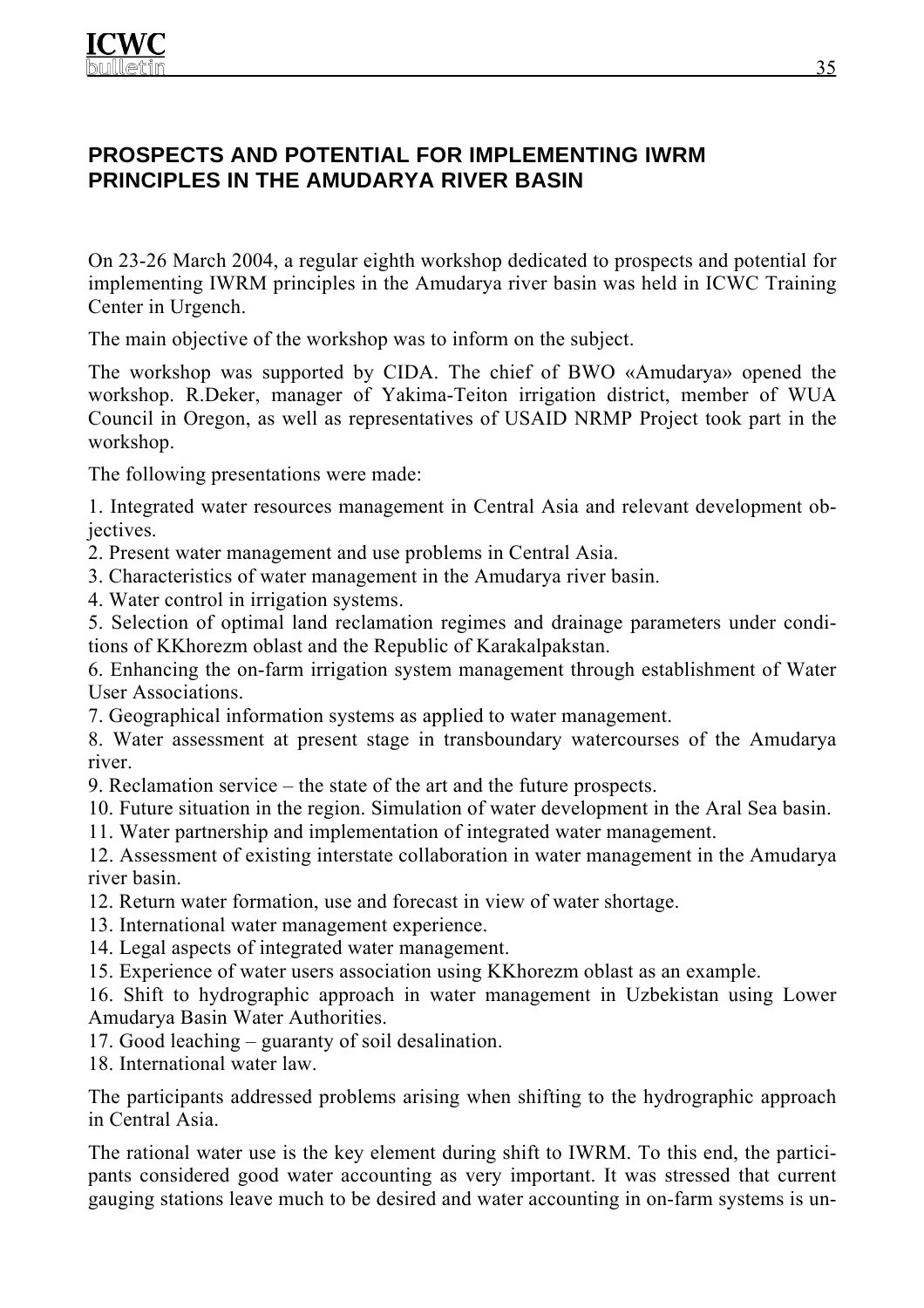## PROSPECTS AND POTENTIAL FOR IMPLEMENTING IWRM PRINCIPLES IN THE AMUDARYA RIVER BASIN

On 23-26 March 2004, a regular eighth workshop dedicated to prospects and potential for implementing IWRM principles in the Amudarya river basin was held in ICWC Training Center in Urgench.

The main objective of the workshop was to inform on the subject.

The workshop was supported by CIDA. The chief of BWO «Amudarya» opened the workshop. R.Deker, manager of Yakima-Teiton irrigation district, member of WUA Council in Oregon, as well as representatives of USAID NRMP Project took part in the workshop.

The following presentations were made:

1. Integrated water resources management in Central Asia and relevant development objectives.
2. Present water management and use problems in Central Asia.
3. Characteristics of water management in the Amudarya river basin.
4. Water control in irrigation systems.
5. Selection of optimal land reclamation regimes and drainage parameters under conditions of KKhorezm oblast and the Republic of Karakalpakstan.
6. Enhancing the on-farm irrigation system management through establishment of Water User Associations.
7. Geographical information systems as applied to water management.
8. Water assessment at present stage in transboundary watercourses of the Amudarya river.
9. Reclamation service – the state of the art and the future prospects.
10. Future situation in the region. Simulation of water development in the Aral Sea basin.
11. Water partnership and implementation of integrated water management.
12. Assessment of existing interstate collaboration in water management in the Amudarya river basin.
12. Return water formation, use and forecast in view of water shortage.
13. International water management experience.
14. Legal aspects of integrated water management.
15. Experience of water users association using KKhorezm oblast as an example.
16. Shift to hydrographic approach in water management in Uzbekistan using Lower Amudarya Basin Water Authorities.
17. Good leaching – guaranty of soil desalination.
18. International water law.

The participants addressed problems arising when shifting to the hydrographic approach in Central Asia.

The rational water use is the key element during shift to IWRM. To this end, the participants considered good water accounting as very important. It was stressed that current gauging stations leave much to be desired and water accounting in on-farm systems is un-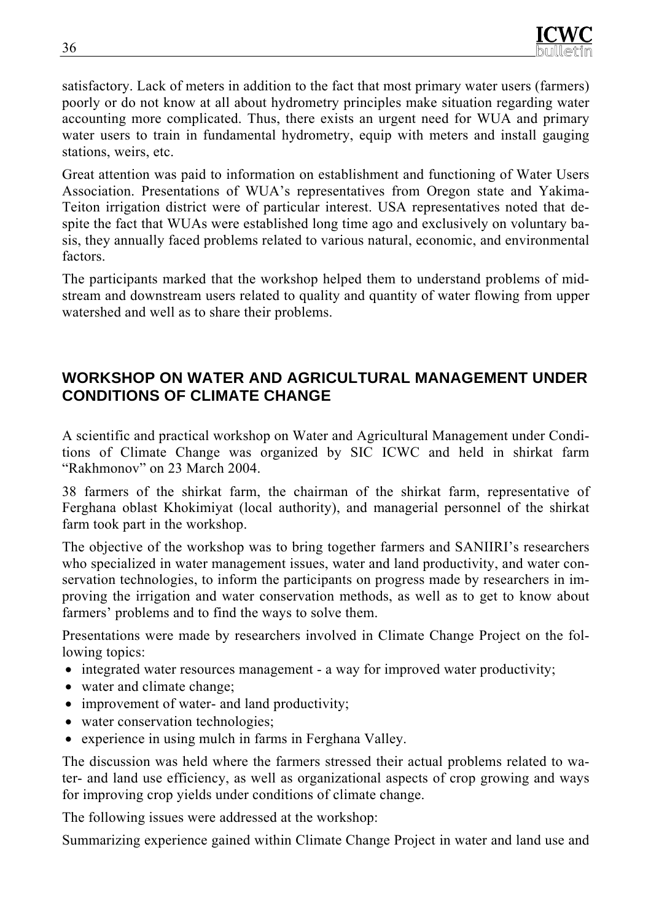satisfactory. Lack of meters in addition to the fact that most primary water users (farmers) poorly or do not know at all about hydrometry principles make situation regarding water accounting more complicated. Thus, there exists an urgent need for WUA and primary water users to train in fundamental hydrometry, equip with meters and install gauging stations, weirs, etc.

Great attention was paid to information on establishment and functioning of Water Users Association. Presentations of WUA's representatives from Oregon state and Yakima-Teiton irrigation district were of particular interest. USA representatives noted that despite the fact that WUAs were established long time ago and exclusively on voluntary basis, they annually faced problems related to various natural, economic, and environmental factors.

The participants marked that the workshop helped them to understand problems of midstream and downstream users related to quality and quantity of water flowing from upper watershed and well as to share their problems.

## WORKSHOP ON WATER AND AGRICULTURAL MANAGEMENT UNDER CONDITIONS OF CLIMATE CHANGE

A scientific and practical workshop on Water and Agricultural Management under Conditions of Climate Change was organized by SIC ICWC and held in shirkat farm "Rakhmonov" on 23 March 2004.

38 farmers of the shirkat farm, the chairman of the shirkat farm, representative of Ferghana oblast Khokimiyat (local authority), and managerial personnel of the shirkat farm took part in the workshop.

The objective of the workshop was to bring together farmers and SANIIRI's researchers who specialized in water management issues, water and land productivity, and water conservation technologies, to inform the participants on progress made by researchers in improving the irrigation and water conservation methods, as well as to get to know about farmers' problems and to find the ways to solve them.

Presentations were made by researchers involved in Climate Change Project on the following topics:

- integrated water resources management - a way for improved water productivity;
- water and climate change;
- improvement of water- and land productivity;
- water conservation technologies;
- experience in using mulch in farms in Ferghana Valley.

The discussion was held where the farmers stressed their actual problems related to water- and land use efficiency, as well as organizational aspects of crop growing and ways for improving crop yields under conditions of climate change.

The following issues were addressed at the workshop:

Summarizing experience gained within Climate Change Project in water and land use and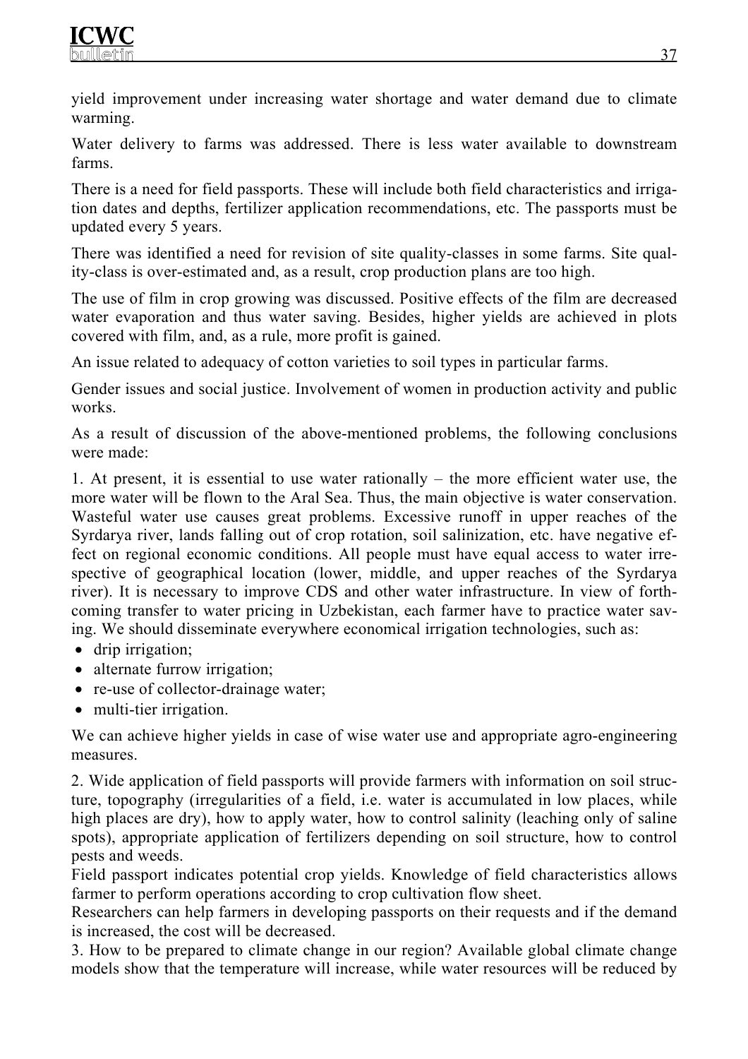yield improvement under increasing water shortage and water demand due to climate warming.

Water delivery to farms was addressed. There is less water available to downstream farms.

There is a need for field passports. These will include both field characteristics and irrigation dates and depths, fertilizer application recommendations, etc. The passports must be updated every 5 years.

There was identified a need for revision of site quality-classes in some farms. Site quality-class is over-estimated and, as a result, crop production plans are too high.

The use of film in crop growing was discussed. Positive effects of the film are decreased water evaporation and thus water saving. Besides, higher yields are achieved in plots covered with film, and, as a rule, more profit is gained.

An issue related to adequacy of cotton varieties to soil types in particular farms.

Gender issues and social justice. Involvement of women in production activity and public works.

As a result of discussion of the above-mentioned problems, the following conclusions were made:

1. At present, it is essential to use water rationally – the more efficient water use, the more water will be flown to the Aral Sea. Thus, the main objective is water conservation. Wasteful water use causes great problems. Excessive runoff in upper reaches of the Syrdarya river, lands falling out of crop rotation, soil salinization, etc. have negative effect on regional economic conditions. All people must have equal access to water irrespective of geographical location (lower, middle, and upper reaches of the Syrdarya river). It is necessary to improve CDS and other water infrastructure. In view of forthcoming transfer to water pricing in Uzbekistan, each farmer have to practice water saving. We should disseminate everywhere economical irrigation technologies, such as:

- drip irrigation;
- alternate furrow irrigation;
- re-use of collector-drainage water;
- multi-tier irrigation.

We can achieve higher yields in case of wise water use and appropriate agro-engineering measures.

2. Wide application of field passports will provide farmers with information on soil structure, topography (irregularities of a field, i.e. water is accumulated in low places, while high places are dry), how to apply water, how to control salinity (leaching only of saline spots), appropriate application of fertilizers depending on soil structure, how to control pests and weeds.

Field passport indicates potential crop yields. Knowledge of field characteristics allows farmer to perform operations according to crop cultivation flow sheet.

Researchers can help farmers in developing passports on their requests and if the demand is increased, the cost will be decreased.

3. How to be prepared to climate change in our region? Available global climate change models show that the temperature will increase, while water resources will be reduced by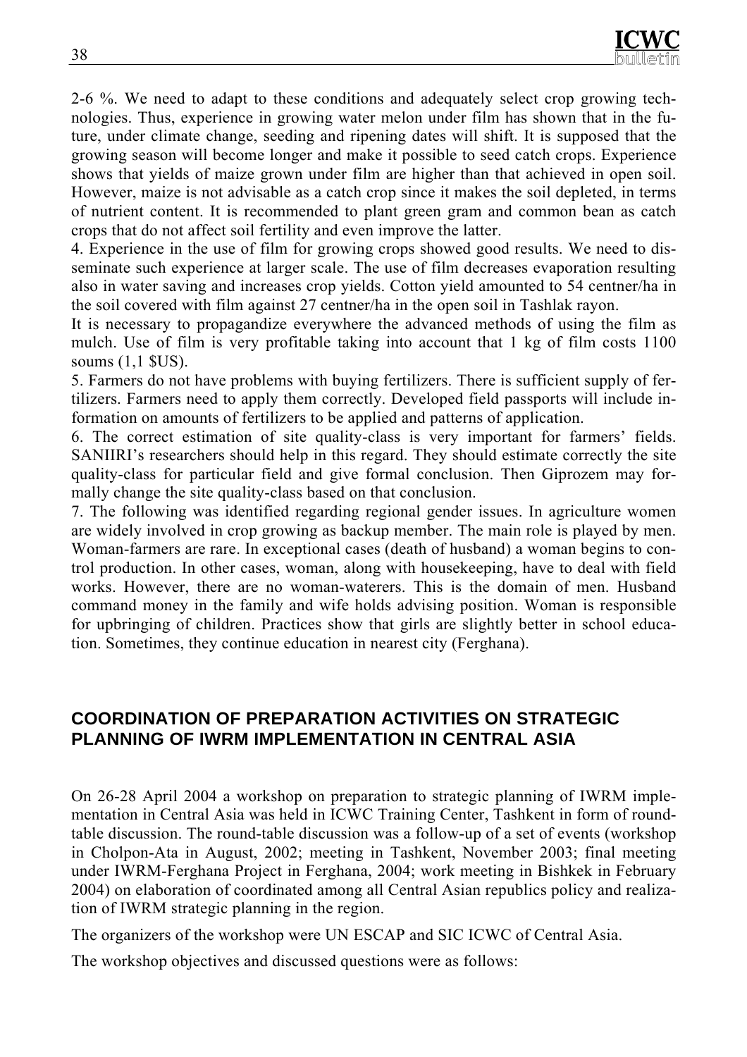2-6 %. We need to adapt to these conditions and adequately select crop growing technologies. Thus, experience in growing water melon under film has shown that in the future, under climate change, seeding and ripening dates will shift. It is supposed that the growing season will become longer and make it possible to seed catch crops. Experience shows that yields of maize grown under film are higher than that achieved in open soil. However, maize is not advisable as a catch crop since it makes the soil depleted, in terms of nutrient content. It is recommended to plant green gram and common bean as catch crops that do not affect soil fertility and even improve the latter.

4. Experience in the use of film for growing crops showed good results. We need to disseminate such experience at larger scale. The use of film decreases evaporation resulting also in water saving and increases crop yields. Cotton yield amounted to 54 centner/ha in the soil covered with film against 27 centner/ha in the open soil in Tashlak rayon.

It is necessary to propagandize everywhere the advanced methods of using the film as mulch. Use of film is very profitable taking into account that 1 kg of film costs 1100 soums (1,1 $US).

5. Farmers do not have problems with buying fertilizers. There is sufficient supply of fertilizers. Farmers need to apply them correctly. Developed field passports will include information on amounts of fertilizers to be applied and patterns of application.

6. The correct estimation of site quality-class is very important for farmers' fields. SANIIRI's researchers should help in this regard. They should estimate correctly the site quality-class for particular field and give formal conclusion. Then Giprozem may formally change the site quality-class based on that conclusion.

7. The following was identified regarding regional gender issues. In agriculture women are widely involved in crop growing as backup member. The main role is played by men. Woman-farmers are rare. In exceptional cases (death of husband) a woman begins to control production. In other cases, woman, along with housekeeping, have to deal with field works. However, there are no woman-waterers. This is the domain of men. Husband command money in the family and wife holds advising position. Woman is responsible for upbringing of children. Practices show that girls are slightly better in school education. Sometimes, they continue education in nearest city (Ferghana).

## COORDINATION OF PREPARATION ACTIVITIES ON STRATEGIC PLANNING OF IWRM IMPLEMENTATION IN CENTRAL ASIA

On 26-28 April 2004 a workshop on preparation to strategic planning of IWRM implementation in Central Asia was held in ICWC Training Center, Tashkent in form of round-table discussion. The round-table discussion was a follow-up of a set of events (workshop in Cholpon-Ata in August, 2002; meeting in Tashkent, November 2003; final meeting under IWRM-Ferghana Project in Ferghana, 2004; work meeting in Bishkek in February 2004) on elaboration of coordinated among all Central Asian republics policy and realization of IWRM strategic planning in the region.

The organizers of the workshop were UN ESCAP and SIC ICWC of Central Asia.

The workshop objectives and discussed questions were as follows: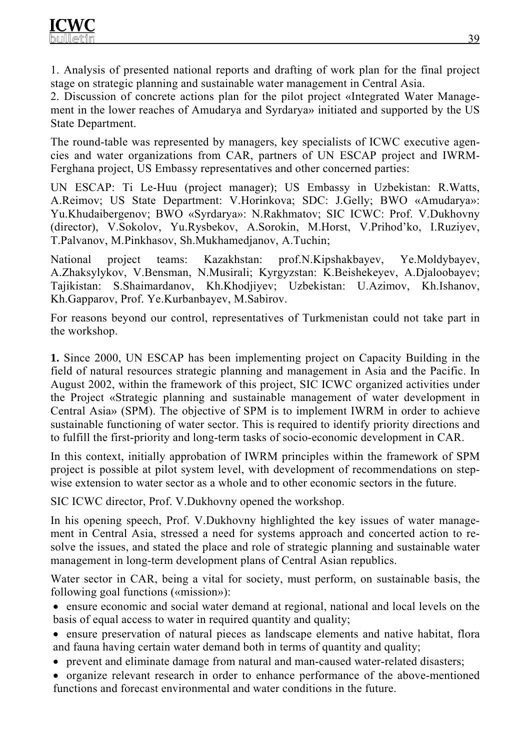1. Analysis of presented national reports and drafting of work plan for the final project stage on strategic planning and sustainable water management in Central Asia.
2. Discussion of concrete actions plan for the pilot project «Integrated Water Management in the lower reaches of Amudarya and Syrdarya» initiated and supported by the US State Department.

The round-table was represented by managers, key specialists of ICWC executive agencies and water organizations from CAR, partners of UN ESCAP project and IWRM-Ferghana project, US Embassy representatives and other concerned parties:

UN ESCAP: Ti Le-Huu (project manager); US Embassy in Uzbekistan: R.Watts, A.Reimov; US State Department: V.Horinkova; SDC: J.Gelly; BWO «Amudarya»: Yu.Khudaibergenov; BWO «Syrdarya»: N.Rakhmatov; SIC ICWC: Prof. V.Dukhovny (director), V.Sokolov, Yu.Rysbekov, A.Sorokin, M.Horst, V.Prihod'ko, I.Ruziyev, T.Palvanov, M.Pinkhasov, Sh.Mukhamedjanov, A.Tuchin;

National project teams: Kazakhstan: prof.N.Kipshakbayev, Ye.Moldybayev, A.Zhaksylykov, V.Bensman, N.Musirali; Kyrgyzstan: K.Beishekeyev, A.Djaloobayev; Tajikistan: S.Shaimardanov, Kh.Khodjiyev; Uzbekistan: U.Azimov, Kh.Ishanov, Kh.Gapparov, Prof. Ye.Kurbanbayev, M.Sabirov.

For reasons beyond our control, representatives of Turkmenistan could not take part in the workshop.

**1.** Since 2000, UN ESCAP has been implementing project on Capacity Building in the field of natural resources strategic planning and management in Asia and the Pacific. In August 2002, within the framework of this project, SIC ICWC organized activities under the Project «Strategic planning and sustainable management of water development in Central Asia» (SPM). The objective of SPM is to implement IWRM in order to achieve sustainable functioning of water sector. This is required to identify priority directions and to fulfill the first-priority and long-term tasks of socio-economic development in CAR.

In this context, initially approbation of IWRM principles within the framework of SPM project is possible at pilot system level, with development of recommendations on step-wise extension to water sector as a whole and to other economic sectors in the future.

SIC ICWC director, Prof. V.Dukhovny opened the workshop.

In his opening speech, Prof. V.Dukhovny highlighted the key issues of water management in Central Asia, stressed a need for systems approach and concerted action to resolve the issues, and stated the place and role of strategic planning and sustainable water management in long-term development plans of Central Asian republics.

Water sector in CAR, being a vital for society, must perform, on sustainable basis, the following goal functions («mission»):

- ensure economic and social water demand at regional, national and local levels on the basis of equal access to water in required quantity and quality;
- ensure preservation of natural pieces as landscape elements and native habitat, flora and fauna having certain water demand both in terms of quantity and quality;
- prevent and eliminate damage from natural and man-caused water-related disasters;
- organize relevant research in order to enhance performance of the above-mentioned functions and forecast environmental and water conditions in the future.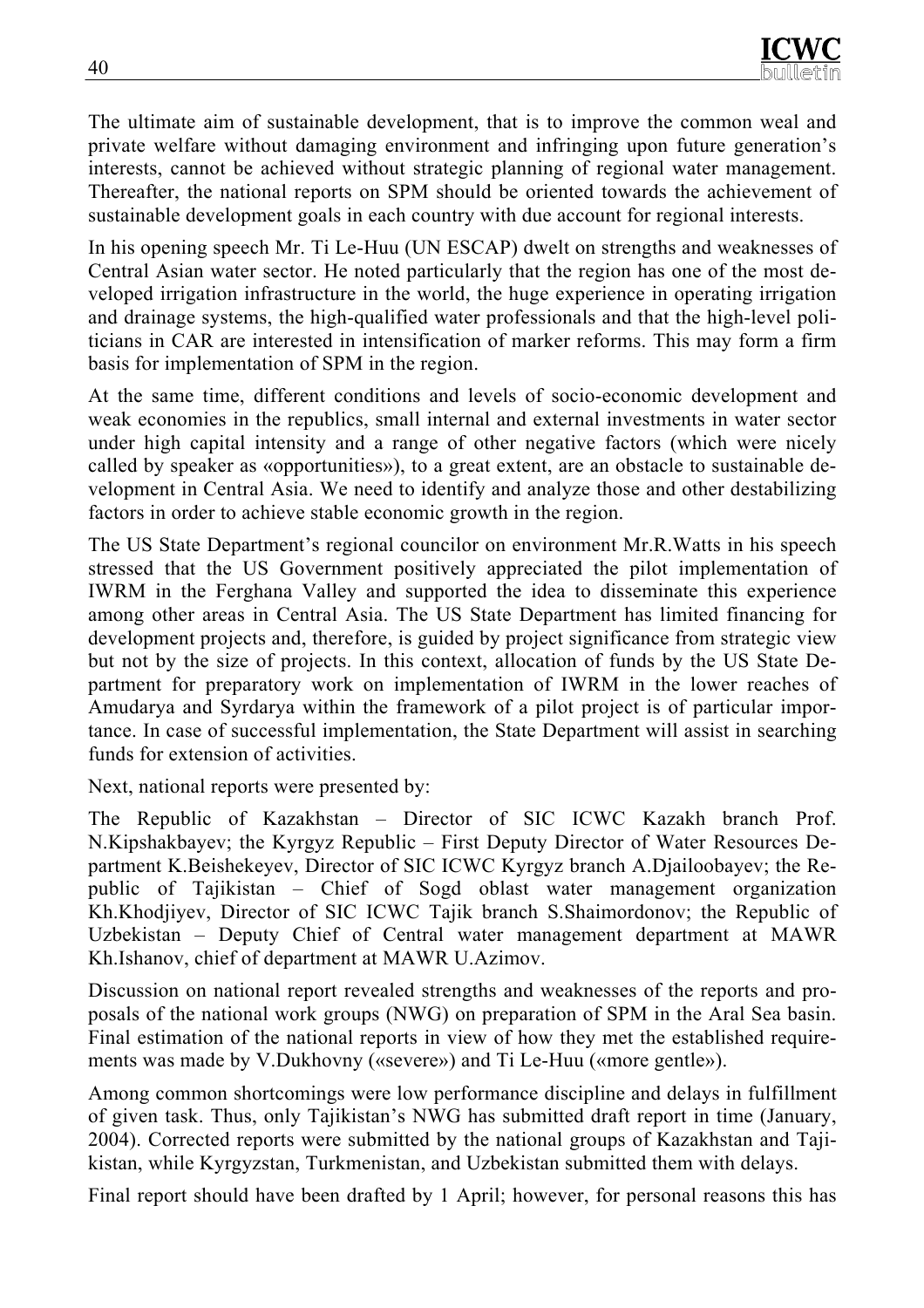The ultimate aim of sustainable development, that is to improve the common weal and private welfare without damaging environment and infringing upon future generation's interests, cannot be achieved without strategic planning of regional water management. Thereafter, the national reports on SPM should be oriented towards the achievement of sustainable development goals in each country with due account for regional interests.

In his opening speech Mr. Ti Le-Huu (UN ESCAP) dwelt on strengths and weaknesses of Central Asian water sector. He noted particularly that the region has one of the most developed irrigation infrastructure in the world, the huge experience in operating irrigation and drainage systems, the high-qualified water professionals and that the high-level politicians in CAR are interested in intensification of marker reforms. This may form a firm basis for implementation of SPM in the region.

At the same time, different conditions and levels of socio-economic development and weak economies in the republics, small internal and external investments in water sector under high capital intensity and a range of other negative factors (which were nicely called by speaker as «opportunities»), to a great extent, are an obstacle to sustainable development in Central Asia. We need to identify and analyze those and other destabilizing factors in order to achieve stable economic growth in the region.

The US State Department's regional councilor on environment Mr.R.Watts in his speech stressed that the US Government positively appreciated the pilot implementation of IWRM in the Ferghana Valley and supported the idea to disseminate this experience among other areas in Central Asia. The US State Department has limited financing for development projects and, therefore, is guided by project significance from strategic view but not by the size of projects. In this context, allocation of funds by the US State Department for preparatory work on implementation of IWRM in the lower reaches of Amudarya and Syrdarya within the framework of a pilot project is of particular importance. In case of successful implementation, the State Department will assist in searching funds for extension of activities.

Next, national reports were presented by:

The Republic of Kazakhstan – Director of SIC ICWC Kazakh branch Prof. N.Kipshakbayev; the Kyrgyz Republic – First Deputy Director of Water Resources Department K.Beishekeyev, Director of SIC ICWC Kyrgyz branch A.Djailoobayev; the Republic of Tajikistan – Chief of Sogd oblast water management organization Kh.Khodjiyev, Director of SIC ICWC Tajik branch S.Shaimordonov; the Republic of Uzbekistan – Deputy Chief of Central water management department at MAWR Kh.Ishanov, chief of department at MAWR U.Azimov.

Discussion on national report revealed strengths and weaknesses of the reports and proposals of the national work groups (NWG) on preparation of SPM in the Aral Sea basin. Final estimation of the national reports in view of how they met the established requirements was made by V.Dukhovny («severe») and Ti Le-Huu («more gentle»).

Among common shortcomings were low performance discipline and delays in fulfillment of given task. Thus, only Tajikistan's NWG has submitted draft report in time (January, 2004). Corrected reports were submitted by the national groups of Kazakhstan and Tajikistan, while Kyrgyzstan, Turkmenistan, and Uzbekistan submitted them with delays.

Final report should have been drafted by 1 April; however, for personal reasons this has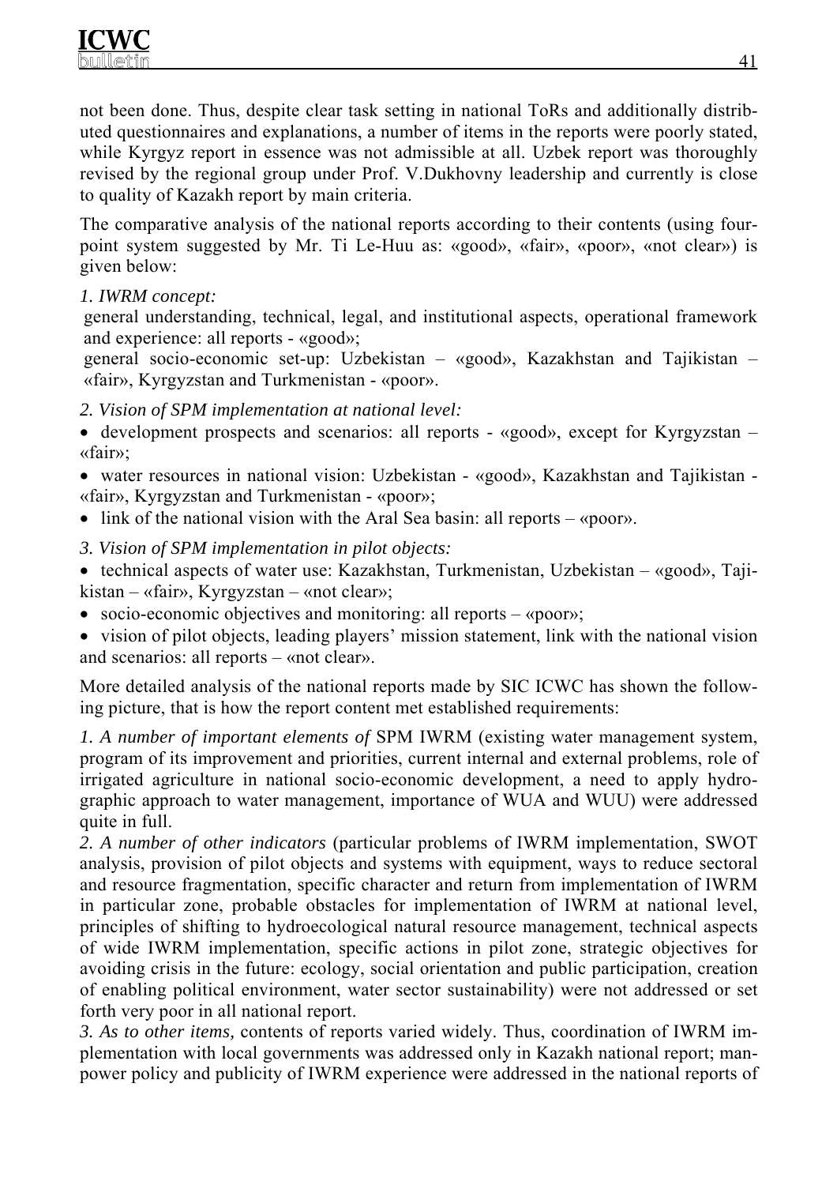not been done. Thus, despite clear task setting in national ToRs and additionally distributed questionnaires and explanations, a number of items in the reports were poorly stated, while Kyrgyz report in essence was not admissible at all. Uzbek report was thoroughly revised by the regional group under Prof. V.Dukhovny leadership and currently is close to quality of Kazakh report by main criteria.

The comparative analysis of the national reports according to their contents (using four-point system suggested by Mr. Ti Le-Huu as: «good», «fair», «poor», «not clear») is given below:

*1. IWRM concept:*

general understanding, technical, legal, and institutional aspects, operational framework and experience: all reports - «good»;

general socio-economic set-up: Uzbekistan – «good», Kazakhstan and Tajikistan – «fair», Kyrgyzstan and Turkmenistan - «poor».

*2. Vision of SPM implementation at national level:*

- development prospects and scenarios: all reports - «good», except for Kyrgyzstan – «fair»;
- water resources in national vision: Uzbekistan - «good», Kazakhstan and Tajikistan - «fair», Kyrgyzstan and Turkmenistan - «poor»;
- link of the national vision with the Aral Sea basin: all reports – «poor».

*3. Vision of SPM implementation in pilot objects:*

- technical aspects of water use: Kazakhstan, Turkmenistan, Uzbekistan – «good», Tajikistan – «fair», Kyrgyzstan – «not clear»;
- socio-economic objectives and monitoring: all reports – «poor»;
- vision of pilot objects, leading players' mission statement, link with the national vision and scenarios: all reports – «not clear».

More detailed analysis of the national reports made by SIC ICWC has shown the following picture, that is how the report content met established requirements:

*1. A number of important elements of* SPM IWRM (existing water management system, program of its improvement and priorities, current internal and external problems, role of irrigated agriculture in national socio-economic development, a need to apply hydrographic approach to water management, importance of WUA and WUU) were addressed quite in full.

*2. A number of other indicators* (particular problems of IWRM implementation, SWOT analysis, provision of pilot objects and systems with equipment, ways to reduce sectoral and resource fragmentation, specific character and return from implementation of IWRM in particular zone, probable obstacles for implementation of IWRM at national level, principles of shifting to hydroecological natural resource management, technical aspects of wide IWRM implementation, specific actions in pilot zone, strategic objectives for avoiding crisis in the future: ecology, social orientation and public participation, creation of enabling political environment, water sector sustainability) were not addressed or set forth very poor in all national report.

*3. As to other items,* contents of reports varied widely. Thus, coordination of IWRM implementation with local governments was addressed only in Kazakh national report; manpower policy and publicity of IWRM experience were addressed in the national reports of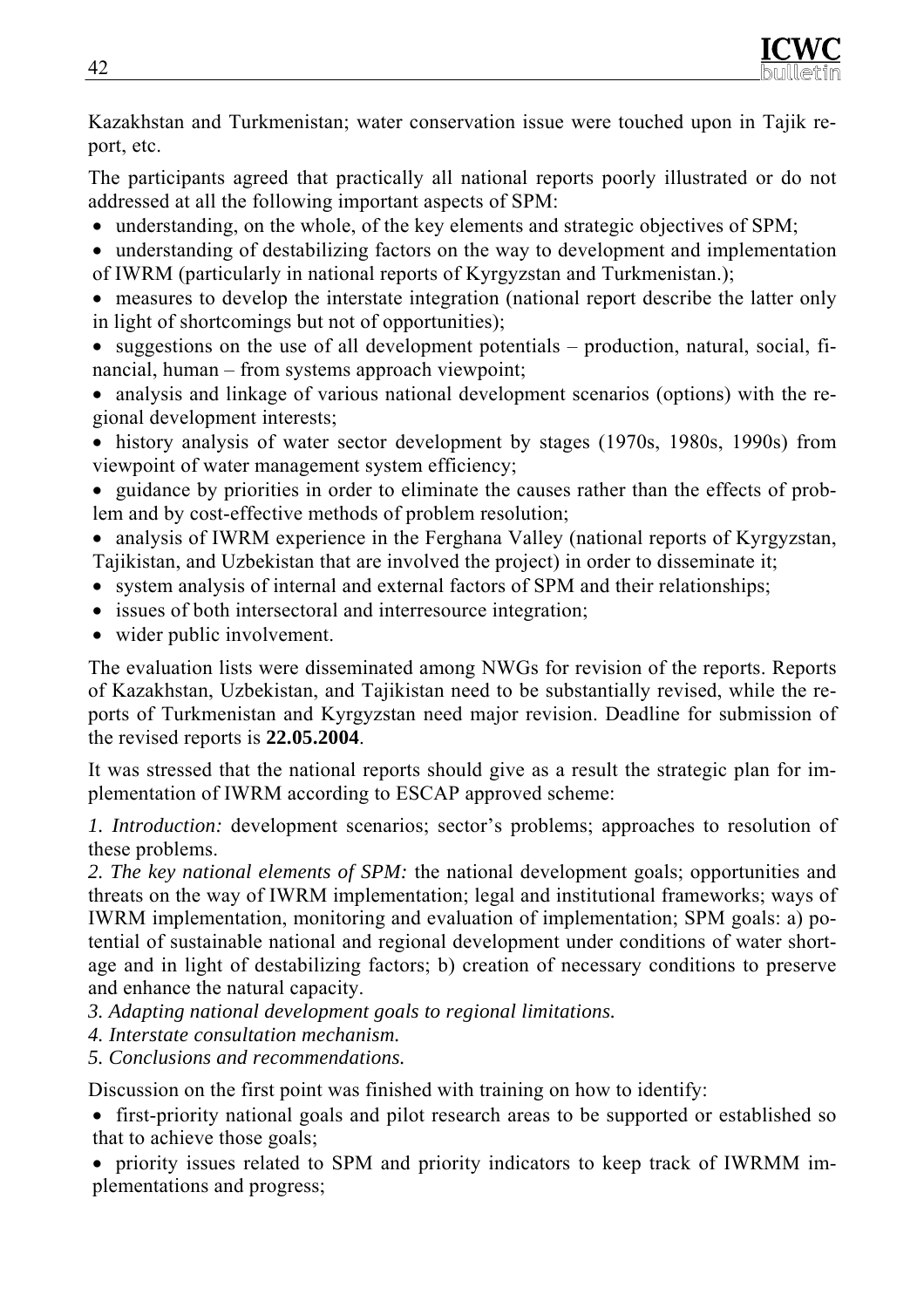Kazakhstan and Turkmenistan; water conservation issue were touched upon in Tajik report, etc.

The participants agreed that practically all national reports poorly illustrated or do not addressed at all the following important aspects of SPM:

- understanding, on the whole, of the key elements and strategic objectives of SPM;
- understanding of destabilizing factors on the way to development and implementation of IWRM (particularly in national reports of Kyrgyzstan and Turkmenistan.);
- measures to develop the interstate integration (national report describe the latter only in light of shortcomings but not of opportunities);
- suggestions on the use of all development potentials – production, natural, social, financial, human – from systems approach viewpoint;
- analysis and linkage of various national development scenarios (options) with the regional development interests;
- history analysis of water sector development by stages (1970s, 1980s, 1990s) from viewpoint of water management system efficiency;
- guidance by priorities in order to eliminate the causes rather than the effects of problem and by cost-effective methods of problem resolution;
- analysis of IWRM experience in the Ferghana Valley (national reports of Kyrgyzstan, Tajikistan, and Uzbekistan that are involved the project) in order to disseminate it;
- system analysis of internal and external factors of SPM and their relationships;
- issues of both intersectoral and interresource integration;
- wider public involvement.

The evaluation lists were disseminated among NWGs for revision of the reports. Reports of Kazakhstan, Uzbekistan, and Tajikistan need to be substantially revised, while the reports of Turkmenistan and Kyrgyzstan need major revision. Deadline for submission of the revised reports is **22.05.2004**.

It was stressed that the national reports should give as a result the strategic plan for implementation of IWRM according to ESCAP approved scheme:

*1. Introduction:* development scenarios; sector's problems; approaches to resolution of these problems.
*2. The key national elements of SPM:* the national development goals; opportunities and threats on the way of IWRM implementation; legal and institutional frameworks; ways of IWRM implementation, monitoring and evaluation of implementation; SPM goals: a) potential of sustainable national and regional development under conditions of water shortage and in light of destabilizing factors; b) creation of necessary conditions to preserve and enhance the natural capacity.
*3. Adapting national development goals to regional limitations.*
*4. Interstate consultation mechanism.*
*5. Conclusions and recommendations.*

Discussion on the first point was finished with training on how to identify:

- first-priority national goals and pilot research areas to be supported or established so that to achieve those goals;
- priority issues related to SPM and priority indicators to keep track of IWRMM implementations and progress;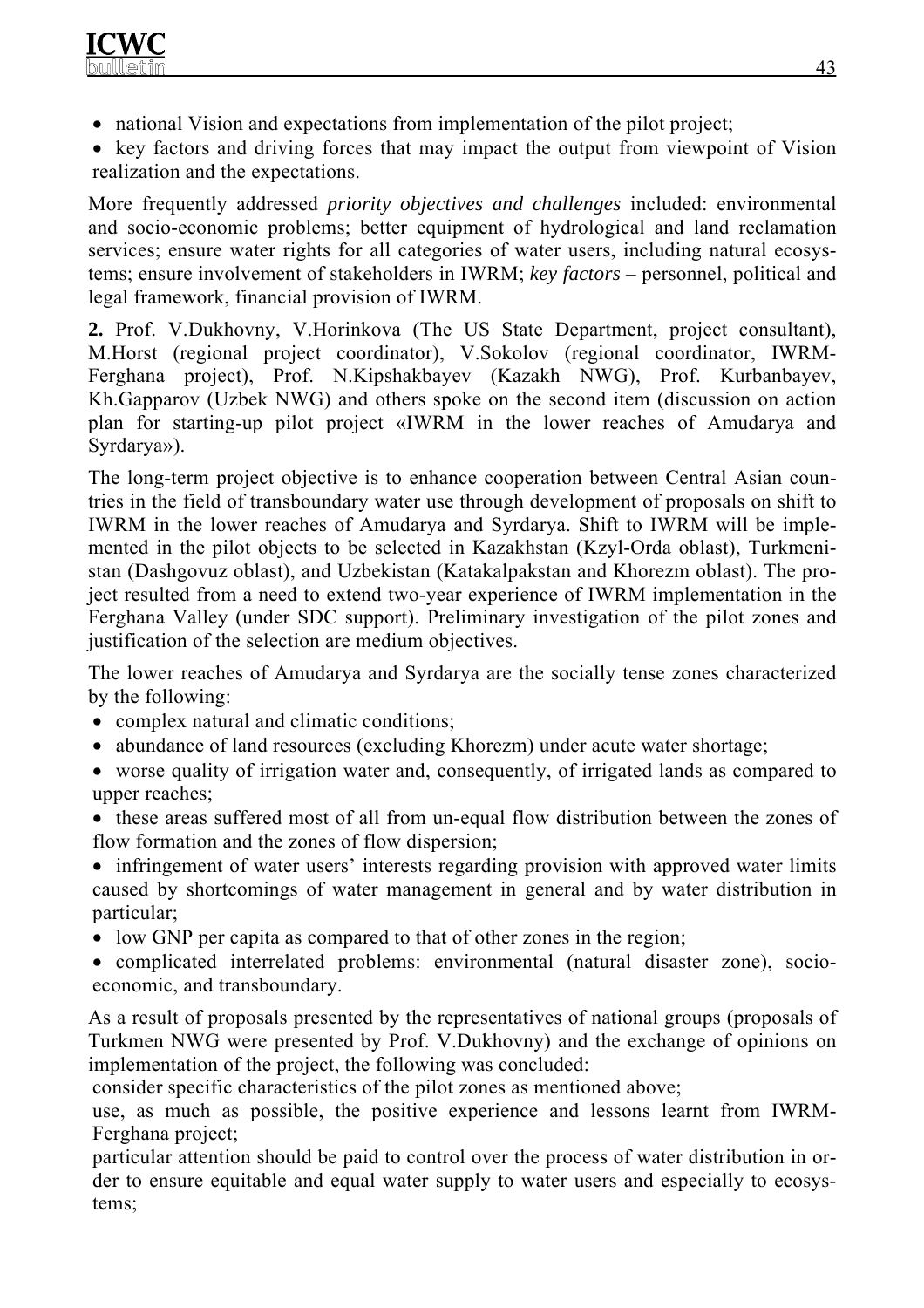- national Vision and expectations from implementation of the pilot project;
- key factors and driving forces that may impact the output from viewpoint of Vision realization and the expectations.

More frequently addressed *priority objectives and challenges* included: environmental and socio-economic problems; better equipment of hydrological and land reclamation services; ensure water rights for all categories of water users, including natural ecosystems; ensure involvement of stakeholders in IWRM; *key factors* – personnel, political and legal framework, financial provision of IWRM.

**2.** Prof. V.Dukhovny, V.Horinkova (The US State Department, project consultant), M.Horst (regional project coordinator), V.Sokolov (regional coordinator, IWRM-Ferghana project), Prof. N.Kipshakbayev (Kazakh NWG), Prof. Kurbanbayev, Kh.Gapparov (Uzbek NWG) and others spoke on the second item (discussion on action plan for starting-up pilot project «IWRM in the lower reaches of Amudarya and Syrdarya»).

The long-term project objective is to enhance cooperation between Central Asian countries in the field of transboundary water use through development of proposals on shift to IWRM in the lower reaches of Amudarya and Syrdarya. Shift to IWRM will be implemented in the pilot objects to be selected in Kazakhstan (Kzyl-Orda oblast), Turkmenistan (Dashgovuz oblast), and Uzbekistan (Katakalpakstan and Khorezm oblast). The project resulted from a need to extend two-year experience of IWRM implementation in the Ferghana Valley (under SDC support). Preliminary investigation of the pilot zones and justification of the selection are medium objectives.

The lower reaches of Amudarya and Syrdarya are the socially tense zones characterized by the following:

- complex natural and climatic conditions;
- abundance of land resources (excluding Khorezm) under acute water shortage;
- worse quality of irrigation water and, consequently, of irrigated lands as compared to upper reaches;
- these areas suffered most of all from un-equal flow distribution between the zones of flow formation and the zones of flow dispersion;
- infringement of water users' interests regarding provision with approved water limits caused by shortcomings of water management in general and by water distribution in particular;
- low GNP per capita as compared to that of other zones in the region;
- complicated interrelated problems: environmental (natural disaster zone), socio-economic, and transboundary.

As a result of proposals presented by the representatives of national groups (proposals of Turkmen NWG were presented by Prof. V.Dukhovny) and the exchange of opinions on implementation of the project, the following was concluded:

consider specific characteristics of the pilot zones as mentioned above;

use, as much as possible, the positive experience and lessons learnt from IWRM-Ferghana project;

particular attention should be paid to control over the process of water distribution in order to ensure equitable and equal water supply to water users and especially to ecosystems;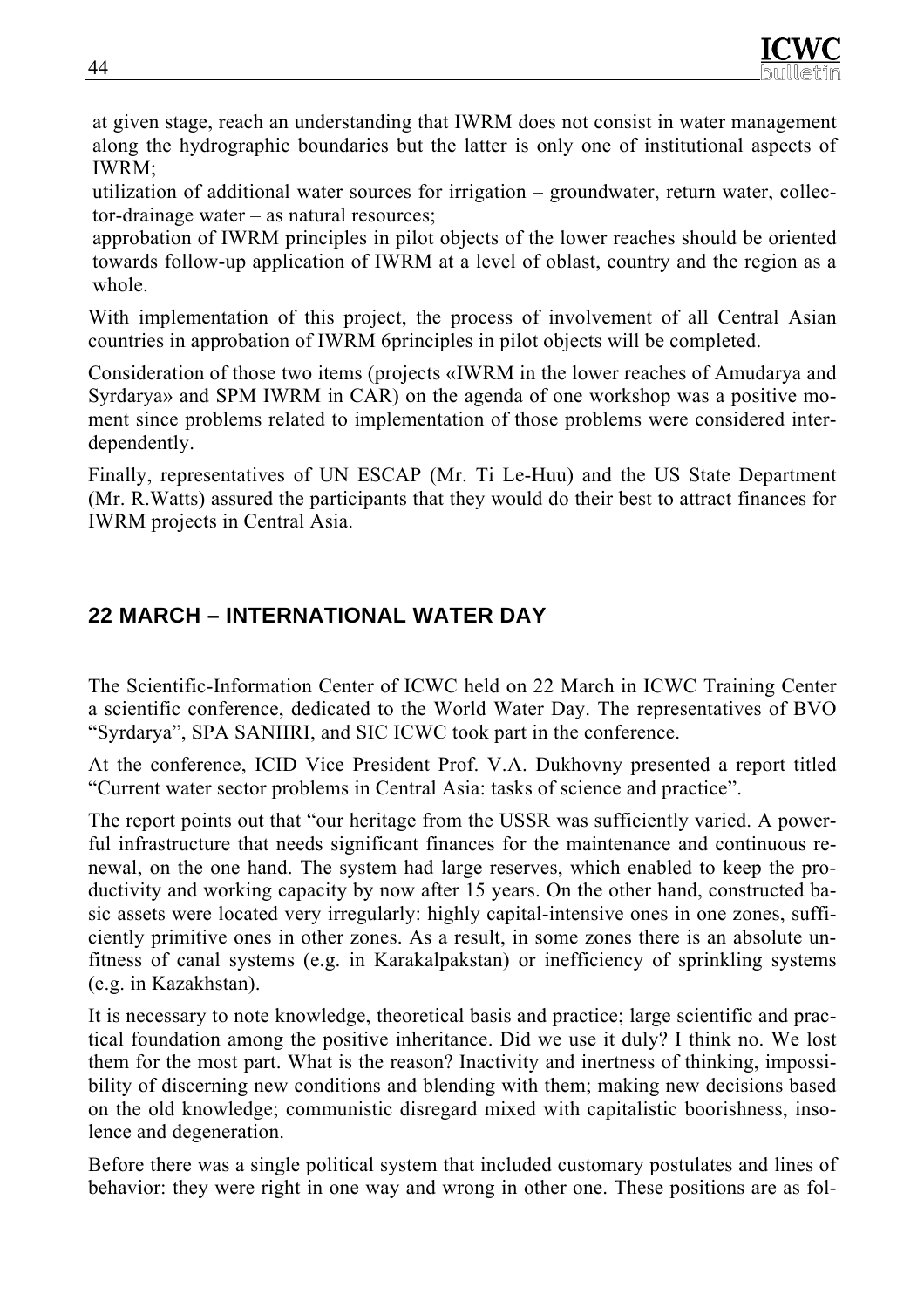- at given stage, reach an understanding that IWRM does not consist in water management along the hydrographic boundaries but the latter is only one of institutional aspects of IWRM;
- utilization of additional water sources for irrigation – groundwater, return water, collector-drainage water – as natural resources;
- approbation of IWRM principles in pilot objects of the lower reaches should be oriented towards follow-up application of IWRM at a level of oblast, country and the region as a whole.

With implementation of this project, the process of involvement of all Central Asian countries in approbation of IWRM 6principles in pilot objects will be completed.

Consideration of those two items (projects «IWRM in the lower reaches of Amudarya and Syrdarya» and SPM IWRM in CAR) on the agenda of one workshop was a positive moment since problems related to implementation of those problems were considered interdependently.

Finally, representatives of UN ESCAP (Mr. Ti Le-Huu) and the US State Department (Mr. R.Watts) assured the participants that they would do their best to attract finances for IWRM projects in Central Asia.

## 22 MARCH – INTERNATIONAL WATER DAY

The Scientific-Information Center of ICWC held on 22 March in ICWC Training Center a scientific conference, dedicated to the World Water Day. The representatives of BVO "Syrdarya", SPA SANIIRI, and SIC ICWC took part in the conference.

At the conference, ICID Vice President Prof. V.A. Dukhovny presented a report titled "Current water sector problems in Central Asia: tasks of science and practice".

The report points out that "our heritage from the USSR was sufficiently varied. A powerful infrastructure that needs significant finances for the maintenance and continuous renewal, on the one hand. The system had large reserves, which enabled to keep the productivity and working capacity by now after 15 years. On the other hand, constructed basic assets were located very irregularly: highly capital-intensive ones in one zones, sufficiently primitive ones in other zones. As a result, in some zones there is an absolute unfitness of canal systems (e.g. in Karakalpakstan) or inefficiency of sprinkling systems (e.g. in Kazakhstan).

It is necessary to note knowledge, theoretical basis and practice; large scientific and practical foundation among the positive inheritance. Did we use it duly? I think no. We lost them for the most part. What is the reason? Inactivity and inertness of thinking, impossibility of discerning new conditions and blending with them; making new decisions based on the old knowledge; communistic disregard mixed with capitalistic boorishness, insolence and degeneration.

Before there was a single political system that included customary postulates and lines of behavior: they were right in one way and wrong in other one. These positions are as fol-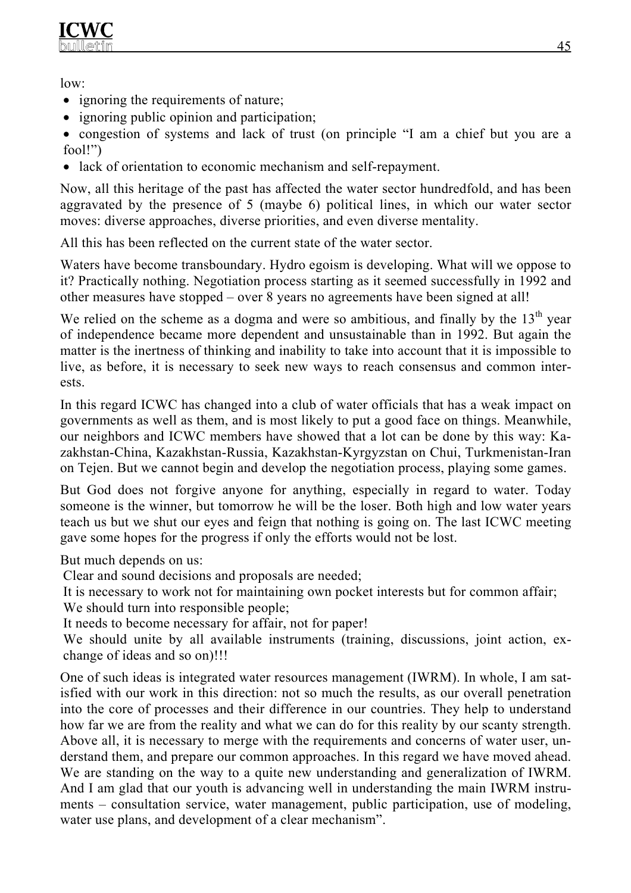low:

- ignoring the requirements of nature;
- ignoring public opinion and participation;
- congestion of systems and lack of trust (on principle "I am a chief but you are a fool!")
- lack of orientation to economic mechanism and self-repayment.

Now, all this heritage of the past has affected the water sector hundredfold, and has been aggravated by the presence of 5 (maybe 6) political lines, in which our water sector moves: diverse approaches, diverse priorities, and even diverse mentality.

All this has been reflected on the current state of the water sector.

Waters have become transboundary. Hydro egoism is developing. What will we oppose to it? Practically nothing. Negotiation process starting as it seemed successfully in 1992 and other measures have stopped – over 8 years no agreements have been signed at all!

We relied on the scheme as a dogma and were so ambitious, and finally by the 13th year of independence became more dependent and unsustainable than in 1992. But again the matter is the inertness of thinking and inability to take into account that it is impossible to live, as before, it is necessary to seek new ways to reach consensus and common interests.

In this regard ICWC has changed into a club of water officials that has a weak impact on governments as well as them, and is most likely to put a good face on things. Meanwhile, our neighbors and ICWC members have showed that a lot can be done by this way: Kazakhstan-China, Kazakhstan-Russia, Kazakhstan-Kyrgyzstan on Chui, Turkmenistan-Iran on Tejen. But we cannot begin and develop the negotiation process, playing some games.

But God does not forgive anyone for anything, especially in regard to water. Today someone is the winner, but tomorrow he will be the loser. Both high and low water years teach us but we shut our eyes and feign that nothing is going on. The last ICWC meeting gave some hopes for the progress if only the efforts would not be lost.

But much depends on us:

Clear and sound decisions and proposals are needed;

It is necessary to work not for maintaining own pocket interests but for common affair;

We should turn into responsible people;

It needs to become necessary for affair, not for paper!

We should unite by all available instruments (training, discussions, joint action, exchange of ideas and so on)!!!

One of such ideas is integrated water resources management (IWRM). In whole, I am satisfied with our work in this direction: not so much the results, as our overall penetration into the core of processes and their difference in our countries. They help to understand how far we are from the reality and what we can do for this reality by our scanty strength. Above all, it is necessary to merge with the requirements and concerns of water user, understand them, and prepare our common approaches. In this regard we have moved ahead. We are standing on the way to a quite new understanding and generalization of IWRM. And I am glad that our youth is advancing well in understanding the main IWRM instruments – consultation service, water management, public participation, use of modeling, water use plans, and development of a clear mechanism".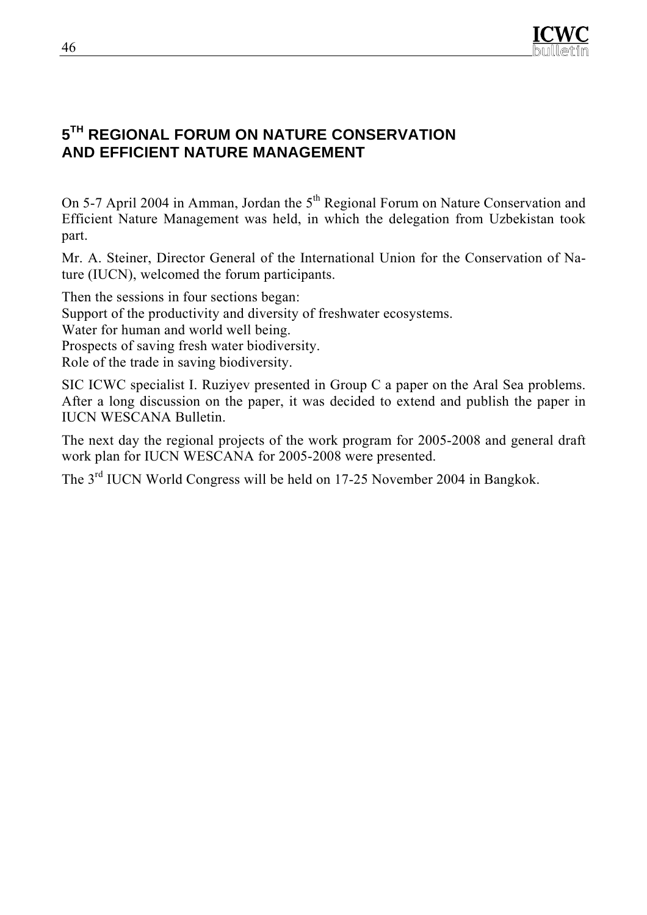## 5TH REGIONAL FORUM ON NATURE CONSERVATION AND EFFICIENT NATURE MANAGEMENT

On 5-7 April 2004 in Amman, Jordan the 5th Regional Forum on Nature Conservation and Efficient Nature Management was held, in which the delegation from Uzbekistan took part.

Mr. A. Steiner, Director General of the International Union for the Conservation of Nature (IUCN), welcomed the forum participants.

Then the sessions in four sections began:
Support of the productivity and diversity of freshwater ecosystems.
Water for human and world well being.
Prospects of saving fresh water biodiversity.
Role of the trade in saving biodiversity.

SIC ICWC specialist I. Ruziyev presented in Group C a paper on the Aral Sea problems. After a long discussion on the paper, it was decided to extend and publish the paper in IUCN WESCANA Bulletin.

The next day the regional projects of the work program for 2005-2008 and general draft work plan for IUCN WESCANA for 2005-2008 were presented.

The 3rd IUCN World Congress will be held on 17-25 November 2004 in Bangkok.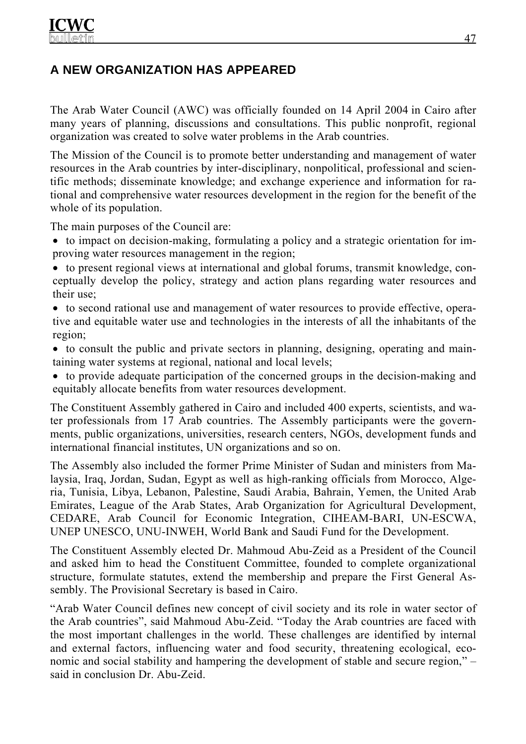## A NEW ORGANIZATION HAS APPEARED

The Arab Water Council (AWC) was officially founded on 14 April 2004 in Cairo after many years of planning, discussions and consultations. This public nonprofit, regional organization was created to solve water problems in the Arab countries.

The Mission of the Council is to promote better understanding and management of water resources in the Arab countries by inter-disciplinary, nonpolitical, professional and scientific methods; disseminate knowledge; and exchange experience and information for rational and comprehensive water resources development in the region for the benefit of the whole of its population.

The main purposes of the Council are:

- to impact on decision-making, formulating a policy and a strategic orientation for improving water resources management in the region;
- to present regional views at international and global forums, transmit knowledge, conceptually develop the policy, strategy and action plans regarding water resources and their use;
- to second rational use and management of water resources to provide effective, operative and equitable water use and technologies in the interests of all the inhabitants of the region;
- to consult the public and private sectors in planning, designing, operating and maintaining water systems at regional, national and local levels;
- to provide adequate participation of the concerned groups in the decision-making and equitably allocate benefits from water resources development.

The Constituent Assembly gathered in Cairo and included 400 experts, scientists, and water professionals from 17 Arab countries. The Assembly participants were the governments, public organizations, universities, research centers, NGOs, development funds and international financial institutes, UN organizations and so on.

The Assembly also included the former Prime Minister of Sudan and ministers from Malaysia, Iraq, Jordan, Sudan, Egypt as well as high-ranking officials from Morocco, Algeria, Tunisia, Libya, Lebanon, Palestine, Saudi Arabia, Bahrain, Yemen, the United Arab Emirates, League of the Arab States, Arab Organization for Agricultural Development, CEDARE, Arab Council for Economic Integration, CIHEAM-BARI, UN-ESCWA, UNEP UNESCO, UNU-INWEH, World Bank and Saudi Fund for the Development.

The Constituent Assembly elected Dr. Mahmoud Abu-Zeid as a President of the Council and asked him to head the Constituent Committee, founded to complete organizational structure, formulate statutes, extend the membership and prepare the First General Assembly. The Provisional Secretary is based in Cairo.

"Arab Water Council defines new concept of civil society and its role in water sector of the Arab countries", said Mahmoud Abu-Zeid. "Today the Arab countries are faced with the most important challenges in the world. These challenges are identified by internal and external factors, influencing water and food security, threatening ecological, economic and social stability and hampering the development of stable and secure region," – said in conclusion Dr. Abu-Zeid.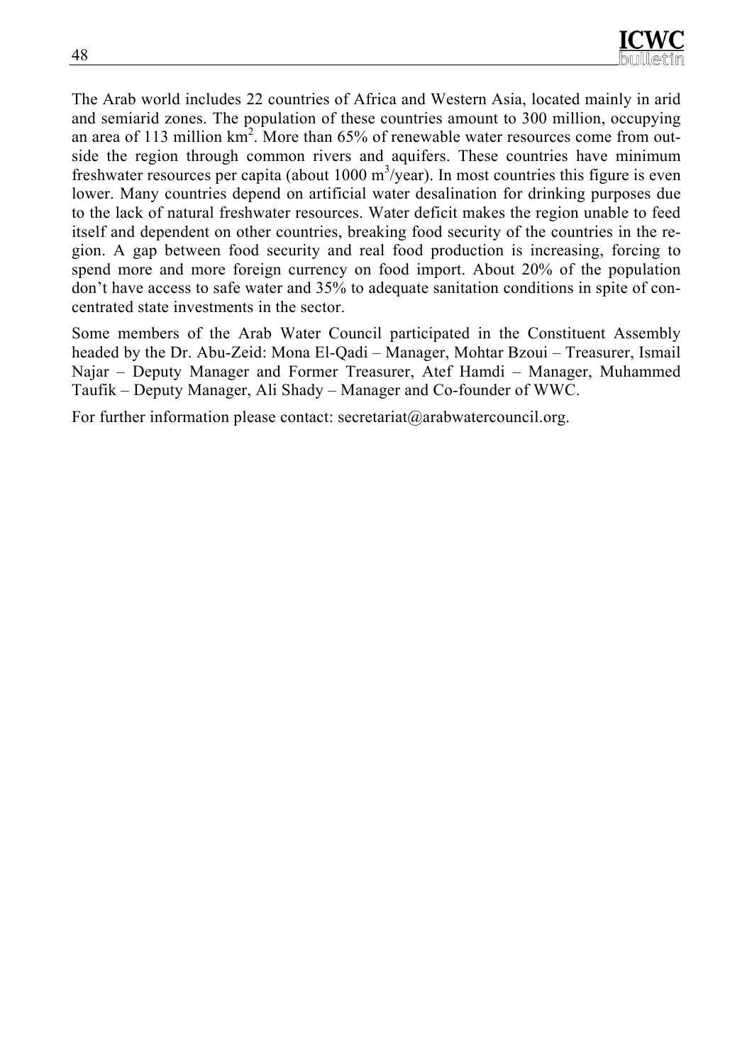The Arab world includes 22 countries of Africa and Western Asia, located mainly in arid and semiarid zones. The population of these countries amount to 300 million, occupying an area of 113 million $km^2$. More than 65% of renewable water resources come from outside the region through common rivers and aquifers. These countries have minimum freshwater resources per capita (about 1000 $m^3$/year). In most countries this figure is even lower. Many countries depend on artificial water desalination for drinking purposes due to the lack of natural freshwater resources. Water deficit makes the region unable to feed itself and dependent on other countries, breaking food security of the countries in the region. A gap between food security and real food production is increasing, forcing to spend more and more foreign currency on food import. About 20% of the population don't have access to safe water and 35% to adequate sanitation conditions in spite of concentrated state investments in the sector.

Some members of the Arab Water Council participated in the Constituent Assembly headed by the Dr. Abu-Zeid: Mona El-Qadi – Manager, Mohtar Bzoui – Treasurer, Ismail Najar – Deputy Manager and Former Treasurer, Atef Hamdi – Manager, Muhammed Taufik – Deputy Manager, Ali Shady – Manager and Co-founder of WWC.

For further information please contact: secretariat@arabwatercouncil.org.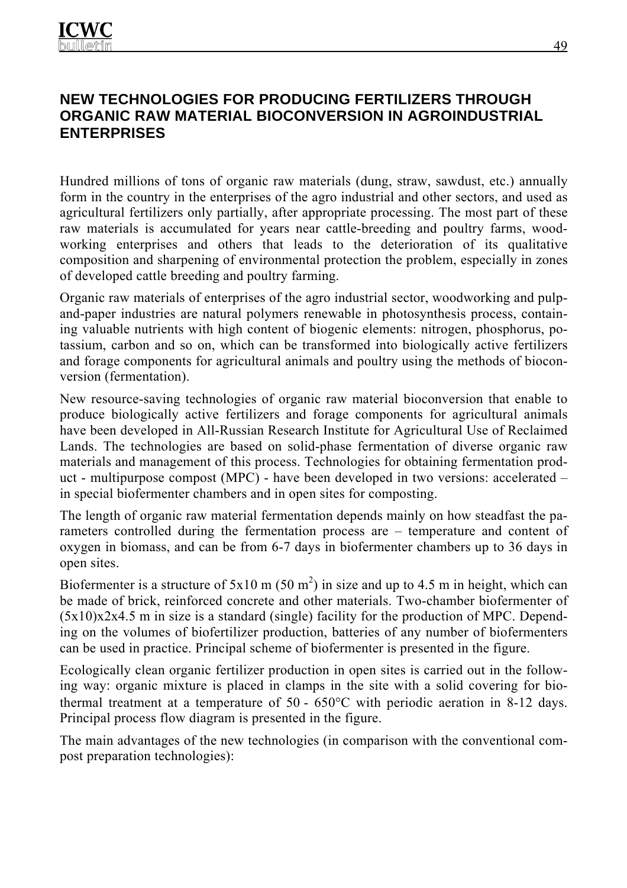## NEW TECHNOLOGIES FOR PRODUCING FERTILIZERS THROUGH ORGANIC RAW MATERIAL BIOCONVERSION IN AGROINDUSTRIAL ENTERPRISES

Hundred millions of tons of organic raw materials (dung, straw, sawdust, etc.) annually form in the country in the enterprises of the agro industrial and other sectors, and used as agricultural fertilizers only partially, after appropriate processing. The most part of these raw materials is accumulated for years near cattle-breeding and poultry farms, wood-working enterprises and others that leads to the deterioration of its qualitative composition and sharpening of environmental protection the problem, especially in zones of developed cattle breeding and poultry farming.

Organic raw materials of enterprises of the agro industrial sector, woodworking and pulp-and-paper industries are natural polymers renewable in photosynthesis process, containing valuable nutrients with high content of biogenic elements: nitrogen, phosphorus, potassium, carbon and so on, which can be transformed into biologically active fertilizers and forage components for agricultural animals and poultry using the methods of bioconversion (fermentation).

New resource-saving technologies of organic raw material bioconversion that enable to produce biologically active fertilizers and forage components for agricultural animals have been developed in All-Russian Research Institute for Agricultural Use of Reclaimed Lands. The technologies are based on solid-phase fermentation of diverse organic raw materials and management of this process. Technologies for obtaining fermentation product - multipurpose compost (MPC) - have been developed in two versions: accelerated – in special biofermenter chambers and in open sites for composting.

The length of organic raw material fermentation depends mainly on how steadfast the parameters controlled during the fermentation process are – temperature and content of oxygen in biomass, and can be from 6-7 days in biofermenter chambers up to 36 days in open sites.

Biofermenter is a structure of 5x10 m (50 $m^2$) in size and up to 4.5 m in height, which can be made of brick, reinforced concrete and other materials. Two-chamber biofermenter of (5x10)x2x4.5 m in size is a standard (single) facility for the production of MPC. Depending on the volumes of biofertilizer production, batteries of any number of biofermenters can be used in practice. Principal scheme of biofermenter is presented in the figure.

Ecologically clean organic fertilizer production in open sites is carried out in the following way: organic mixture is placed in clamps in the site with a solid covering for biothermal treatment at a temperature of 50 - 650°C with periodic aeration in 8-12 days. Principal process flow diagram is presented in the figure.

The main advantages of the new technologies (in comparison with the conventional compost preparation technologies):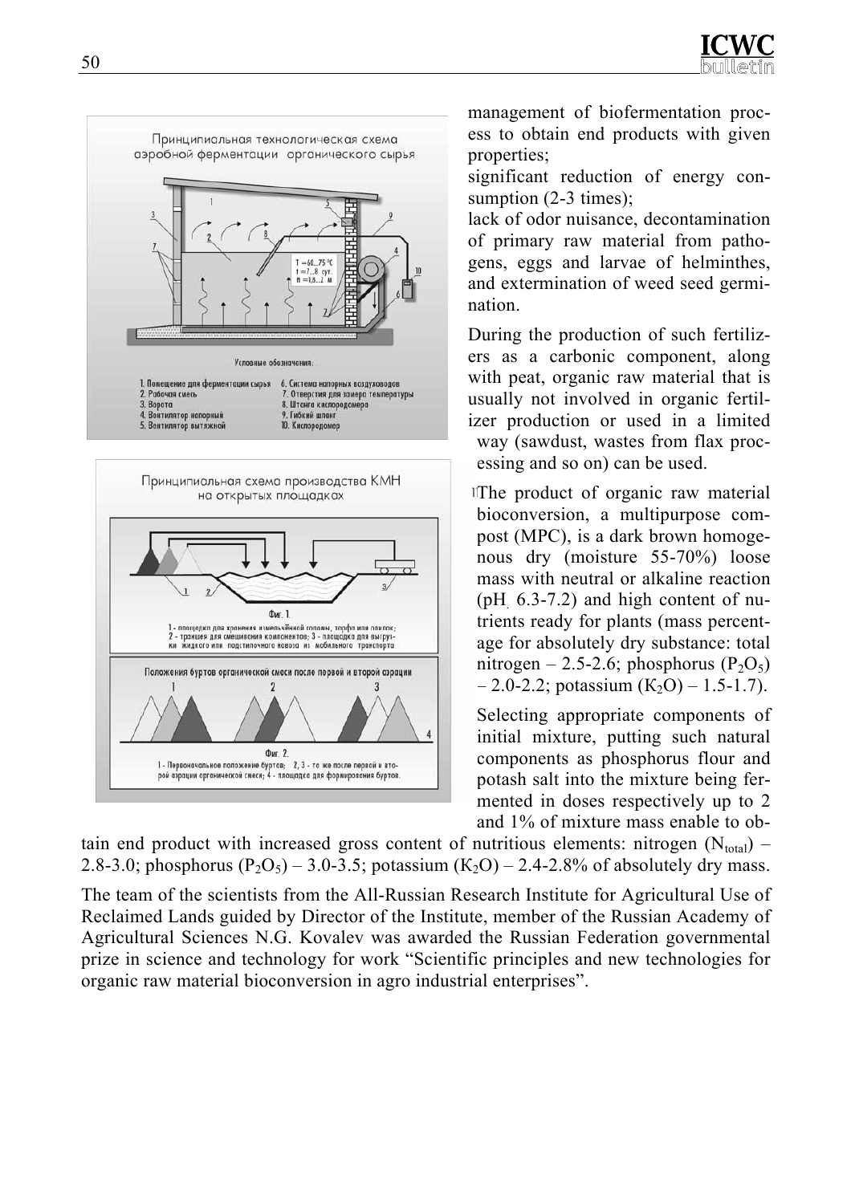management of biofermentation process to obtain end products with given properties;

significant reduction of energy consumption (2-3 times);

lack of odor nuisance, decontamination of primary raw material from pathogens, eggs and larvae of helminthes, and extermination of weed seed germination.

During the production of such fertilizers as a carbonic component, along with peat, organic raw material that is usually not involved in organic fertilizer production or used in a limited way (sawdust, wastes from flax processing and so on) can be used.

The product of organic raw material bioconversion, a multipurpose compost (MPC), is a dark brown homogenous dry (moisture 55-70%) loose mass with neutral or alkaline reaction (pH 6.3-7.2) and high content of nutrients ready for plants (mass percentage for absolutely dry substance: total nitrogen – 2.5-2.6; phosphorus ($P_2O_5$) – 2.0-2.2; potassium ($K_2O$) – 1.5-1.7).

Selecting appropriate components of initial mixture, putting such natural components as phosphorus flour and potash salt into the mixture being fermented in doses respectively up to 2 and 1% of mixture mass enable to obtain end product with increased gross content of nutritious elements: nitrogen ($N_{total}$) – 2.8-3.0; phosphorus ($P_2O_5$) – 3.0-3.5; potassium ($K_2O$) – 2.4-2.8% of absolutely dry mass.

The team of the scientists from the All-Russian Research Institute for Agricultural Use of Reclaimed Lands guided by Director of the Institute, member of the Russian Academy of Agricultural Sciences N.G. Kovalev was awarded the Russian Federation governmental prize in science and technology for work "Scientific principles and new technologies for organic raw material bioconversion in agro industrial enterprises".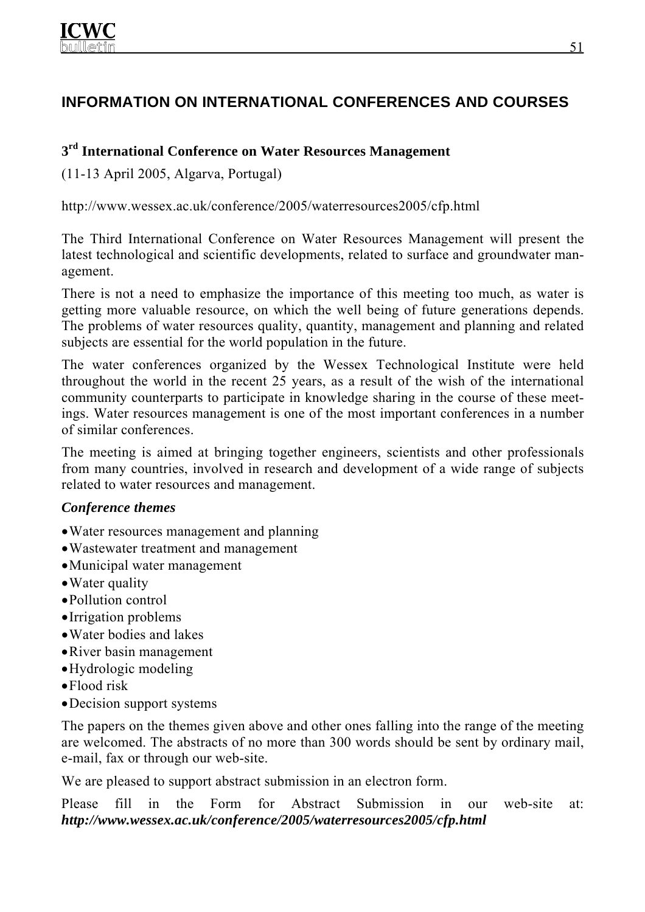## INFORMATION ON INTERNATIONAL CONFERENCES AND COURSES

### 3rd International Conference on Water Resources Management

(11-13 April 2005, Algarva, Portugal)

http://www.wessex.ac.uk/conference/2005/waterresources2005/cfp.html

The Third International Conference on Water Resources Management will present the latest technological and scientific developments, related to surface and groundwater management.

There is not a need to emphasize the importance of this meeting too much, as water is getting more valuable resource, on which the well being of future generations depends. The problems of water resources quality, quantity, management and planning and related subjects are essential for the world population in the future.

The water conferences organized by the Wessex Technological Institute were held throughout the world in the recent 25 years, as a result of the wish of the international community counterparts to participate in knowledge sharing in the course of these meetings. Water resources management is one of the most important conferences in a number of similar conferences.

The meeting is aimed at bringing together engineers, scientists and other professionals from many countries, involved in research and development of a wide range of subjects related to water resources and management.

***Conference themes***

- Water resources management and planning
- Wastewater treatment and management
- Municipal water management
- Water quality
- Pollution control
- Irrigation problems
- Water bodies and lakes
- River basin management
- Hydrologic modeling
- Flood risk
- Decision support systems

The papers on the themes given above and other ones falling into the range of the meeting are welcomed. The abstracts of no more than 300 words should be sent by ordinary mail, e-mail, fax or through our web-site.

We are pleased to support abstract submission in an electron form.

Please fill in the Form for Abstract Submission in our web-site at: ***http://www.wessex.ac.uk/conference/2005/waterresources2005/cfp.html***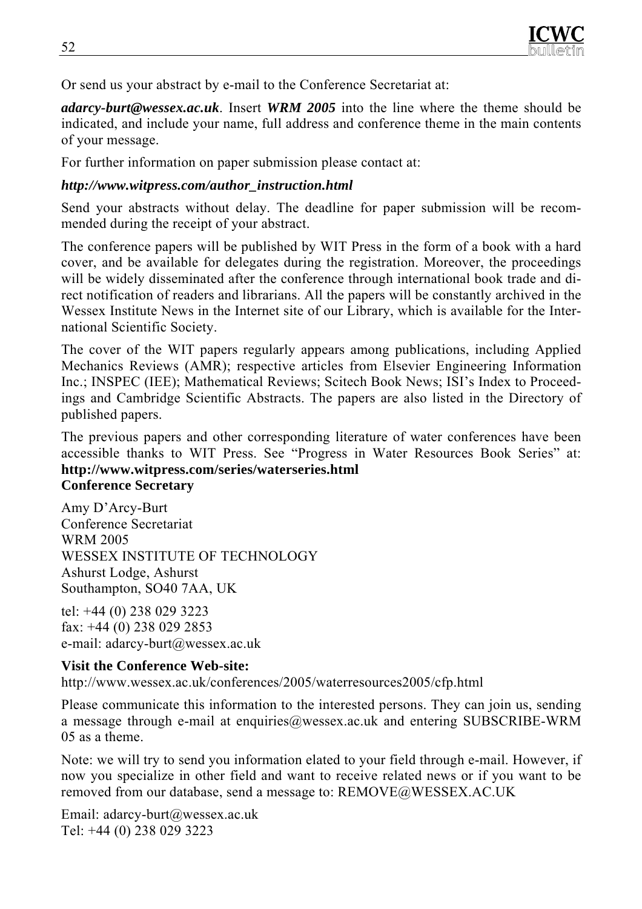Or send us your abstract by e-mail to the Conference Secretariat at:

***adarcy-burt@wessex.ac.uk***. Insert ***WRM 2005*** into the line where the theme should be indicated, and include your name, full address and conference theme in the main contents of your message.

For further information on paper submission please contact at:

***http://www.witpress.com/author_instruction.html***

Send your abstracts without delay. The deadline for paper submission will be recommended during the receipt of your abstract.

The conference papers will be published by WIT Press in the form of a book with a hard cover, and be available for delegates during the registration. Moreover, the proceedings will be widely disseminated after the conference through international book trade and direct notification of readers and librarians. All the papers will be constantly archived in the Wessex Institute News in the Internet site of our Library, which is available for the International Scientific Society.

The cover of the WIT papers regularly appears among publications, including Applied Mechanics Reviews (AMR); respective articles from Elsevier Engineering Information Inc.; INSPEC (IEE); Mathematical Reviews; Scitech Book News; ISI's Index to Proceedings and Cambridge Scientific Abstracts. The papers are also listed in the Directory of published papers.

The previous papers and other corresponding literature of water conferences have been accessible thanks to WIT Press. See "Progress in Water Resources Book Series" at:
**http://www.witpress.com/series/waterseries.html**

**Conference Secretary**

Amy D'Arcy-Burt
Conference Secretariat
WRM 2005
WESSEX INSTITUTE OF TECHNOLOGY
Ashurst Lodge, Ashurst
Southampton, SO40 7AA, UK

tel: +44 (0) 238 029 3223
fax: +44 (0) 238 029 2853
e-mail: adarcy-burt@wessex.ac.uk

**Visit the Conference Web-site:**
http://www.wessex.ac.uk/conferences/2005/waterresources2005/cfp.html

Please communicate this information to the interested persons. They can join us, sending a message through e-mail at enquiries@wessex.ac.uk and entering SUBSCRIBE-WRM 05 as a theme.

Note: we will try to send you information elated to your field through e-mail. However, if now you specialize in other field and want to receive related news or if you want to be removed from our database, send a message to: REMOVE@WESSEX.AC.UK

Email: adarcy-burt@wessex.ac.uk
Tel: +44 (0) 238 029 3223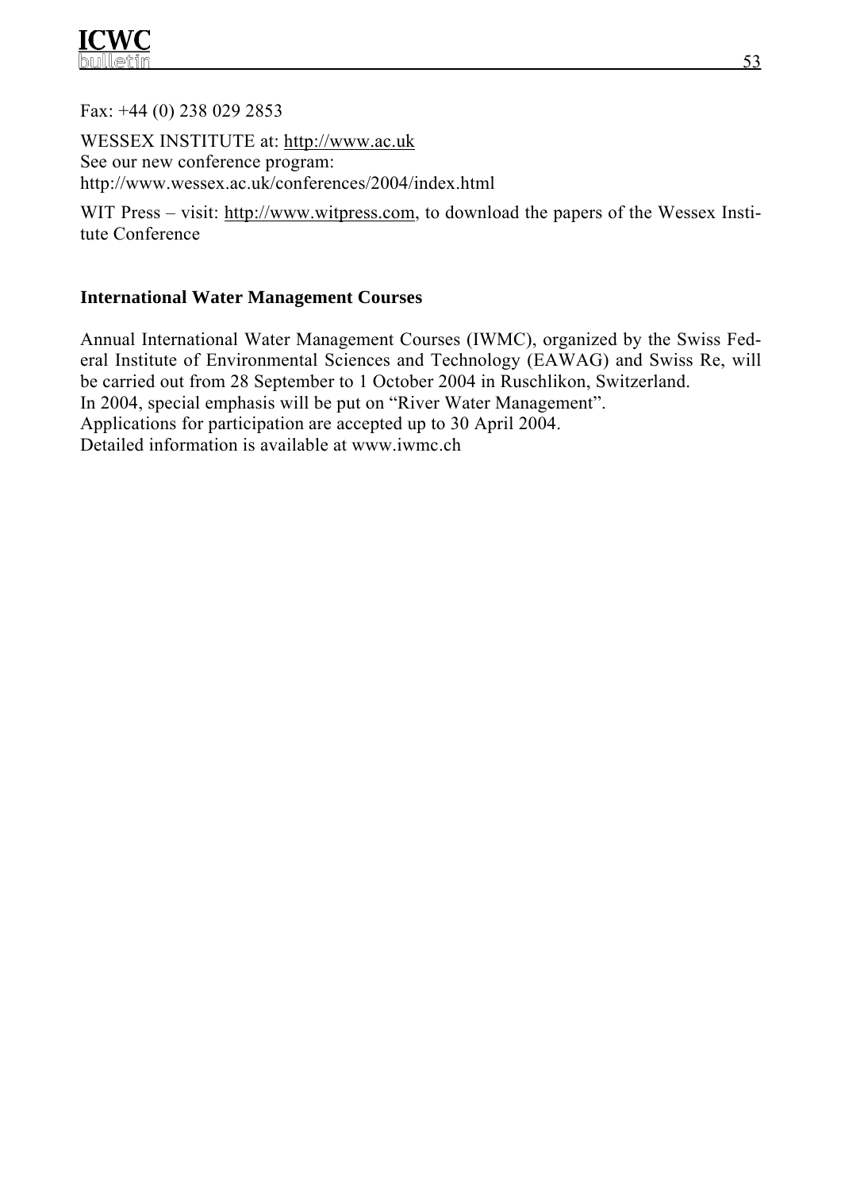Fax: +44 (0) 238 029 2853

WESSEX INSTITUTE at: http://www.ac.uk
See our new conference program:
http://www.wessex.ac.uk/conferences/2004/index.html

WIT Press – visit: http://www.witpress.com, to download the papers of the Wessex Institute Conference

### International Water Management Courses

Annual International Water Management Courses (IWMC), organized by the Swiss Federal Institute of Environmental Sciences and Technology (EAWAG) and Swiss Re, will be carried out from 28 September to 1 October 2004 in Ruschlikon, Switzerland.
In 2004, special emphasis will be put on “River Water Management”.
Applications for participation are accepted up to 30 April 2004.
Detailed information is available at www.iwmc.ch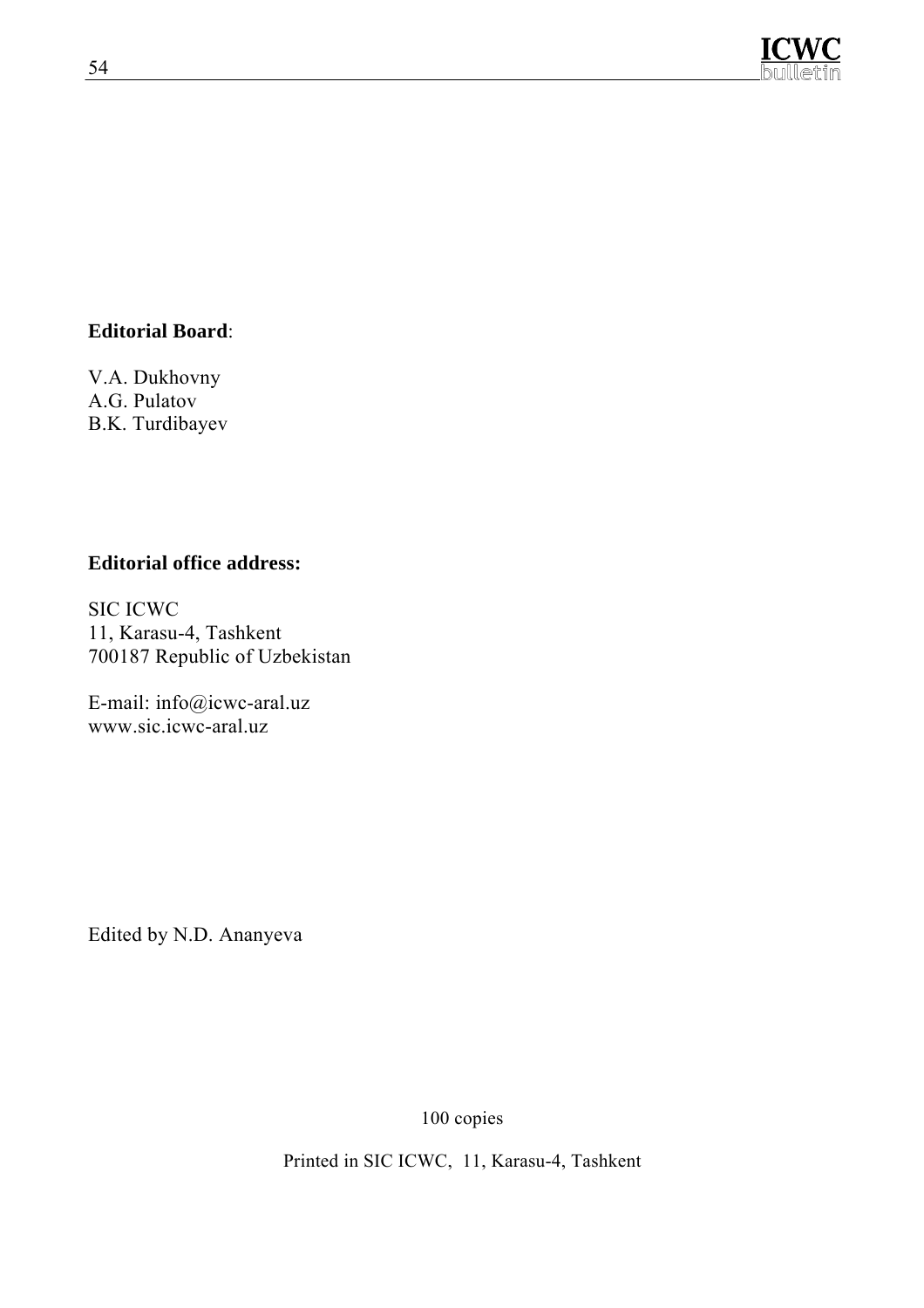**Editorial Board**:

V.A. Dukhovny
A.G. Pulatov
B.K. Turdibayev

**Editorial office address:**

SIC ICWC
11, Karasu-4, Tashkent
700187 Republic of Uzbekistan

E-mail: info@icwc-aral.uz
www.sic.icwc-aral.uz

Edited by N.D. Ananyeva

100 copies

Printed in SIC ICWC, 11, Karasu-4, Tashkent